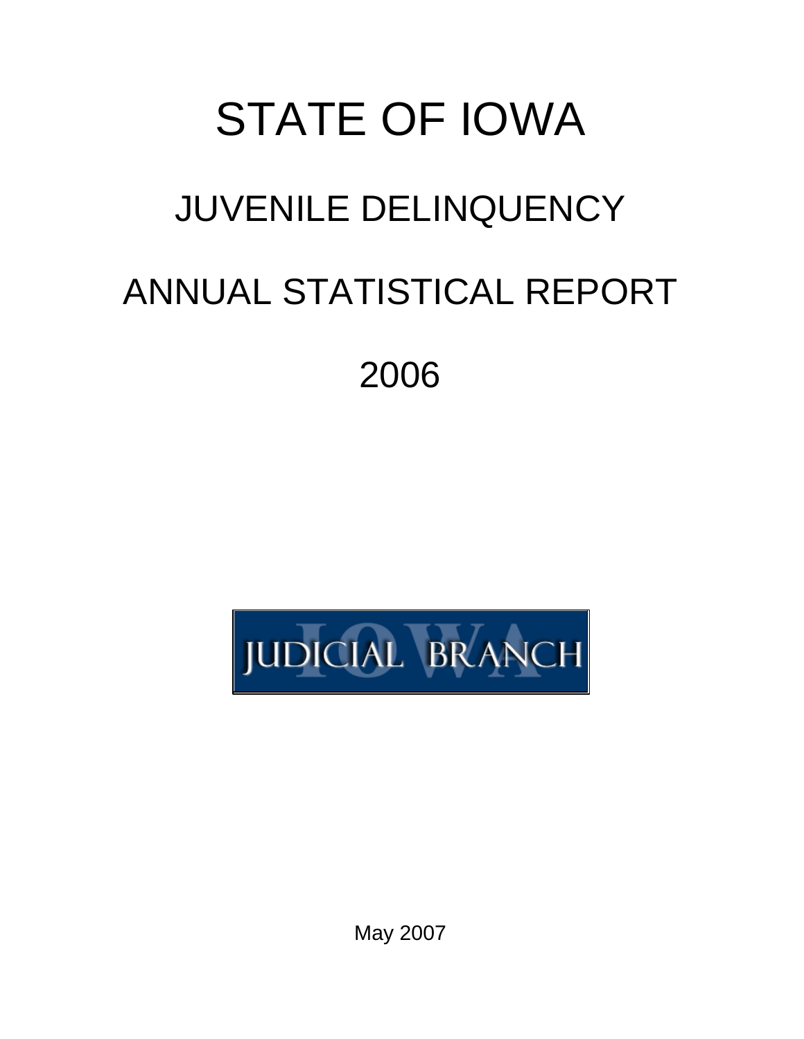# STATE OF IOWA

## JUVENILE DELINQUENCY

## ANNUAL STATISTICAL REPORT

## 2006

JUDICIAL BRANCH

May 2007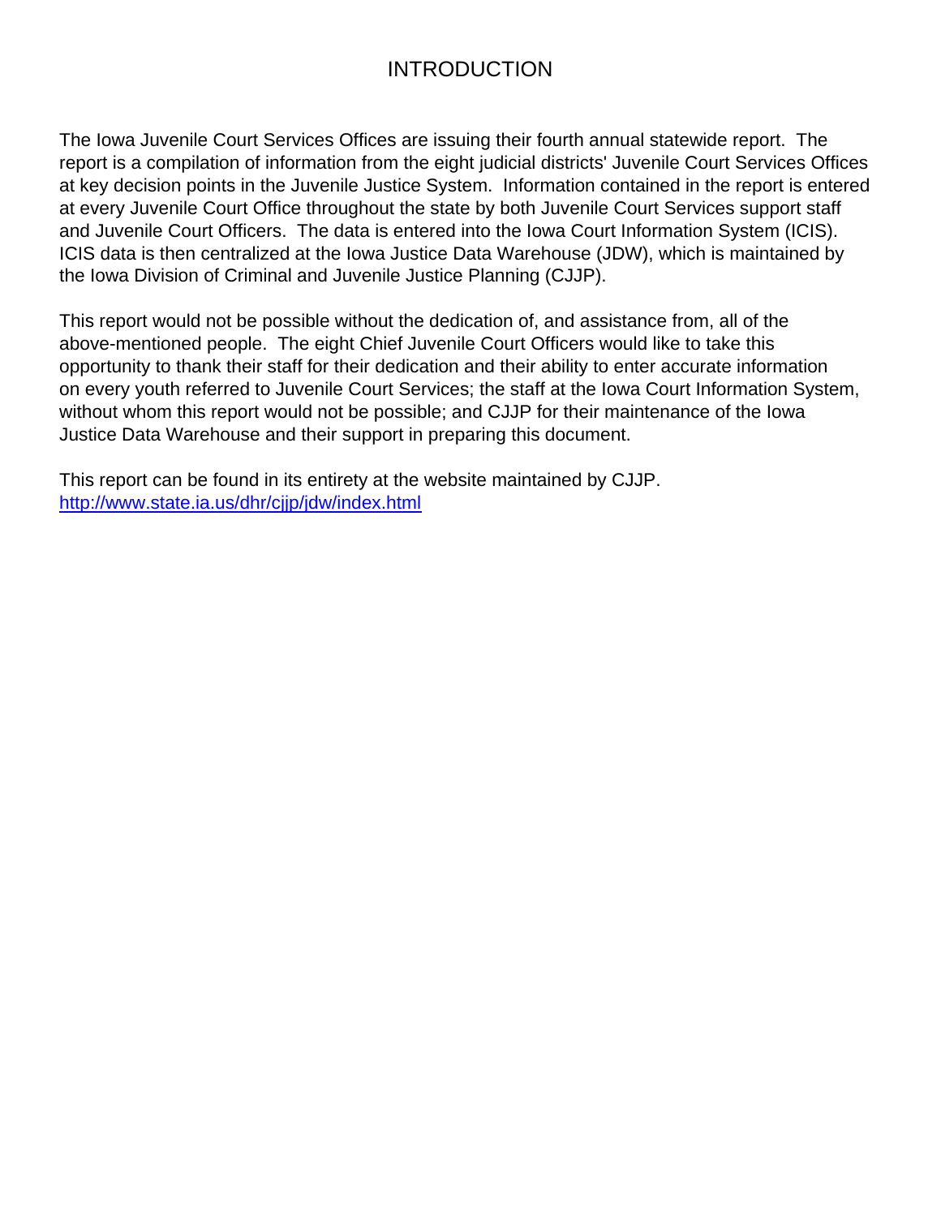# INTRODUCTION

The Iowa Juvenile Court Services Offices are issuing their fourth annual statewide report. The report is a compilation of information from the eight judicial districts' Juvenile Court Services Offices at key decision points in the Juvenile Justice System. Information contained in the report is entered at every Juvenile Court Office throughout the state by both Juvenile Court Services support staff and Juvenile Court Officers. The data is entered into the Iowa Court Information System (ICIS). ICIS data is then centralized at the Iowa Justice Data Warehouse (JDW), which is maintained by the Iowa Division of Criminal and Juvenile Justice Planning (CJJP).

This report would not be possible without the dedication of, and assistance from, all of the above-mentioned people. The eight Chief Juvenile Court Officers would like to take this opportunity to thank their staff for their dedication and their ability to enter accurate information on every youth referred to Juvenile Court Services; the staff at the Iowa Court Information System, without whom this report would not be possible; and CJJP for their maintenance of the Iowa Justice Data Warehouse and their support in preparing this document.

This report can be found in its entirety at the website maintained by CJJP.
http://www.state.ia.us/dhr/cjjp/jdw/index.html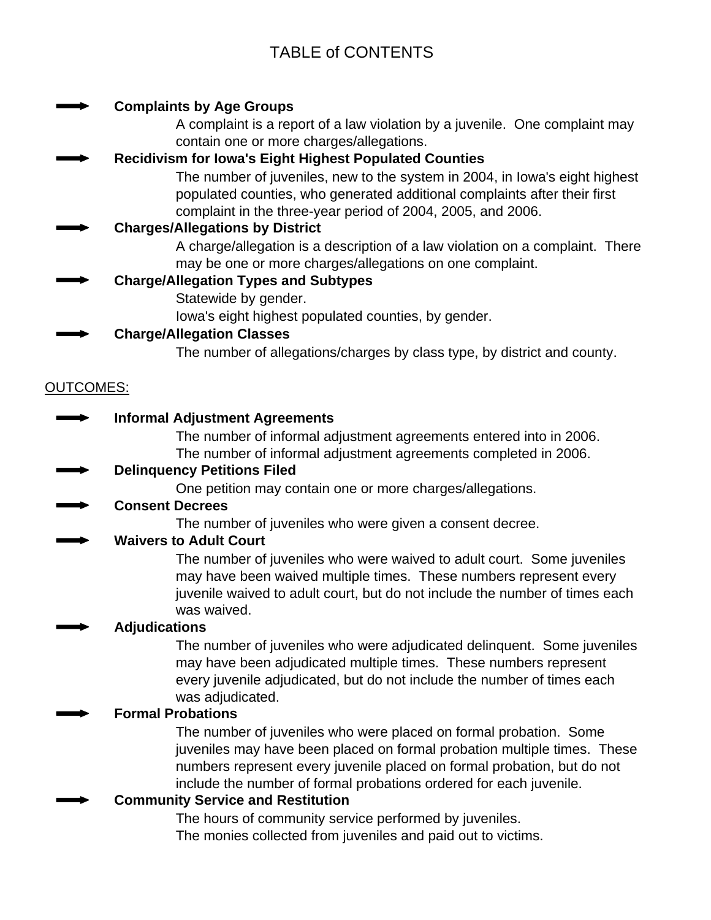# TABLE of CONTENTS

- **Complaints by Age Groups**

  A complaint is a report of a law violation by a juvenile. One complaint may contain one or more charges/allegations.

- **Recidivism for Iowa's Eight Highest Populated Counties**

  The number of juveniles, new to the system in 2004, in Iowa's eight highest populated counties, who generated additional complaints after their first complaint in the three-year period of 2004, 2005, and 2006.

- **Charges/Allegations by District**

  A charge/allegation is a description of a law violation on a complaint. There may be one or more charges/allegations on one complaint.

- **Charge/Allegation Types and Subtypes**

  Statewide by gender.

  Iowa's eight highest populated counties, by gender.

- **Charge/Allegation Classes**

  The number of allegations/charges by class type, by district and county.

## OUTCOMES:

- **Informal Adjustment Agreements**

  The number of informal adjustment agreements entered into in 2006.

  The number of informal adjustment agreements completed in 2006.

- **Delinquency Petitions Filed**

  One petition may contain one or more charges/allegations.

- **Consent Decrees**

  The number of juveniles who were given a consent decree.

- **Waivers to Adult Court**

  The number of juveniles who were waived to adult court. Some juveniles may have been waived multiple times. These numbers represent every juvenile waived to adult court, but do not include the number of times each was waived.

- **Adjudications**

  The number of juveniles who were adjudicated delinquent. Some juveniles may have been adjudicated multiple times. These numbers represent every juvenile adjudicated, but do not include the number of times each was adjudicated.

- **Formal Probations**

  The number of juveniles who were placed on formal probation. Some juveniles may have been placed on formal probation multiple times. These numbers represent every juvenile placed on formal probation, but do not include the number of formal probations ordered for each juvenile.

- **Community Service and Restitution**

  The hours of community service performed by juveniles.

  The monies collected from juveniles and paid out to victims.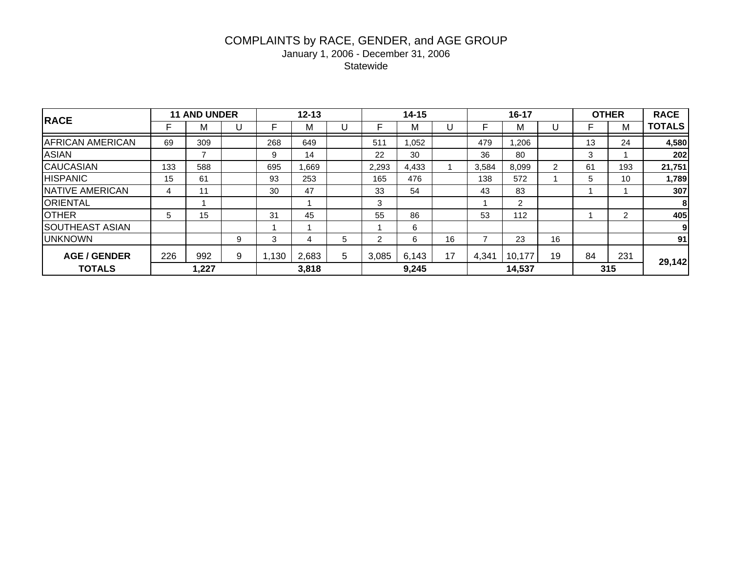# COMPLAINTS by RACE, GENDER, and AGE GROUP

January 1, 2006 - December 31, 2006

Statewide

| RACE | 11 AND UNDER | | | 12-13 | | | 14-15 | | | 16-17 | | | OTHER | | RACE TOTALS |
|---|---|---|---|---|---|---|---|---|---|---|---|---|---|---|---|
| | F | M | U | F | M | U | F | M | U | F | M | U | F | M | |
| AFRICAN AMERICAN | 69 | 309 | | 268 | 649 | | 511 | 1,052 | | 479 | 1,206 | | 13 | 24 | **4,580** |
| ASIAN | | 7 | | 9 | 14 | | 22 | 30 | | 36 | 80 | | 3 | 1 | **202** |
| CAUCASIAN | 133 | 588 | | 695 | 1,669 | | 2,293 | 4,433 | 1 | 3,584 | 8,099 | 2 | 61 | 193 | **21,751** |
| HISPANIC | 15 | 61 | | 93 | 253 | | 165 | 476 | | 138 | 572 | 1 | 5 | 10 | **1,789** |
| NATIVE AMERICAN | 4 | 11 | | 30 | 47 | | 33 | 54 | | 43 | 83 | | 1 | 1 | **307** |
| ORIENTAL | | 1 | | | 1 | | 3 | | | 1 | 2 | | | | **8** |
| OTHER | 5 | 15 | | 31 | 45 | | 55 | 86 | | 53 | 112 | | 1 | 2 | **405** |
| SOUTHEAST ASIAN | | | | 1 | 1 | | 1 | 6 | | | | | | | **9** |
| UNKNOWN | | | 9 | 3 | 4 | 5 | 2 | 6 | 16 | 7 | 23 | 16 | | | **91** |
| **AGE / GENDER** | 226 | 992 | 9 | 1,130 | 2,683 | 5 | 3,085 | 6,143 | 17 | 4,341 | 10,177 | 19 | 84 | 231 | **29,142** |
| **TOTALS** | **1,227** | | | **3,818** | | | **9,245** | | | **14,537** | | | **315** | | |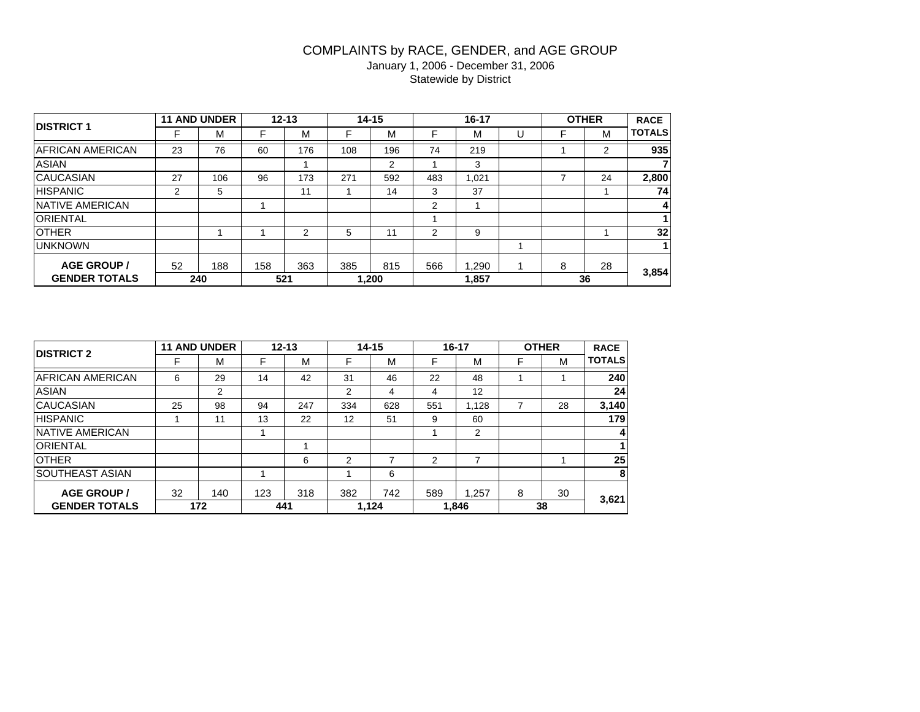# COMPLAINTS by RACE, GENDER, and AGE GROUP

January 1, 2006 - December 31, 2006

Statewide by District

| DISTRICT 1 | 11 AND UNDER | | 12-13 | | 14-15 | | 16-17 | | | OTHER | | RACE |
|---|---|---|---|---|---|---|---|---|---|---|---|---|
| | F | M | F | M | F | M | F | M | U | F | M | TOTALS |
| AFRICAN AMERICAN | 23 | 76 | 60 | 176 | 108 | 196 | 74 | 219 | | 1 | 2 | **935** |
| ASIAN | | | | 1 | | 2 | 1 | 3 | | | | **7** |
| CAUCASIAN | 27 | 106 | 96 | 173 | 271 | 592 | 483 | 1,021 | | 7 | 24 | **2,800** |
| HISPANIC | 2 | 5 | | 11 | 1 | 14 | 3 | 37 | | | 1 | **74** |
| NATIVE AMERICAN | | | 1 | | | | 2 | 1 | | | | **4** |
| ORIENTAL | | | | | | | 1 | | | | | **1** |
| OTHER | | 1 | 1 | 2 | 5 | 11 | 2 | 9 | | | 1 | **32** |
| UNKNOWN | | | | | | | | | 1 | | | **1** |
| **AGE GROUP / GENDER TOTALS** | 52 | 188 | 158 | 363 | 385 | 815 | 566 | 1,290 | 1 | 8 | 28 | **3,854** |
| | **240** | | **521** | | **1,200** | | **1,857** | | | **36** | | |

| DISTRICT 2 | 11 AND UNDER | | 12-13 | | 14-15 | | 16-17 | | OTHER | | RACE |
|---|---|---|---|---|---|---|---|---|---|---|---|
| | F | M | F | M | F | M | F | M | F | M | TOTALS |
| AFRICAN AMERICAN | 6 | 29 | 14 | 42 | 31 | 46 | 22 | 48 | 1 | 1 | **240** |
| ASIAN | | 2 | | | 2 | 4 | 4 | 12 | | | **24** |
| CAUCASIAN | 25 | 98 | 94 | 247 | 334 | 628 | 551 | 1,128 | 7 | 28 | **3,140** |
| HISPANIC | 1 | 11 | 13 | 22 | 12 | 51 | 9 | 60 | | | **179** |
| NATIVE AMERICAN | | | 1 | | | | 1 | 2 | | | **4** |
| ORIENTAL | | | | 1 | | | | | | | **1** |
| OTHER | | | | 6 | 2 | 7 | 2 | 7 | | 1 | **25** |
| SOUTHEAST ASIAN | | | 1 | | 1 | 6 | | | | | **8** |
| **AGE GROUP / GENDER TOTALS** | 32 | 140 | 123 | 318 | 382 | 742 | 589 | 1,257 | 8 | 30 | **3,621** |
| | **172** | | **441** | | **1,124** | | **1,846** | | **38** | | |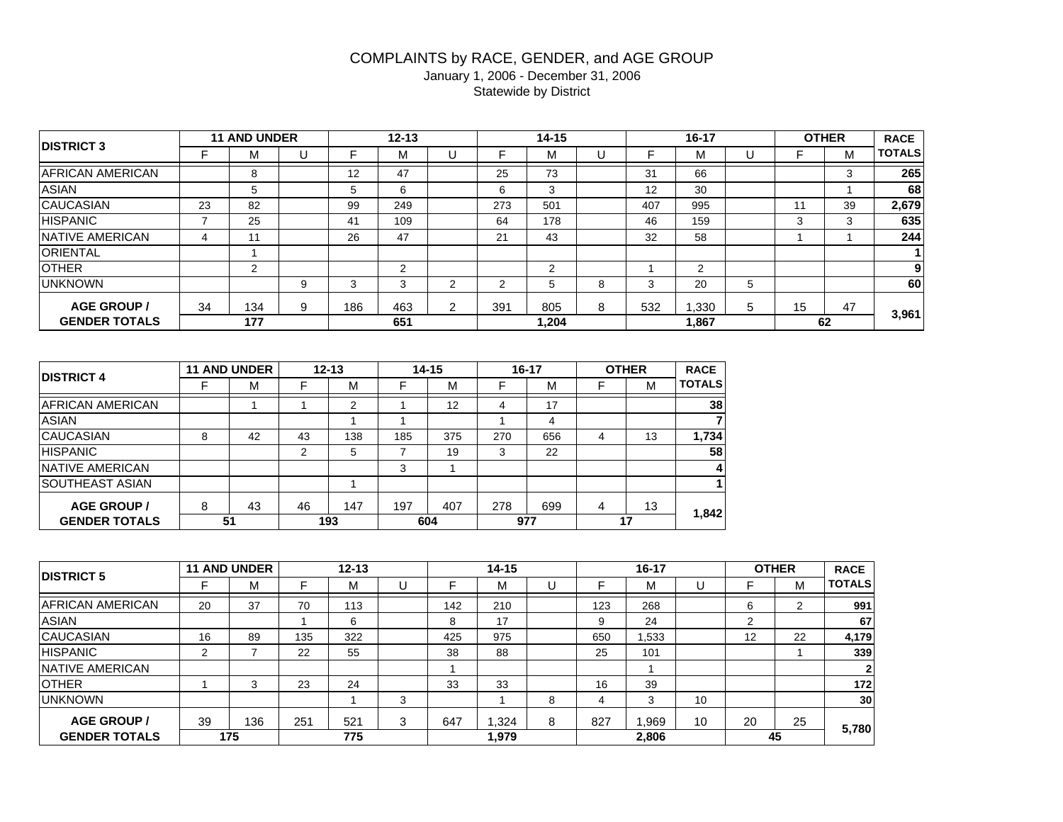# COMPLAINTS by RACE, GENDER, and AGE GROUP

January 1, 2006 - December 31, 2006

Statewide by District

| DISTRICT 3 | 11 AND UNDER | | | 12-13 | | | 14-15 | | | 16-17 | | | OTHER | | RACE TOTALS |
|---|---|---|---|---|---|---|---|---|---|---|---|---|---|---|---|
| | F | M | U | F | M | U | F | M | U | F | M | U | F | M | |
| AFRICAN AMERICAN | | 8 | | 12 | 47 | | 25 | 73 | | 31 | 66 | | | 3 | **265** |
| ASIAN | | 5 | | 5 | 6 | | 6 | 3 | | 12 | 30 | | | 1 | **68** |
| CAUCASIAN | 23 | 82 | | 99 | 249 | | 273 | 501 | | 407 | 995 | | 11 | 39 | **2,679** |
| HISPANIC | 7 | 25 | | 41 | 109 | | 64 | 178 | | 46 | 159 | | 3 | 3 | **635** |
| NATIVE AMERICAN | 4 | 11 | | 26 | 47 | | 21 | 43 | | 32 | 58 | | 1 | 1 | **244** |
| ORIENTAL | | 1 | | | | | | | | | | | | | **1** |
| OTHER | | 2 | | | 2 | | | 2 | | 1 | 2 | | | | **9** |
| UNKNOWN | | | 9 | 3 | 3 | 2 | 2 | 5 | 8 | 3 | 20 | 5 | | | **60** |
| **AGE GROUP / GENDER TOTALS** | 34 | 134 | 9 | 186 | 463 | 2 | 391 | 805 | 8 | 532 | 1,330 | 5 | 15 | 47 | **3,961** |
| | **177** | | | **651** | | | **1,204** | | | **1,867** | | | **62** | | |

| DISTRICT 4 | 11 AND UNDER | | 12-13 | | 14-15 | | 16-17 | | OTHER | | RACE TOTALS |
|---|---|---|---|---|---|---|---|---|---|---|---|
| | F | M | F | M | F | M | F | M | F | M | |
| AFRICAN AMERICAN | | 1 | 1 | 2 | 1 | 12 | 4 | 17 | | | **38** |
| ASIAN | | | | 1 | 1 | | 1 | 4 | | | **7** |
| CAUCASIAN | 8 | 42 | 43 | 138 | 185 | 375 | 270 | 656 | 4 | 13 | **1,734** |
| HISPANIC | | | 2 | 5 | 7 | 19 | 3 | 22 | | | **58** |
| NATIVE AMERICAN | | | | | 3 | 1 | | | | | **4** |
| SOUTHEAST ASIAN | | | | 1 | | | | | | | **1** |
| **AGE GROUP / GENDER TOTALS** | 8 | 43 | 46 | 147 | 197 | 407 | 278 | 699 | 4 | 13 | **1,842** |
| | **51** | | **193** | | **604** | | **977** | | **17** | | |

| DISTRICT 5 | 11 AND UNDER | | 12-13 | | | 14-15 | | | 16-17 | | | OTHER | | RACE TOTALS |
|---|---|---|---|---|---|---|---|---|---|---|---|---|---|---|
| | F | M | F | M | U | F | M | U | F | M | U | F | M | |
| AFRICAN AMERICAN | 20 | 37 | 70 | 113 | | 142 | 210 | | 123 | 268 | | 6 | 2 | **991** |
| ASIAN | | | 1 | 6 | | 8 | 17 | | 9 | 24 | | 2 | | **67** |
| CAUCASIAN | 16 | 89 | 135 | 322 | | 425 | 975 | | 650 | 1,533 | | 12 | 22 | **4,179** |
| HISPANIC | 2 | 7 | 22 | 55 | | 38 | 88 | | 25 | 101 | | | 1 | **339** |
| NATIVE AMERICAN | | | | | | 1 | | | | 1 | | | | **2** |
| OTHER | 1 | 3 | 23 | 24 | | 33 | 33 | | 16 | 39 | | | | **172** |
| UNKNOWN | | | | 1 | 3 | | 1 | 8 | 4 | 3 | 10 | | | **30** |
| **AGE GROUP / GENDER TOTALS** | 39 | 136 | 251 | 521 | 3 | 647 | 1,324 | 8 | 827 | 1,969 | 10 | 20 | 25 | **5,780** |
| | **175** | | **775** | | | **1,979** | | | **2,806** | | | **45** | | |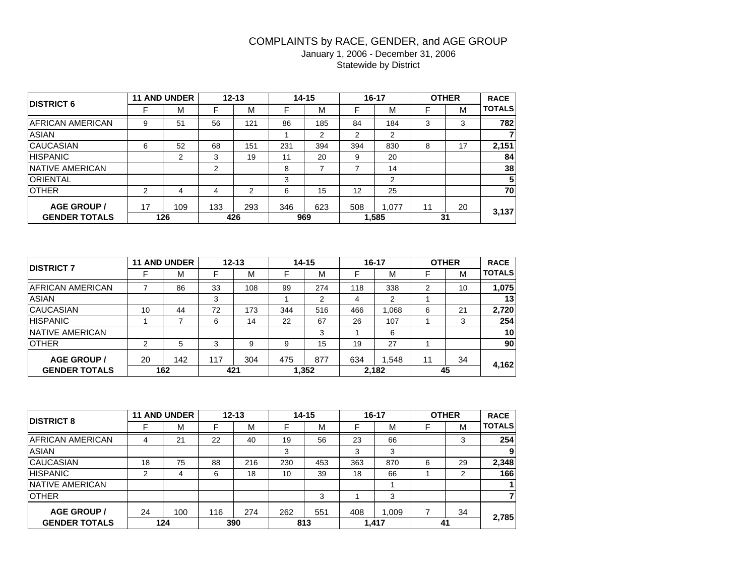# COMPLAINTS by RACE, GENDER, and AGE GROUP

January 1, 2006 - December 31, 2006

Statewide by District

| DISTRICT 6 | 11 AND UNDER | | 12-13 | | 14-15 | | 16-17 | | OTHER | | RACE TOTALS |
|---|---|---|---|---|---|---|---|---|---|---|---|
| | F | M | F | M | F | M | F | M | F | M | |
| AFRICAN AMERICAN | 9 | 51 | 56 | 121 | 86 | 185 | 84 | 184 | 3 | 3 | **782** |
| ASIAN | | | | | 1 | 2 | 2 | 2 | | | **7** |
| CAUCASIAN | 6 | 52 | 68 | 151 | 231 | 394 | 394 | 830 | 8 | 17 | **2,151** |
| HISPANIC | | 2 | 3 | 19 | 11 | 20 | 9 | 20 | | | **84** |
| NATIVE AMERICAN | | | 2 | | 8 | 7 | 7 | 14 | | | **38** |
| ORIENTAL | | | | | 3 | | | 2 | | | **5** |
| OTHER | 2 | 4 | 4 | 2 | 6 | 15 | 12 | 25 | | | **70** |
| **AGE GROUP / GENDER TOTALS** | 17 | 109 | 133 | 293 | 346 | 623 | 508 | 1,077 | 11 | 20 | **3,137** |
| | **126** | | **426** | | **969** | | **1,585** | | **31** | | |

| DISTRICT 7 | 11 AND UNDER | | 12-13 | | 14-15 | | 16-17 | | OTHER | | RACE TOTALS |
|---|---|---|---|---|---|---|---|---|---|---|---|
| | F | M | F | M | F | M | F | M | F | M | |
| AFRICAN AMERICAN | 7 | 86 | 33 | 108 | 99 | 274 | 118 | 338 | 2 | 10 | **1,075** |
| ASIAN | | | 3 | | 1 | 2 | 4 | 2 | 1 | | **13** |
| CAUCASIAN | 10 | 44 | 72 | 173 | 344 | 516 | 466 | 1,068 | 6 | 21 | **2,720** |
| HISPANIC | 1 | 7 | 6 | 14 | 22 | 67 | 26 | 107 | 1 | 3 | **254** |
| NATIVE AMERICAN | | | | | | 3 | 1 | 6 | | | **10** |
| OTHER | 2 | 5 | 3 | 9 | 9 | 15 | 19 | 27 | 1 | | **90** |
| **AGE GROUP / GENDER TOTALS** | 20 | 142 | 117 | 304 | 475 | 877 | 634 | 1,548 | 11 | 34 | **4,162** |
| | **162** | | **421** | | **1,352** | | **2,182** | | **45** | | |

| DISTRICT 8 | 11 AND UNDER | | 12-13 | | 14-15 | | 16-17 | | OTHER | | RACE TOTALS |
|---|---|---|---|---|---|---|---|---|---|---|---|
| | F | M | F | M | F | M | F | M | F | M | |
| AFRICAN AMERICAN | 4 | 21 | 22 | 40 | 19 | 56 | 23 | 66 | | 3 | **254** |
| ASIAN | | | | | 3 | | 3 | 3 | | | **9** |
| CAUCASIAN | 18 | 75 | 88 | 216 | 230 | 453 | 363 | 870 | 6 | 29 | **2,348** |
| HISPANIC | 2 | 4 | 6 | 18 | 10 | 39 | 18 | 66 | 1 | 2 | **166** |
| NATIVE AMERICAN | | | | | | | | 1 | | | **1** |
| OTHER | | | | | | 3 | 1 | 3 | | | **7** |
| **AGE GROUP / GENDER TOTALS** | 24 | 100 | 116 | 274 | 262 | 551 | 408 | 1,009 | 7 | 34 | **2,785** |
| | **124** | | **390** | | **813** | | **1,417** | | **41** | | |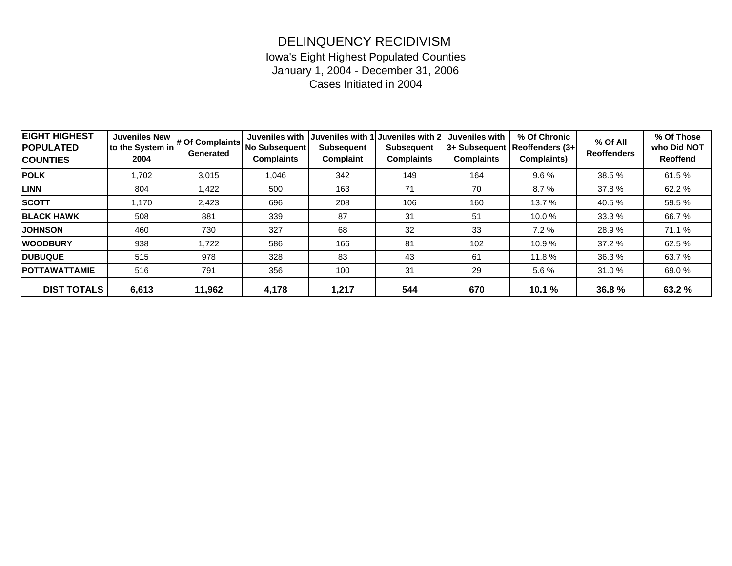# DELINQUENCY RECIDIVISM

Iowa's Eight Highest Populated Counties
January 1, 2004 - December 31, 2006
Cases Initiated in 2004

| EIGHT HIGHEST POPULATED COUNTIES | Juveniles New to the System in 2004 | # Of Complaints Generated | Juveniles with No Subsequent Complaints | Juveniles with 1 Subsequent Complaint | Juveniles with 2 Subsequent Complaints | Juveniles with 3+ Subsequent Complaints | % Of Chronic Reoffenders (3+ Complaints) | % Of All Reoffenders | % Of Those who Did NOT Reoffend |
|---|---|---|---|---|---|---|---|---|---|
| POLK | 1,702 | 3,015 | 1,046 | 342 | 149 | 164 | 9.6 % | 38.5 % | 61.5 % |
| LINN | 804 | 1,422 | 500 | 163 | 71 | 70 | 8.7 % | 37.8 % | 62.2 % |
| SCOTT | 1,170 | 2,423 | 696 | 208 | 106 | 160 | 13.7 % | 40.5 % | 59.5 % |
| BLACK HAWK | 508 | 881 | 339 | 87 | 31 | 51 | 10.0 % | 33.3 % | 66.7 % |
| JOHNSON | 460 | 730 | 327 | 68 | 32 | 33 | 7.2 % | 28.9 % | 71.1 % |
| WOODBURY | 938 | 1,722 | 586 | 166 | 81 | 102 | 10.9 % | 37.2 % | 62.5 % |
| DUBUQUE | 515 | 978 | 328 | 83 | 43 | 61 | 11.8 % | 36.3 % | 63.7 % |
| POTTAWATTAMIE | 516 | 791 | 356 | 100 | 31 | 29 | 5.6 % | 31.0 % | 69.0 % |
| **DIST TOTALS** | **6,613** | **11,962** | **4,178** | **1,217** | **544** | **670** | **10.1 %** | **36.8 %** | **63.2 %** |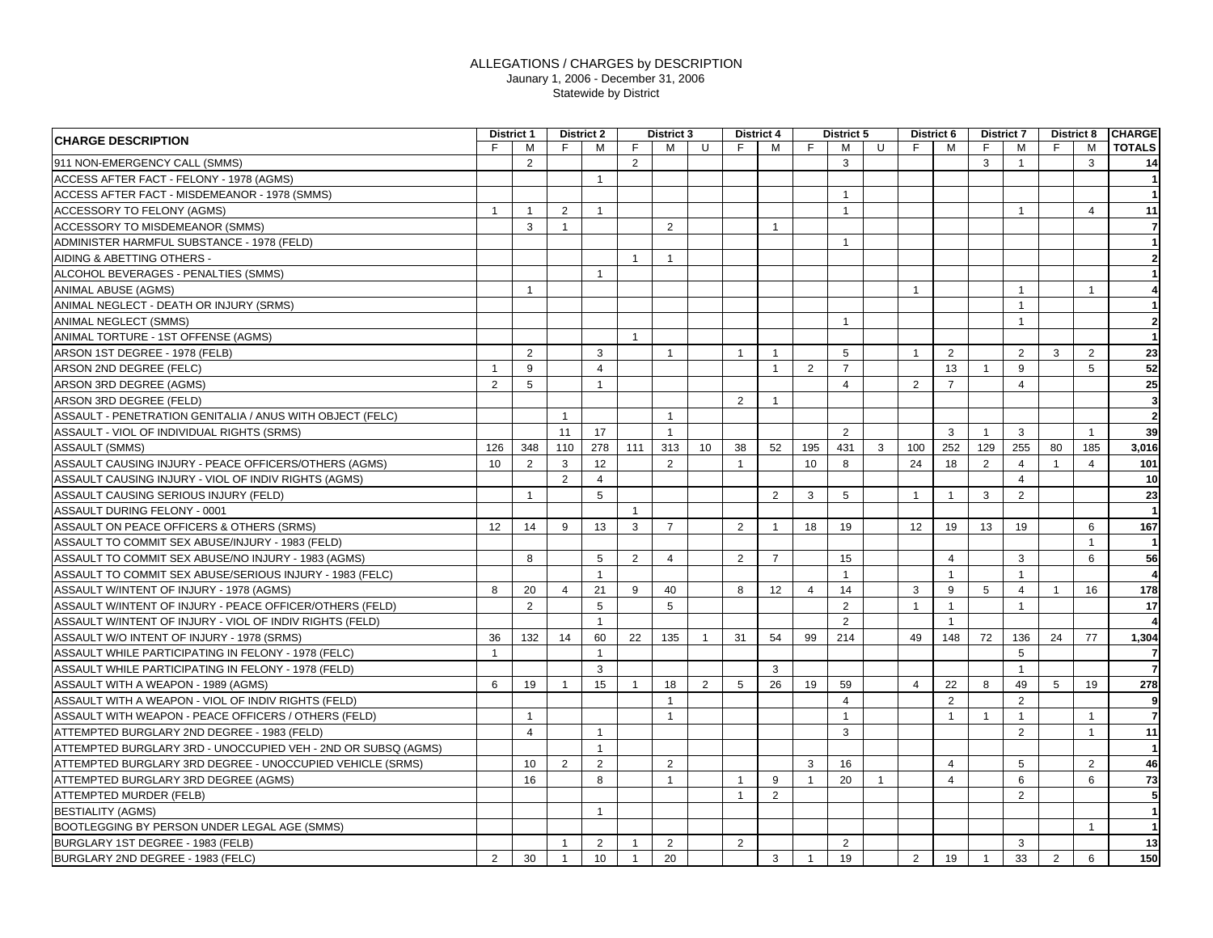# ALLEGATIONS / CHARGES by DESCRIPTION

Jaunary 1, 2006 - December 31, 2006

Statewide by District

| CHARGE DESCRIPTION | District 1 | | District 2 | | District 3 | | | District 4 | | District 5 | | | District 6 | | District 7 | | District 8 | | CHARGE |
|---|---|---|---|---|---|---|---|---|---|---|---|---|---|---|---|---|---|---|---|
| | F | M | F | M | F | M | U | F | M | F | M | U | F | M | F | M | F | M | TOTALS |
| 911 NON-EMERGENCY CALL (SMMS) | | 2 | | | 2 | | | | | | 3 | | | | 3 | 1 | | 3 | **14** |
| ACCESS AFTER FACT - FELONY - 1978 (AGMS) | | | | 1 | | | | | | | | | | | | | | | **1** |
| ACCESS AFTER FACT - MISDEMEANOR - 1978 (SMMS) | | | | | | | | | | | 1 | | | | | | | | **1** |
| ACCESSORY TO FELONY (AGMS) | 1 | 1 | 2 | 1 | | | | | | | 1 | | | | | 1 | | 4 | **11** |
| ACCESSORY TO MISDEMEANOR (SMMS) | | 3 | 1 | | | 2 | | | 1 | | | | | | | | | | **7** |
| ADMINISTER HARMFUL SUBSTANCE - 1978 (FELD) | | | | | | | | | | | 1 | | | | | | | | **1** |
| AIDING & ABETTING OTHERS - | | | | | 1 | 1 | | | | | | | | | | | | | **2** |
| ALCOHOL BEVERAGES - PENALTIES (SMMS) | | | | 1 | | | | | | | | | | | | | | | **1** |
| ANIMAL ABUSE (AGMS) | | 1 | | | | | | | | | | | 1 | | | 1 | | 1 | **4** |
| ANIMAL NEGLECT - DEATH OR INJURY (SRMS) | | | | | | | | | | | | | | | | 1 | | | **1** |
| ANIMAL NEGLECT (SMMS) | | | | | | | | | | | 1 | | | | | 1 | | | **2** |
| ANIMAL TORTURE - 1ST OFFENSE (AGMS) | | | | | 1 | | | | | | | | | | | | | | **1** |
| ARSON 1ST DEGREE - 1978 (FELB) | | 2 | | 3 | | 1 | | 1 | 1 | | 5 | | 1 | 2 | | 2 | 3 | 2 | **23** |
| ARSON 2ND DEGREE (FELC) | 1 | 9 | | 4 | | | | | 1 | 2 | 7 | | | 13 | 1 | 9 | | 5 | **52** |
| ARSON 3RD DEGREE (AGMS) | 2 | 5 | | 1 | | | | | | | 4 | | 2 | 7 | | 4 | | | **25** |
| ARSON 3RD DEGREE (FELD) | | | | | | | | 2 | 1 | | | | | | | | | | **3** |
| ASSAULT - PENETRATION GENITALIA / ANUS WITH OBJECT (FELC) | | | 1 | | | 1 | | | | | | | | | | | | | **2** |
| ASSAULT - VIOL OF INDIVIDUAL RIGHTS (SRMS) | | | 11 | 17 | | 1 | | | | | 2 | | | 3 | 1 | 3 | | 1 | **39** |
| ASSAULT (SMMS) | 126 | 348 | 110 | 278 | 111 | 313 | 10 | 38 | 52 | 195 | 431 | 3 | 100 | 252 | 129 | 255 | 80 | 185 | **3,016** |
| ASSAULT CAUSING INJURY - PEACE OFFICERS/OTHERS (AGMS) | 10 | 2 | 3 | 12 | | 2 | | 1 | | 10 | 8 | | 24 | 18 | 2 | 4 | 1 | 4 | **101** |
| ASSAULT CAUSING INJURY - VIOL OF INDIV RIGHTS (AGMS) | | | 2 | 4 | | | | | | | | | | | | 4 | | | **10** |
| ASSAULT CAUSING SERIOUS INJURY (FELD) | | 1 | | 5 | | | | | 2 | 3 | 5 | | 1 | 1 | 3 | 2 | | | **23** |
| ASSAULT DURING FELONY - 0001 | | | | | 1 | | | | | | | | | | | | | | **1** |
| ASSAULT ON PEACE OFFICERS & OTHERS (SRMS) | 12 | 14 | 9 | 13 | 3 | 7 | | 2 | 1 | 18 | 19 | | 12 | 19 | 13 | 19 | | 6 | **167** |
| ASSAULT TO COMMIT SEX ABUSE/INJURY - 1983 (FELD) | | | | | | | | | | | | | | | | | | 1 | **1** |
| ASSAULT TO COMMIT SEX ABUSE/NO INJURY - 1983 (AGMS) | | 8 | | 5 | 2 | 4 | | 2 | 7 | | 15 | | | 4 | | 3 | | 6 | **56** |
| ASSAULT TO COMMIT SEX ABUSE/SERIOUS INJURY - 1983 (FELC) | | | | 1 | | | | | | | 1 | | | 1 | | 1 | | | **4** |
| ASSAULT W/INTENT OF INJURY - 1978 (AGMS) | 8 | 20 | 4 | 21 | 9 | 40 | | 8 | 12 | 4 | 14 | | 3 | 9 | 5 | 4 | 1 | 16 | **178** |
| ASSAULT W/INTENT OF INJURY - PEACE OFFICER/OTHERS (FELD) | | 2 | | 5 | | 5 | | | | | 2 | | 1 | 1 | | 1 | | | **17** |
| ASSAULT W/INTENT OF INJURY - VIOL OF INDIV RIGHTS (FELD) | | | | 1 | | | | | | | 2 | | | 1 | | | | | **4** |
| ASSAULT W/O INTENT OF INJURY - 1978 (SRMS) | 36 | 132 | 14 | 60 | 22 | 135 | 1 | 31 | 54 | 99 | 214 | | 49 | 148 | 72 | 136 | 24 | 77 | **1,304** |
| ASSAULT WHILE PARTICIPATING IN FELONY - 1978 (FELC) | 1 | | | 1 | | | | | | | | | | | | 5 | | | **7** |
| ASSAULT WHILE PARTICIPATING IN FELONY - 1978 (FELD) | | | | 3 | | | | | 3 | | | | | | | 1 | | | **7** |
| ASSAULT WITH A WEAPON - 1989 (AGMS) | 6 | 19 | 1 | 15 | 1 | 18 | 2 | 5 | 26 | 19 | 59 | | 4 | 22 | 8 | 49 | 5 | 19 | **278** |
| ASSAULT WITH A WEAPON - VIOL OF INDIV RIGHTS (FELD) | | | | | | 1 | | | | | 4 | | | 2 | | 2 | | | **9** |
| ASSAULT WITH WEAPON - PEACE OFFICERS / OTHERS (FELD) | | 1 | | | | 1 | | | | | 1 | | | 1 | 1 | 1 | | 1 | **7** |
| ATTEMPTED BURGLARY 2ND DEGREE - 1983 (FELD) | | 4 | | 1 | | | | | | | 3 | | | | | 2 | | 1 | **11** |
| ATTEMPTED BURGLARY 3RD - UNOCCUPIED VEH - 2ND OR SUBSQ (AGMS) | | | | 1 | | | | | | | | | | | | | | | **1** |
| ATTEMPTED BURGLARY 3RD DEGREE - UNOCCUPIED VEHICLE (SRMS) | | 10 | 2 | 2 | | 2 | | | | 3 | 16 | | | 4 | | 5 | | 2 | **46** |
| ATTEMPTED BURGLARY 3RD DEGREE (AGMS) | | 16 | | 8 | | 1 | | 1 | 9 | 1 | 20 | 1 | | 4 | | 6 | | 6 | **73** |
| ATTEMPTED MURDER (FELB) | | | | | | | | 1 | 2 | | | | | | | 2 | | | **5** |
| BESTIALITY (AGMS) | | | | 1 | | | | | | | | | | | | | | | **1** |
| BOOTLEGGING BY PERSON UNDER LEGAL AGE (SMMS) | | | | | | | | | | | | | | | | | | 1 | **1** |
| BURGLARY 1ST DEGREE - 1983 (FELB) | | | 1 | 2 | 1 | 2 | | 2 | | | 2 | | | | | 3 | | | **13** |
| BURGLARY 2ND DEGREE - 1983 (FELC) | 2 | 30 | 1 | 10 | 1 | 20 | | | 3 | 1 | 19 | | 2 | 19 | 1 | 33 | 2 | 6 | **150** |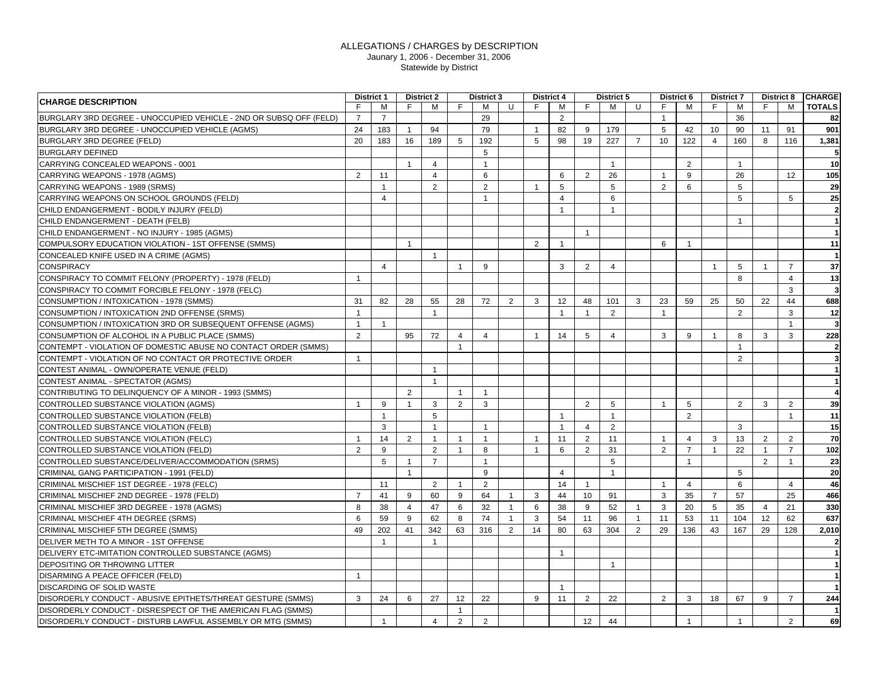# ALLEGATIONS / CHARGES by DESCRIPTION

Jaunary 1, 2006 - December 31, 2006

Statewide by District

| CHARGE DESCRIPTION | District 1 | | District 2 | | District 3 | | | District 4 | | District 5 | | | District 6 | | District 7 | | District 8 | | CHARGE |
|---|---|---|---|---|---|---|---|---|---|---|---|---|---|---|---|---|---|---|---|
| | F | M | F | M | F | M | U | F | M | F | M | U | F | M | F | M | F | M | TOTALS |
| BURGLARY 3RD DEGREE - UNOCCUPIED VEHICLE - 2ND OR SUBSQ OFF (FELD) | 7 | 7 | | | | 29 | | | 2 | | | | 1 | | | 36 | | | **82** |
| BURGLARY 3RD DEGREE - UNOCCUPIED VEHICLE (AGMS) | 24 | 183 | 1 | 94 | | 79 | | 1 | 82 | 9 | 179 | | 5 | 42 | 10 | 90 | 11 | 91 | **901** |
| BURGLARY 3RD DEGREE (FELD) | 20 | 183 | 16 | 189 | 5 | 192 | | 5 | 98 | 19 | 227 | 7 | 10 | 122 | 4 | 160 | 8 | 116 | **1,381** |
| BURGLARY DEFINED | | | | | | 5 | | | | | | | | | | | | | **5** |
| CARRYING CONCEALED WEAPONS - 0001 | | | 1 | 4 | | 1 | | | | | 1 | | | 2 | | 1 | | | **10** |
| CARRYING WEAPONS - 1978 (AGMS) | 2 | 11 | | 4 | | 6 | | | 6 | 2 | 26 | | 1 | 9 | | 26 | | 12 | **105** |
| CARRYING WEAPONS - 1989 (SRMS) | | 1 | | 2 | | 2 | | 1 | 5 | | 5 | | 2 | 6 | | 5 | | | **29** |
| CARRYING WEAPONS ON SCHOOL GROUNDS (FELD) | | 4 | | | | 1 | | | 4 | | 6 | | | | | 5 | | 5 | **25** |
| CHILD ENDANGERMENT - BODILY INJURY (FELD) | | | | | | | | | 1 | | 1 | | | | | | | | **2** |
| CHILD ENDANGERMENT - DEATH (FELB) | | | | | | | | | | | | | | | | 1 | | | **1** |
| CHILD ENDANGERMENT - NO INJURY - 1985 (AGMS) | | | | | | | | | | 1 | | | | | | | | | **1** |
| COMPULSORY EDUCATION VIOLATION - 1ST OFFENSE (SMMS) | | | 1 | | | | | 2 | 1 | | | | 6 | 1 | | | | | **11** |
| CONCEALED KNIFE USED IN A CRIME (AGMS) | | | | 1 | | | | | | | | | | | | | | | **1** |
| CONSPIRACY | | 4 | | | 1 | 9 | | | 3 | 2 | 4 | | | | 1 | 5 | 1 | 7 | **37** |
| CONSPIRACY TO COMMIT FELONY (PROPERTY) - 1978 (FELD) | 1 | | | | | | | | | | | | | | | 8 | | 4 | **13** |
| CONSPIRACY TO COMMIT FORCIBLE FELONY - 1978 (FELC) | | | | | | | | | | | | | | | | | | 3 | **3** |
| CONSUMPTION / INTOXICATION - 1978 (SMMS) | 31 | 82 | 28 | 55 | 28 | 72 | 2 | 3 | 12 | 48 | 101 | 3 | 23 | 59 | 25 | 50 | 22 | 44 | **688** |
| CONSUMPTION / INTOXICATION 2ND OFFENSE (SRMS) | 1 | | | 1 | | | | | 1 | 1 | 2 | | 1 | | | 2 | | 3 | **12** |
| CONSUMPTION / INTOXICATION 3RD OR SUBSEQUENT OFFENSE (AGMS) | 1 | 1 | | | | | | | | | | | | | | | | 1 | **3** |
| CONSUMPTION OF ALCOHOL IN A PUBLIC PLACE (SMMS) | 2 | | 95 | 72 | 4 | 4 | | 1 | 14 | 5 | 4 | | 3 | 9 | 1 | 8 | 3 | 3 | **228** |
| CONTEMPT - VIOLATION OF DOMESTIC ABUSE NO CONTACT ORDER (SMMS) | | | | | 1 | | | | | | | | | | | 1 | | | **2** |
| CONTEMPT - VIOLATION OF NO CONTACT OR PROTECTIVE ORDER | 1 | | | | | | | | | | | | | | | 2 | | | **3** |
| CONTEST ANIMAL - OWN/OPERATE VENUE (FELD) | | | | 1 | | | | | | | | | | | | | | | **1** |
| CONTEST ANIMAL - SPECTATOR (AGMS) | | | | 1 | | | | | | | | | | | | | | | **1** |
| CONTRIBUTING TO DELINQUENCY OF A MINOR - 1993 (SMMS) | | | 2 | | 1 | 1 | | | | | | | | | | | | | **4** |
| CONTROLLED SUBSTANCE VIOLATION (AGMS) | 1 | 9 | 1 | 3 | 2 | 3 | | | | 2 | 5 | | 1 | 5 | | 2 | 3 | 2 | **39** |
| CONTROLLED SUBSTANCE VIOLATION (FELB) | | 1 | | 5 | | | | | 1 | | 1 | | | 2 | | | | 1 | **11** |
| CONTROLLED SUBSTANCE VIOLATION (FELB) | | 3 | | 1 | | 1 | | | 1 | 4 | 2 | | | | | 3 | | | **15** |
| CONTROLLED SUBSTANCE VIOLATION (FELC) | 1 | 14 | 2 | 1 | 1 | 1 | | 1 | 11 | 2 | 11 | | 1 | 4 | 3 | 13 | 2 | 2 | **70** |
| CONTROLLED SUBSTANCE VIOLATION (FELD) | 2 | 9 | | 2 | 1 | 8 | | 1 | 6 | 2 | 31 | | 2 | 7 | 1 | 22 | 1 | 7 | **102** |
| CONTROLLED SUBSTANCE/DELIVER/ACCOMMODATION (SRMS) | | 5 | 1 | 7 | | 1 | | | | | 5 | | | 1 | | | 2 | 1 | **23** |
| CRIMINAL GANG PARTICIPATION - 1991 (FELD) | | | 1 | | | 9 | | | 4 | | 1 | | | | | 5 | | | **20** |
| CRIMINAL MISCHIEF 1ST DEGREE - 1978 (FELC) | | 11 | | 2 | 1 | 2 | | | 14 | 1 | | | 1 | 4 | | 6 | | 4 | **46** |
| CRIMINAL MISCHIEF 2ND DEGREE - 1978 (FELD) | 7 | 41 | 9 | 60 | 9 | 64 | 1 | 3 | 44 | 10 | 91 | | 3 | 35 | 7 | 57 | | 25 | **466** |
| CRIMINAL MISCHIEF 3RD DEGREE - 1978 (AGMS) | 8 | 38 | 4 | 47 | 6 | 32 | 1 | 6 | 38 | 9 | 52 | 1 | 3 | 20 | 5 | 35 | 4 | 21 | **330** |
| CRIMINAL MISCHIEF 4TH DEGREE (SRMS) | 6 | 59 | 9 | 62 | 8 | 74 | 1 | 3 | 54 | 11 | 96 | 1 | 11 | 53 | 11 | 104 | 12 | 62 | **637** |
| CRIMINAL MISCHIEF 5TH DEGREE (SMMS) | 49 | 202 | 41 | 342 | 63 | 316 | 2 | 14 | 80 | 63 | 304 | 2 | 29 | 136 | 43 | 167 | 29 | 128 | **2,010** |
| DELIVER METH TO A MINOR - 1ST OFFENSE | | 1 | | 1 | | | | | | | | | | | | | | | **2** |
| DELIVERY ETC-IMITATION CONTROLLED SUBSTANCE (AGMS) | | | | | | | | | 1 | | | | | | | | | | **1** |
| DEPOSITING OR THROWING LITTER | | | | | | | | | | | 1 | | | | | | | | **1** |
| DISARMING A PEACE OFFICER (FELD) | 1 | | | | | | | | | | | | | | | | | | **1** |
| DISCARDING OF SOLID WASTE | | | | | | | | | 1 | | | | | | | | | | **1** |
| DISORDERLY CONDUCT - ABUSIVE EPITHETS/THREAT GESTURE (SMMS) | 3 | 24 | 6 | 27 | 12 | 22 | | 9 | 11 | 2 | 22 | | 2 | 3 | 18 | 67 | 9 | 7 | **244** |
| DISORDERLY CONDUCT - DISRESPECT OF THE AMERICAN FLAG (SMMS) | | | | | 1 | | | | | | | | | | | | | | **1** |
| DISORDERLY CONDUCT - DISTURB LAWFUL ASSEMBLY OR MTG (SMMS) | | 1 | | 4 | 2 | 2 | | | | 12 | 44 | | | 1 | | 1 | | 2 | **69** |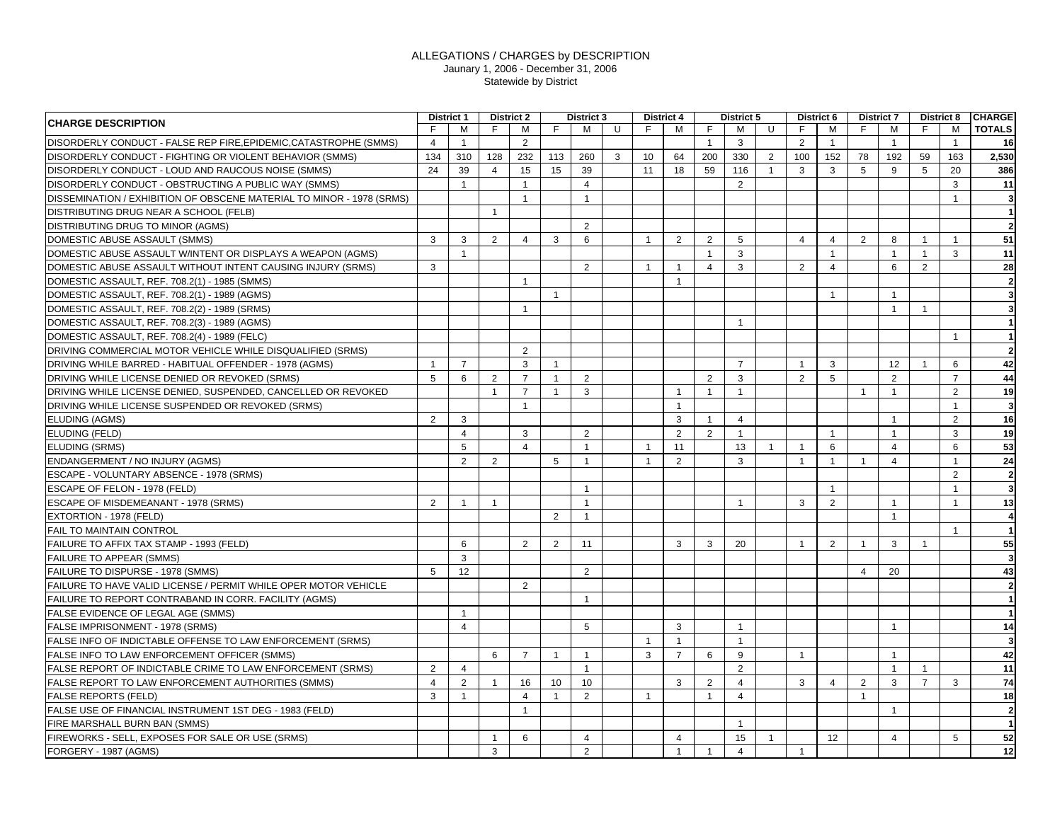# ALLEGATIONS / CHARGES by DESCRIPTION

Jaunary 1, 2006 - December 31, 2006

Statewide by District

| CHARGE DESCRIPTION | District 1 | | District 2 | | District 3 | | | District 4 | | District 5 | | | District 6 | | District 7 | | District 8 | | CHARGE TOTALS |
|---|---|---|---|---|---|---|---|---|---|---|---|---|---|---|---|---|---|---|---|
| | F | M | F | M | F | M | U | F | M | F | M | U | F | M | F | M | F | M | |
| DISORDERLY CONDUCT - FALSE REP FIRE,EPIDEMIC,CATASTROPHE (SMMS) | 4 | 1 | | 2 | | | | | | 1 | 3 | | 2 | 1 | | 1 | | 1 | 16 |
| DISORDERLY CONDUCT - FIGHTING OR VIOLENT BEHAVIOR (SMMS) | 134 | 310 | 128 | 232 | 113 | 260 | 3 | 10 | 64 | 200 | 330 | 2 | 100 | 152 | 78 | 192 | 59 | 163 | 2,530 |
| DISORDERLY CONDUCT - LOUD AND RAUCOUS NOISE (SMMS) | 24 | 39 | 4 | 15 | 15 | 39 | | 11 | 18 | 59 | 116 | 1 | 3 | 3 | 5 | 9 | 5 | 20 | 386 |
| DISORDERLY CONDUCT - OBSTRUCTING A PUBLIC WAY (SMMS) | | 1 | | 1 | | 4 | | | | | 2 | | | | | | | 3 | 11 |
| DISSEMINATION / EXHIBITION OF OBSCENE MATERIAL TO MINOR - 1978 (SRMS) | | | | 1 | | 1 | | | | | | | | | | | | 1 | 3 |
| DISTRIBUTING DRUG NEAR A SCHOOL (FELB) | | | 1 | | | | | | | | | | | | | | | | 1 |
| DISTRIBUTING DRUG TO MINOR (AGMS) | | | | | | 2 | | | | | | | | | | | | | 2 |
| DOMESTIC ABUSE ASSAULT (SMMS) | 3 | 3 | 2 | 4 | 3 | 6 | | 1 | 2 | 2 | 5 | | 4 | 4 | 2 | 8 | 1 | 1 | 51 |
| DOMESTIC ABUSE ASSAULT W/INTENT OR DISPLAYS A WEAPON (AGMS) | | 1 | | | | | | | | 1 | 3 | | | 1 | | 1 | 1 | 3 | 11 |
| DOMESTIC ABUSE ASSAULT WITHOUT INTENT CAUSING INJURY (SRMS) | 3 | | | | | 2 | | 1 | 1 | 4 | 3 | | 2 | 4 | | 6 | 2 | | 28 |
| DOMESTIC ASSAULT, REF. 708.2(1) - 1985 (SMMS) | | | | 1 | | | | | 1 | | | | | | | | | | 2 |
| DOMESTIC ASSAULT, REF. 708.2(1) - 1989 (AGMS) | | | | | 1 | | | | | | | | | 1 | | 1 | | | 3 |
| DOMESTIC ASSAULT, REF. 708.2(2) - 1989 (SRMS) | | | | 1 | | | | | | | | | | | | 1 | 1 | | 3 |
| DOMESTIC ASSAULT, REF. 708.2(3) - 1989 (AGMS) | | | | | | | | | | | 1 | | | | | | | | 1 |
| DOMESTIC ASSAULT, REF. 708.2(4) - 1989 (FELC) | | | | | | | | | | | | | | | | | | 1 | 1 |
| DRIVING COMMERCIAL MOTOR VEHICLE WHILE DISQUALIFIED (SRMS) | | | | 2 | | | | | | | | | | | | | | | 2 |
| DRIVING WHILE BARRED - HABITUAL OFFENDER - 1978 (AGMS) | 1 | 7 | | 3 | 1 | | | | | | 7 | | 1 | 3 | | 12 | 1 | 6 | 42 |
| DRIVING WHILE LICENSE DENIED OR REVOKED (SRMS) | 5 | 6 | 2 | 7 | 1 | 2 | | | | 2 | 3 | | 2 | 5 | | 2 | | 7 | 44 |
| DRIVING WHILE LICENSE DENIED, SUSPENDED, CANCELLED OR REVOKED | | | 1 | 7 | 1 | 3 | | | 1 | 1 | 1 | | | | 1 | 1 | | 2 | 19 |
| DRIVING WHILE LICENSE SUSPENDED OR REVOKED (SRMS) | | | | 1 | | | | | 1 | | | | | | | | | 1 | 3 |
| ELUDING (AGMS) | 2 | 3 | | | | | | | 3 | 1 | 4 | | | | | 1 | | 2 | 16 |
| ELUDING (FELD) | | 4 | | 3 | | 2 | | | 2 | 2 | 1 | | | 1 | | 1 | | 3 | 19 |
| ELUDING (SRMS) | | 5 | | 4 | | 1 | | 1 | 11 | | 13 | 1 | 1 | 6 | | 4 | | 6 | 53 |
| ENDANGERMENT / NO INJURY (AGMS) | | 2 | 2 | | 5 | 1 | | 1 | 2 | | 3 | | 1 | 1 | 1 | 4 | | 1 | 24 |
| ESCAPE - VOLUNTARY ABSENCE - 1978 (SRMS) | | | | | | | | | | | | | | | | | | 2 | 2 |
| ESCAPE OF FELON - 1978 (FELD) | | | | | | 1 | | | | | | | | 1 | | | | 1 | 3 |
| ESCAPE OF MISDEMEANANT - 1978 (SRMS) | 2 | 1 | 1 | | | 1 | | | | | 1 | | 3 | 2 | | 1 | | 1 | 13 |
| EXTORTION - 1978 (FELD) | | | | | 2 | 1 | | | | | | | | | | 1 | | | 4 |
| FAIL TO MAINTAIN CONTROL | | | | | | | | | | | | | | | | | | 1 | 1 |
| FAILURE TO AFFIX TAX STAMP - 1993 (FELD) | | 6 | | 2 | 2 | 11 | | | 3 | 3 | 20 | | 1 | 2 | 1 | 3 | 1 | | 55 |
| FAILURE TO APPEAR (SMMS) | | 3 | | | | | | | | | | | | | | | | | 3 |
| FAILURE TO DISPURSE - 1978 (SMMS) | 5 | 12 | | | | 2 | | | | | | | | | 4 | 20 | | | 43 |
| FAILURE TO HAVE VALID LICENSE / PERMIT WHILE OPER MOTOR VEHICLE | | | | 2 | | | | | | | | | | | | | | | 2 |
| FAILURE TO REPORT CONTRABAND IN CORR. FACILITY (AGMS) | | | | | | 1 | | | | | | | | | | | | | 1 |
| FALSE EVIDENCE OF LEGAL AGE (SMMS) | | 1 | | | | | | | | | | | | | | | | | 1 |
| FALSE IMPRISONMENT - 1978 (SRMS) | | 4 | | | | 5 | | | 3 | | 1 | | | | | 1 | | | 14 |
| FALSE INFO OF INDICTABLE OFFENSE TO LAW ENFORCEMENT (SRMS) | | | | | | | | 1 | 1 | | 1 | | | | | | | | 3 |
| FALSE INFO TO LAW ENFORCEMENT OFFICER (SMMS) | | | 6 | 7 | 1 | 1 | | 3 | 7 | 6 | 9 | | 1 | | | 1 | | | 42 |
| FALSE REPORT OF INDICTABLE CRIME TO LAW ENFORCEMENT (SRMS) | 2 | 4 | | | | 1 | | | | | 2 | | | | | 1 | 1 | | 11 |
| FALSE REPORT TO LAW ENFORCEMENT AUTHORITIES (SMMS) | 4 | 2 | 1 | 16 | 10 | 10 | | | 3 | 2 | 4 | | 3 | 4 | 2 | 3 | 7 | 3 | 74 |
| FALSE REPORTS (FELD) | 3 | 1 | | 4 | 1 | 2 | | 1 | | 1 | 4 | | | | 1 | | | | 18 |
| FALSE USE OF FINANCIAL INSTRUMENT 1ST DEG - 1983 (FELD) | | | | 1 | | | | | | | | | | | | 1 | | | 2 |
| FIRE MARSHALL BURN BAN (SMMS) | | | | | | | | | | | 1 | | | | | | | | 1 |
| FIREWORKS - SELL, EXPOSES FOR SALE OR USE (SRMS) | | | 1 | 6 | | 4 | | | 4 | | 15 | 1 | | 12 | | 4 | | 5 | 52 |
| FORGERY - 1987 (AGMS) | | | 3 | | | 2 | | | 1 | 1 | 4 | | 1 | | | | | | 12 |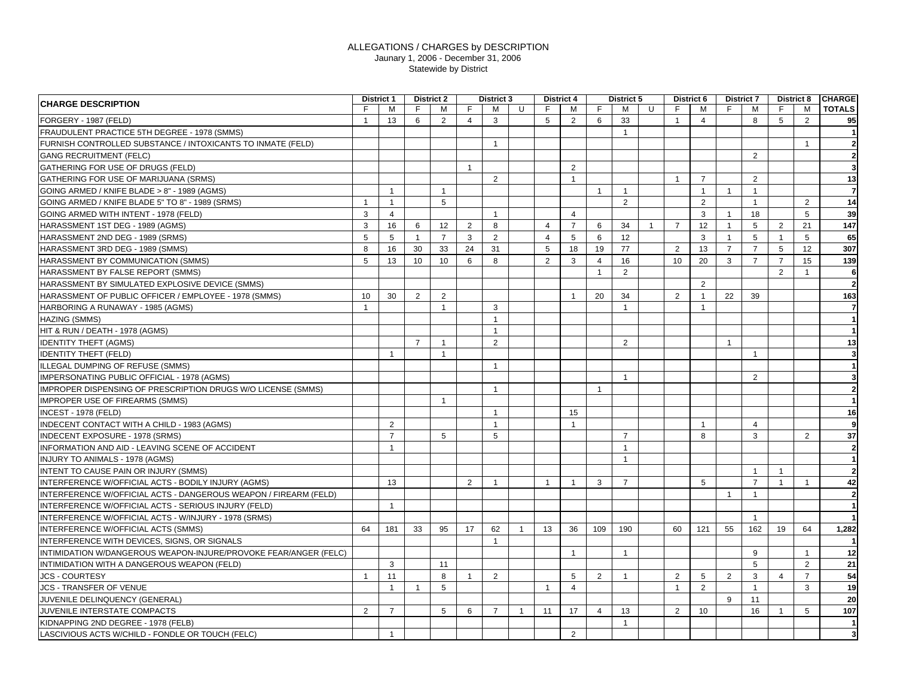# ALLEGATIONS / CHARGES by DESCRIPTION

Jaunary 1, 2006 - December 31, 2006

Statewide by District

| CHARGE DESCRIPTION | District 1 | | District 2 | | District 3 | | | District 4 | | District 5 | | | District 6 | | District 7 | | District 8 | | CHARGE |
|---|---|---|---|---|---|---|---|---|---|---|---|---|---|---|---|---|---|---|---|
| | F | M | F | M | F | M | U | F | M | F | M | U | F | M | F | M | F | M | TOTALS |
| FORGERY - 1987 (FELD) | 1 | 13 | 6 | 2 | 4 | 3 | | 5 | 2 | 6 | 33 | | 1 | 4 | | 8 | 5 | 2 | 95 |
| FRAUDULENT PRACTICE 5TH DEGREE - 1978 (SMMS) | | | | | | | | | | | 1 | | | | | | | | 1 |
| FURNISH CONTROLLED SUBSTANCE / INTOXICANTS TO INMATE (FELD) | | | | | | 1 | | | | | | | | | | | | 1 | 2 |
| GANG RECRUITMENT (FELC) | | | | | | | | | | | | | | | | 2 | | | 2 |
| GATHERING FOR USE OF DRUGS (FELD) | | | | | 1 | | | | 2 | | | | | | | | | | 3 |
| GATHERING FOR USE OF MARIJUANA (SRMS) | | | | | | 2 | | | 1 | | | | 1 | 7 | | 2 | | | 13 |
| GOING ARMED / KNIFE BLADE > 8" - 1989 (AGMS) | | 1 | | 1 | | | | | | 1 | 1 | | | 1 | 1 | 1 | | | 7 |
| GOING ARMED / KNIFE BLADE 5" TO 8" - 1989 (SRMS) | 1 | 1 | | 5 | | | | | | | 2 | | | 2 | | 1 | | 2 | 14 |
| GOING ARMED WITH INTENT - 1978 (FELD) | 3 | 4 | | | | 1 | | | 4 | | | | | 3 | 1 | 18 | | 5 | 39 |
| HARASSMENT 1ST DEG - 1989 (AGMS) | 3 | 16 | 6 | 12 | 2 | 8 | | 4 | 7 | 6 | 34 | 1 | 7 | 12 | 1 | 5 | 2 | 21 | 147 |
| HARASSMENT 2ND DEG - 1989 (SRMS) | 5 | 5 | 1 | 7 | 3 | 2 | | 4 | 5 | 6 | 12 | | | 3 | 1 | 5 | 1 | 5 | 65 |
| HARASSMENT 3RD DEG - 1989 (SMMS) | 8 | 16 | 30 | 33 | 24 | 31 | | 5 | 18 | 19 | 77 | | 2 | 13 | 7 | 7 | 5 | 12 | 307 |
| HARASSMENT BY COMMUNICATION (SMMS) | 5 | 13 | 10 | 10 | 6 | 8 | | 2 | 3 | 4 | 16 | | 10 | 20 | 3 | 7 | 7 | 15 | 139 |
| HARASSMENT BY FALSE REPORT (SMMS) | | | | | | | | | | 1 | 2 | | | | | | 2 | 1 | 6 |
| HARASSMENT BY SIMULATED EXPLOSIVE DEVICE (SMMS) | | | | | | | | | | | | | | 2 | | | | | 2 |
| HARASSMENT OF PUBLIC OFFICER / EMPLOYEE - 1978 (SMMS) | 10 | 30 | 2 | 2 | | | | | 1 | 20 | 34 | | 2 | 1 | 22 | 39 | | | 163 |
| HARBORING A RUNAWAY - 1985 (AGMS) | 1 | | | 1 | | 3 | | | | | 1 | | | 1 | | | | | 7 |
| HAZING (SMMS) | | | | | | 1 | | | | | | | | | | | | | 1 |
| HIT & RUN / DEATH - 1978 (AGMS) | | | | | | 1 | | | | | | | | | | | | | 1 |
| IDENTITY THEFT (AGMS) | | | 7 | 1 | | 2 | | | | | 2 | | | | 1 | | | | 13 |
| IDENTITY THEFT (FELD) | | 1 | | 1 | | | | | | | | | | | | 1 | | | 3 |
| ILLEGAL DUMPING OF REFUSE (SMMS) | | | | | | 1 | | | | | | | | | | | | | 1 |
| IMPERSONATING PUBLIC OFFICIAL - 1978 (AGMS) | | | | | | | | | | | 1 | | | | | 2 | | | 3 |
| IMPROPER DISPENSING OF PRESCRIPTION DRUGS W/O LICENSE (SMMS) | | | | | | 1 | | | | 1 | | | | | | | | | 2 |
| IMPROPER USE OF FIREARMS (SMMS) | | | | 1 | | | | | | | | | | | | | | | 1 |
| INCEST - 1978 (FELD) | | | | | | 1 | | | 15 | | | | | | | | | | 16 |
| INDECENT CONTACT WITH A CHILD - 1983 (AGMS) | | 2 | | | | 1 | | | 1 | | | | | 1 | | 4 | | | 9 |
| INDECENT EXPOSURE - 1978 (SRMS) | | 7 | | 5 | | 5 | | | | | 7 | | | 8 | | 3 | | 2 | 37 |
| INFORMATION AND AID - LEAVING SCENE OF ACCIDENT | | 1 | | | | | | | | | 1 | | | | | | | | 2 |
| INJURY TO ANIMALS - 1978 (AGMS) | | | | | | | | | | | 1 | | | | | | | | 1 |
| INTENT TO CAUSE PAIN OR INJURY (SMMS) | | | | | | | | | | | | | | | | 1 | 1 | | 2 |
| INTERFERENCE W/OFFICIAL ACTS - BODILY INJURY (AGMS) | | 13 | | | 2 | 1 | | 1 | 1 | 3 | 7 | | | 5 | | 7 | 1 | 1 | 42 |
| INTERFERENCE W/OFFICIAL ACTS - DANGEROUS WEAPON / FIREARM (FELD) | | | | | | | | | | | | | | | 1 | 1 | | | 2 |
| INTERFERENCE W/OFFICIAL ACTS - SERIOUS INJURY (FELD) | | 1 | | | | | | | | | | | | | | | | | 1 |
| INTERFERENCE W/OFFICIAL ACTS - W/INJURY - 1978 (SRMS) | | | | | | | | | | | | | | | | 1 | | | 1 |
| INTERFERENCE W/OFFICIAL ACTS (SMMS) | 64 | 181 | 33 | 95 | 17 | 62 | 1 | 13 | 36 | 109 | 190 | | 60 | 121 | 55 | 162 | 19 | 64 | 1,282 |
| INTERFERENCE WITH DEVICES, SIGNS, OR SIGNALS | | | | | | 1 | | | | | | | | | | | | | 1 |
| INTIMIDATION W/DANGEROUS WEAPON-INJURE/PROVOKE FEAR/ANGER (FELC) | | | | | | | | | 1 | | 1 | | | | | 9 | | 1 | 12 |
| INTIMIDATION WITH A DANGEROUS WEAPON (FELD) | | 3 | | 11 | | | | | | | | | | | | 5 | | 2 | 21 |
| JCS - COURTESY | 1 | 11 | | 8 | 1 | 2 | | | 5 | 2 | 1 | | 2 | 5 | 2 | 3 | 4 | 7 | 54 |
| JCS - TRANSFER OF VENUE | | 1 | 1 | 5 | | | | 1 | 4 | | | | 1 | 2 | | 1 | | 3 | 19 |
| JUVENILE DELINQUENCY (GENERAL) | | | | | | | | | | | | | | | 9 | 11 | | | 20 |
| JUVENILE INTERSTATE COMPACTS | 2 | 7 | | 5 | 6 | 7 | 1 | 11 | 17 | 4 | 13 | | 2 | 10 | | 16 | 1 | 5 | 107 |
| KIDNAPPING 2ND DEGREE - 1978 (FELB) | | | | | | | | | | | 1 | | | | | | | | 1 |
| LASCIVIOUS ACTS W/CHILD - FONDLE OR TOUCH (FELC) | | 1 | | | | | | | 2 | | | | | | | | | | 3 |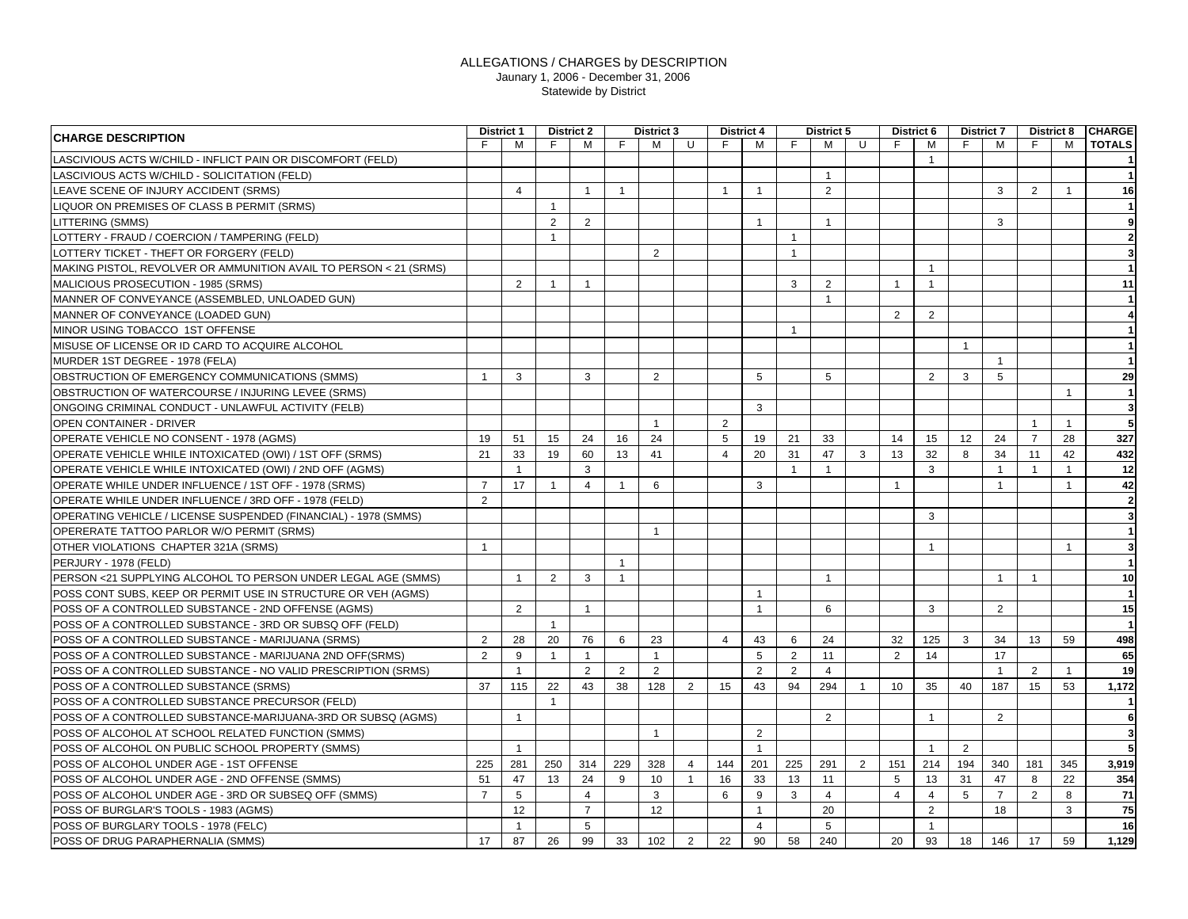# ALLEGATIONS / CHARGES by DESCRIPTION

Jaunary 1, 2006 - December 31, 2006

Statewide by District

| CHARGE DESCRIPTION | District 1 | | District 2 | | District 3 | | | District 4 | | District 5 | | | District 6 | | District 7 | | District 8 | | CHARGE |
|---|---|---|---|---|---|---|---|---|---|---|---|---|---|---|---|---|---|---|---|
| | F | M | F | M | F | M | U | F | M | F | M | U | F | M | F | M | F | M | TOTALS |
| LASCIVIOUS ACTS W/CHILD - INFLICT PAIN OR DISCOMFORT (FELD) | | | | | | | | | | | | | | 1 | | | | | **1** |
| LASCIVIOUS ACTS W/CHILD - SOLICITATION (FELD) | | | | | | | | | | | 1 | | | | | | | | **1** |
| LEAVE SCENE OF INJURY ACCIDENT (SRMS) | | 4 | | 1 | 1 | | | 1 | 1 | | 2 | | | | | 3 | 2 | 1 | **16** |
| LIQUOR ON PREMISES OF CLASS B PERMIT (SRMS) | | | 1 | | | | | | | | | | | | | | | | **1** |
| LITTERING (SMMS) | | | 2 | 2 | | | | | 1 | | 1 | | | | | 3 | | | **9** |
| LOTTERY - FRAUD / COERCION / TAMPERING (FELD) | | | 1 | | | | | | | 1 | | | | | | | | | **2** |
| LOTTERY TICKET - THEFT OR FORGERY (FELD) | | | | | | 2 | | | | 1 | | | | | | | | | **3** |
| MAKING PISTOL, REVOLVER OR AMMUNITION AVAIL TO PERSON < 21 (SRMS) | | | | | | | | | | | | | | 1 | | | | | **1** |
| MALICIOUS PROSECUTION - 1985 (SRMS) | | 2 | 1 | 1 | | | | | | 3 | 2 | | 1 | 1 | | | | | **11** |
| MANNER OF CONVEYANCE (ASSEMBLED, UNLOADED GUN) | | | | | | | | | | | 1 | | | | | | | | **1** |
| MANNER OF CONVEYANCE (LOADED GUN) | | | | | | | | | | | | | 2 | 2 | | | | | **4** |
| MINOR USING TOBACCO 1ST OFFENSE | | | | | | | | | | 1 | | | | | | | | | **1** |
| MISUSE OF LICENSE OR ID CARD TO ACQUIRE ALCOHOL | | | | | | | | | | | | | | | 1 | | | | **1** |
| MURDER 1ST DEGREE - 1978 (FELA) | | | | | | | | | | | | | | | | 1 | | | **1** |
| OBSTRUCTION OF EMERGENCY COMMUNICATIONS (SMMS) | 1 | 3 | | 3 | | 2 | | | 5 | | 5 | | | 2 | 3 | 5 | | | **29** |
| OBSTRUCTION OF WATERCOURSE / INJURING LEVEE (SRMS) | | | | | | | | | | | | | | | | | | 1 | **1** |
| ONGOING CRIMINAL CONDUCT - UNLAWFUL ACTIVITY (FELB) | | | | | | | | | 3 | | | | | | | | | | **3** |
| OPEN CONTAINER - DRIVER | | | | | | 1 | | 2 | | | | | | | | | 1 | 1 | **5** |
| OPERATE VEHICLE NO CONSENT - 1978 (AGMS) | 19 | 51 | 15 | 24 | 16 | 24 | | 5 | 19 | 21 | 33 | | 14 | 15 | 12 | 24 | 7 | 28 | **327** |
| OPERATE VEHICLE WHILE INTOXICATED (OWI) / 1ST OFF (SRMS) | 21 | 33 | 19 | 60 | 13 | 41 | | 4 | 20 | 31 | 47 | 3 | 13 | 32 | 8 | 34 | 11 | 42 | **432** |
| OPERATE VEHICLE WHILE INTOXICATED (OWI) / 2ND OFF (AGMS) | | 1 | | 3 | | | | | | 1 | 1 | | | 3 | | 1 | 1 | 1 | **12** |
| OPERATE WHILE UNDER INFLUENCE / 1ST OFF - 1978 (SRMS) | 7 | 17 | 1 | 4 | 1 | 6 | | | 3 | | | | 1 | | | 1 | | 1 | **42** |
| OPERATE WHILE UNDER INFLUENCE / 3RD OFF - 1978 (FELD) | 2 | | | | | | | | | | | | | | | | | | **2** |
| OPERATING VEHICLE / LICENSE SUSPENDED (FINANCIAL) - 1978 (SMMS) | | | | | | | | | | | | | | 3 | | | | | **3** |
| OPERERATE TATTOO PARLOR W/O PERMIT (SRMS) | | | | | | 1 | | | | | | | | | | | | | **1** |
| OTHER VIOLATIONS CHAPTER 321A (SRMS) | 1 | | | | | | | | | | | | | 1 | | | | 1 | **3** |
| PERJURY - 1978 (FELD) | | | | | 1 | | | | | | | | | | | | | | **1** |
| PERSON <21 SUPPLYING ALCOHOL TO PERSON UNDER LEGAL AGE (SMMS) | | 1 | 2 | 3 | 1 | | | | | | 1 | | | | | 1 | 1 | | **10** |
| POSS CONT SUBS, KEEP OR PERMIT USE IN STRUCTURE OR VEH (AGMS) | | | | | | | | | 1 | | | | | | | | | | **1** |
| POSS OF A CONTROLLED SUBSTANCE - 2ND OFFENSE (AGMS) | | 2 | | 1 | | | | | 1 | | 6 | | | 3 | | 2 | | | **15** |
| POSS OF A CONTROLLED SUBSTANCE - 3RD OR SUBSQ OFF (FELD) | | | 1 | | | | | | | | | | | | | | | | **1** |
| POSS OF A CONTROLLED SUBSTANCE - MARIJUANA (SRMS) | 2 | 28 | 20 | 76 | 6 | 23 | | 4 | 43 | 6 | 24 | | 32 | 125 | 3 | 34 | 13 | 59 | **498** |
| POSS OF A CONTROLLED SUBSTANCE - MARIJUANA 2ND OFF(SRMS) | 2 | 9 | 1 | 1 | | 1 | | | 5 | 2 | 11 | | 2 | 14 | | 17 | | | **65** |
| POSS OF A CONTROLLED SUBSTANCE - NO VALID PRESCRIPTION (SRMS) | | 1 | | 2 | 2 | 2 | | | 2 | 2 | 4 | | | | | 1 | 2 | 1 | **19** |
| POSS OF A CONTROLLED SUBSTANCE (SRMS) | 37 | 115 | 22 | 43 | 38 | 128 | 2 | 15 | 43 | 94 | 294 | 1 | 10 | 35 | 40 | 187 | 15 | 53 | **1,172** |
| POSS OF A CONTROLLED SUBSTANCE PRECURSOR (FELD) | | | 1 | | | | | | | | | | | | | | | | **1** |
| POSS OF A CONTROLLED SUBSTANCE-MARIJUANA-3RD OR SUBSQ (AGMS) | | 1 | | | | | | | | | 2 | | | 1 | | 2 | | | **6** |
| POSS OF ALCOHOL AT SCHOOL RELATED FUNCTION (SMMS) | | | | | | 1 | | | 2 | | | | | | | | | | **3** |
| POSS OF ALCOHOL ON PUBLIC SCHOOL PROPERTY (SMMS) | | 1 | | | | | | | 1 | | | | | 1 | 2 | | | | **5** |
| POSS OF ALCOHOL UNDER AGE - 1ST OFFENSE | 225 | 281 | 250 | 314 | 229 | 328 | 4 | 144 | 201 | 225 | 291 | 2 | 151 | 214 | 194 | 340 | 181 | 345 | **3,919** |
| POSS OF ALCOHOL UNDER AGE - 2ND OFFENSE (SMMS) | 51 | 47 | 13 | 24 | 9 | 10 | 1 | 16 | 33 | 13 | 11 | | 5 | 13 | 31 | 47 | 8 | 22 | **354** |
| POSS OF ALCOHOL UNDER AGE - 3RD OR SUBSEQ OFF (SMMS) | 7 | 5 | | 4 | | 3 | | 6 | 9 | 3 | 4 | | 4 | 4 | 5 | 7 | 2 | 8 | **71** |
| POSS OF BURGLAR'S TOOLS - 1983 (AGMS) | | 12 | | 7 | | 12 | | | 1 | | 20 | | | 2 | | 18 | | 3 | **75** |
| POSS OF BURGLARY TOOLS - 1978 (FELC) | | 1 | | 5 | | | | | 4 | | 5 | | | 1 | | | | | **16** |
| POSS OF DRUG PARAPHERNALIA (SMMS) | 17 | 87 | 26 | 99 | 33 | 102 | 2 | 22 | 90 | 58 | 240 | | 20 | 93 | 18 | 146 | 17 | 59 | **1,129** |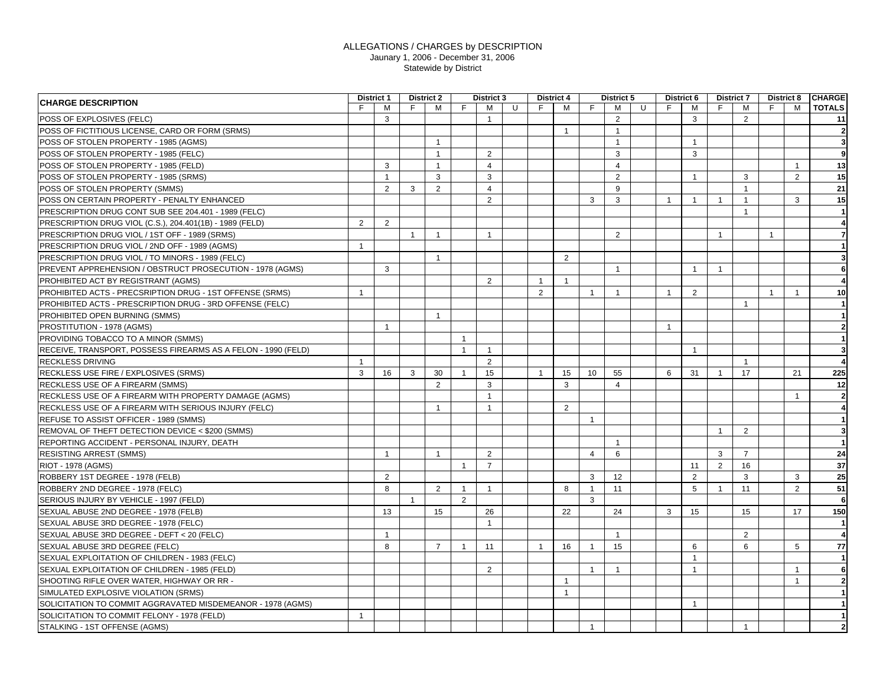# ALLEGATIONS / CHARGES by DESCRIPTION

Jaunary 1, 2006 - December 31, 2006

Statewide by District

| CHARGE DESCRIPTION | District 1 | | District 2 | | District 3 | | | District 4 | | District 5 | | | District 6 | | District 7 | | District 8 | | CHARGE |
|---|---|---|---|---|---|---|---|---|---|---|---|---|---|---|---|---|---|---|---|
| | F | M | F | M | F | M | U | F | M | F | M | U | F | M | F | M | F | M | TOTALS |
| POSS OF EXPLOSIVES (FELC) | | 3 | | | | 1 | | | | | 2 | | | 3 | | 2 | | | 11 |
| POSS OF FICTITIOUS LICENSE, CARD OR FORM (SRMS) | | | | | | | | | 1 | | 1 | | | | | | | | 2 |
| POSS OF STOLEN PROPERTY - 1985 (AGMS) | | | | 1 | | | | | | | 1 | | | 1 | | | | | 3 |
| POSS OF STOLEN PROPERTY - 1985 (FELC) | | | | 1 | | 2 | | | | | 3 | | | 3 | | | | | 9 |
| POSS OF STOLEN PROPERTY - 1985 (FELD) | | 3 | | 1 | | 4 | | | | | 4 | | | | | | | 1 | 13 |
| POSS OF STOLEN PROPERTY - 1985 (SRMS) | | 1 | | 3 | | 3 | | | | | 2 | | | 1 | | 3 | | 2 | 15 |
| POSS OF STOLEN PROPERTY (SMMS) | | 2 | 3 | 2 | | 4 | | | | | 9 | | | | | 1 | | | 21 |
| POSS ON CERTAIN PROPERTY - PENALTY ENHANCED | | | | | | 2 | | | | 3 | 3 | | 1 | 1 | 1 | 1 | | 3 | 15 |
| PRESCRIPTION DRUG CONT SUB SEE 204.401 - 1989 (FELC) | | | | | | | | | | | | | | | | 1 | | | 1 |
| PRESCRIPTION DRUG VIOL (C.S.), 204.401(1B) - 1989 (FELD) | 2 | 2 | | | | | | | | | | | | | | | | | 4 |
| PRESCRIPTION DRUG VIOL / 1ST OFF - 1989 (SRMS) | | | 1 | 1 | | 1 | | | | | 2 | | | | 1 | | 1 | | 7 |
| PRESCRIPTION DRUG VIOL / 2ND OFF - 1989 (AGMS) | 1 | | | | | | | | | | | | | | | | | | 1 |
| PRESCRIPTION DRUG VIOL / TO MINORS - 1989 (FELC) | | | | 1 | | | | | 2 | | | | | | | | | | 3 |
| PREVENT APPREHENSION / OBSTRUCT PROSECUTION - 1978 (AGMS) | | 3 | | | | | | | | | 1 | | | 1 | 1 | | | | 6 |
| PROHIBITED ACT BY REGISTRANT (AGMS) | | | | | | 2 | | 1 | 1 | | | | | | | | | | 4 |
| PROHIBITED ACTS - PRECSRIPTION DRUG - 1ST OFFENSE (SRMS) | 1 | | | | | | | 2 | | 1 | 1 | | 1 | 2 | | | 1 | 1 | 10 |
| PROHIBITED ACTS - PRESCRIPTION DRUG - 3RD OFFENSE (FELC) | | | | | | | | | | | | | | | | 1 | | | 1 |
| PROHIBITED OPEN BURNING (SMMS) | | | | 1 | | | | | | | | | | | | | | | 1 |
| PROSTITUTION - 1978 (AGMS) | | 1 | | | | | | | | | | | 1 | | | | | | 2 |
| PROVIDING TOBACCO TO A MINOR (SMMS) | | | | | 1 | | | | | | | | | | | | | | 1 |
| RECEIVE, TRANSPORT, POSSESS FIREARMS AS A FELON - 1990 (FELD) | | | | | 1 | 1 | | | | | | | | 1 | | | | | 3 |
| RECKLESS DRIVING | 1 | | | | | 2 | | | | | | | | | | 1 | | | 4 |
| RECKLESS USE FIRE / EXPLOSIVES (SRMS) | 3 | 16 | 3 | 30 | 1 | 15 | | 1 | 15 | 10 | 55 | | 6 | 31 | 1 | 17 | | 21 | 225 |
| RECKLESS USE OF A FIREARM (SMMS) | | | | 2 | | 3 | | | 3 | | 4 | | | | | | | | 12 |
| RECKLESS USE OF A FIREARM WITH PROPERTY DAMAGE (AGMS) | | | | | | 1 | | | | | | | | | | | | 1 | 2 |
| RECKLESS USE OF A FIREARM WITH SERIOUS INJURY (FELC) | | | | 1 | | 1 | | | 2 | | | | | | | | | | 4 |
| REFUSE TO ASSIST OFFICER - 1989 (SMMS) | | | | | | | | | | 1 | | | | | | | | | 1 |
| REMOVAL OF THEFT DETECTION DEVICE < $200 (SMMS) | | | | | | | | | | | | | | | 1 | 2 | | | 3 |
| REPORTING ACCIDENT - PERSONAL INJURY, DEATH | | | | | | | | | | | 1 | | | | | | | | 1 |
| RESISTING ARREST (SMMS) | | 1 | | 1 | | 2 | | | | 4 | 6 | | | | 3 | 7 | | | 24 |
| RIOT - 1978 (AGMS) | | | | | 1 | 7 | | | | | | | | 11 | 2 | 16 | | | 37 |
| ROBBERY 1ST DEGREE - 1978 (FELB) | | 2 | | | | | | | | 3 | 12 | | | 2 | | 3 | | 3 | 25 |
| ROBBERY 2ND DEGREE - 1978 (FELC) | | 8 | | 2 | 1 | 1 | | | 8 | 1 | 11 | | | 5 | 1 | 11 | | 2 | 51 |
| SERIOUS INJURY BY VEHICLE - 1997 (FELD) | | | 1 | | 2 | | | | | 3 | | | | | | | | | 6 |
| SEXUAL ABUSE 2ND DEGREE - 1978 (FELB) | | 13 | | 15 | | 26 | | | 22 | | 24 | | 3 | 15 | | 15 | | 17 | 150 |
| SEXUAL ABUSE 3RD DEGREE - 1978 (FELC) | | | | | | 1 | | | | | | | | | | | | | 1 |
| SEXUAL ABUSE 3RD DEGREE - DEFT < 20 (FELC) | | 1 | | | | | | | | | 1 | | | | | 2 | | | 4 |
| SEXUAL ABUSE 3RD DEGREE (FELC) | | 8 | | 7 | 1 | 11 | | 1 | 16 | 1 | 15 | | | 6 | | 6 | | 5 | 77 |
| SEXUAL EXPLOITATION OF CHILDREN - 1983 (FELC) | | | | | | | | | | | | | | 1 | | | | | 1 |
| SEXUAL EXPLOITATION OF CHILDREN - 1985 (FELD) | | | | | | 2 | | | | 1 | 1 | | | 1 | | | | 1 | 6 |
| SHOOTING RIFLE OVER WATER, HIGHWAY OR RR - | | | | | | | | | 1 | | | | | | | | | 1 | 2 |
| SIMULATED EXPLOSIVE VIOLATION (SRMS) | | | | | | | | | 1 | | | | | | | | | | 1 |
| SOLICITATION TO COMMIT AGGRAVATED MISDEMEANOR - 1978 (AGMS) | | | | | | | | | | | | | | 1 | | | | | 1 |
| SOLICITATION TO COMMIT FELONY - 1978 (FELD) | 1 | | | | | | | | | | | | | | | | | | 1 |
| STALKING - 1ST OFFENSE (AGMS) | | | | | | | | | | 1 | | | | | | 1 | | | 2 |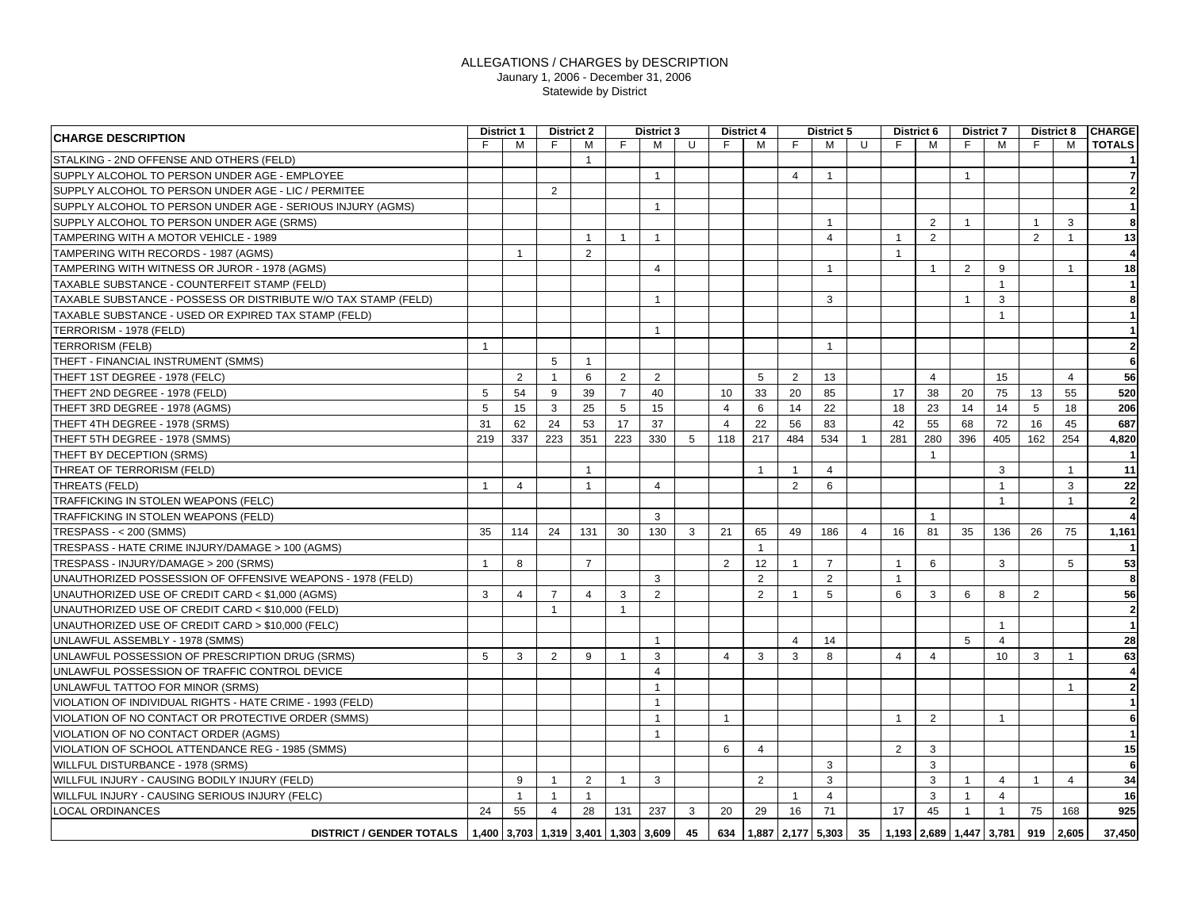# ALLEGATIONS / CHARGES by DESCRIPTION

Jaunary 1, 2006 - December 31, 2006

Statewide by District

| CHARGE DESCRIPTION | District 1 | | District 2 | | District 3 | | | District 4 | | District 5 | | | District 6 | | District 7 | | District 8 | | CHARGE |
|---|---|---|---|---|---|---|---|---|---|---|---|---|---|---|---|---|---|---|---|
| | F | M | F | M | F | M | U | F | M | F | M | U | F | M | F | M | F | M | TOTALS |
| STALKING - 2ND OFFENSE AND OTHERS (FELD) | | | | 1 | | | | | | | | | | | | | | | 1 |
| SUPPLY ALCOHOL TO PERSON UNDER AGE - EMPLOYEE | | | | | | 1 | | | | 4 | 1 | | | | 1 | | | | 7 |
| SUPPLY ALCOHOL TO PERSON UNDER AGE - LIC / PERMITEE | | | 2 | | | | | | | | | | | | | | | | 2 |
| SUPPLY ALCOHOL TO PERSON UNDER AGE - SERIOUS INJURY (AGMS) | | | | | | 1 | | | | | | | | | | | | | 1 |
| SUPPLY ALCOHOL TO PERSON UNDER AGE (SRMS) | | | | | | | | | | | 1 | | | 2 | 1 | | 1 | 3 | 8 |
| TAMPERING WITH A MOTOR VEHICLE - 1989 | | | | 1 | 1 | 1 | | | | | 4 | | 1 | 2 | | | 2 | 1 | 13 |
| TAMPERING WITH RECORDS - 1987 (AGMS) | | 1 | | 2 | | | | | | | | | 1 | | | | | | 4 |
| TAMPERING WITH WITNESS OR JUROR - 1978 (AGMS) | | | | | | 4 | | | | | 1 | | | 1 | 2 | 9 | | 1 | 18 |
| TAXABLE SUBSTANCE - COUNTERFEIT STAMP (FELD) | | | | | | | | | | | | | | | | 1 | | | 1 |
| TAXABLE SUBSTANCE - POSSESS OR DISTRIBUTE W/O TAX STAMP (FELD) | | | | | | 1 | | | | | 3 | | | | 1 | 3 | | | 8 |
| TAXABLE SUBSTANCE - USED OR EXPIRED TAX STAMP (FELD) | | | | | | | | | | | | | | | | 1 | | | 1 |
| TERRORISM - 1978 (FELD) | | | | | | 1 | | | | | | | | | | | | | 1 |
| TERRORISM (FELB) | 1 | | | | | | | | | | 1 | | | | | | | | 2 |
| THEFT - FINANCIAL INSTRUMENT (SMMS) | | | 5 | 1 | | | | | | | | | | | | | | | 6 |
| THEFT 1ST DEGREE - 1978 (FELC) | | 2 | 1 | 6 | 2 | 2 | | | 5 | 2 | 13 | | | 4 | | 15 | | 4 | 56 |
| THEFT 2ND DEGREE - 1978 (FELD) | 5 | 54 | 9 | 39 | 7 | 40 | | 10 | 33 | 20 | 85 | | 17 | 38 | 20 | 75 | 13 | 55 | 520 |
| THEFT 3RD DEGREE - 1978 (AGMS) | 5 | 15 | 3 | 25 | 5 | 15 | | 4 | 6 | 14 | 22 | | 18 | 23 | 14 | 14 | 5 | 18 | 206 |
| THEFT 4TH DEGREE - 1978 (SRMS) | 31 | 62 | 24 | 53 | 17 | 37 | | 4 | 22 | 56 | 83 | | 42 | 55 | 68 | 72 | 16 | 45 | 687 |
| THEFT 5TH DEGREE - 1978 (SMMS) | 219 | 337 | 223 | 351 | 223 | 330 | 5 | 118 | 217 | 484 | 534 | 1 | 281 | 280 | 396 | 405 | 162 | 254 | 4,820 |
| THEFT BY DECEPTION (SRMS) | | | | | | | | | | | | | | 1 | | | | | 1 |
| THREAT OF TERRORISM (FELD) | | | | 1 | | | | | 1 | 1 | 4 | | | | | 3 | | 1 | 11 |
| THREATS (FELD) | 1 | 4 | | 1 | | 4 | | | | 2 | 6 | | | | | 1 | | 3 | 22 |
| TRAFFICKING IN STOLEN WEAPONS (FELC) | | | | | | | | | | | | | | | | 1 | | 1 | 2 |
| TRAFFICKING IN STOLEN WEAPONS (FELD) | | | | | | 3 | | | | | | | | 1 | | | | | 4 |
| TRESPASS - < 200 (SMMS) | 35 | 114 | 24 | 131 | 30 | 130 | 3 | 21 | 65 | 49 | 186 | 4 | 16 | 81 | 35 | 136 | 26 | 75 | 1,161 |
| TRESPASS - HATE CRIME INJURY/DAMAGE > 100 (AGMS) | | | | | | | | | 1 | | | | | | | | | | 1 |
| TRESPASS - INJURY/DAMAGE > 200 (SRMS) | 1 | 8 | | 7 | | | | 2 | 12 | 1 | 7 | | 1 | 6 | | 3 | | 5 | 53 |
| UNAUTHORIZED POSSESSION OF OFFENSIVE WEAPONS - 1978 (FELD) | | | | | | 3 | | | 2 | | 2 | | 1 | | | | | | 8 |
| UNAUTHORIZED USE OF CREDIT CARD < $1,000 (AGMS) | 3 | 4 | 7 | 4 | 3 | 2 | | | 2 | 1 | 5 | | 6 | 3 | 6 | 8 | 2 | | 56 |
| UNAUTHORIZED USE OF CREDIT CARD < $10,000 (FELD) | | | 1 | | 1 | | | | | | | | | | | | | | 2 |
| UNAUTHORIZED USE OF CREDIT CARD > $10,000 (FELC) | | | | | | | | | | | | | | | | 1 | | | 1 |
| UNLAWFUL ASSEMBLY - 1978 (SMMS) | | | | | | 1 | | | | 4 | 14 | | | | 5 | 4 | | | 28 |
| UNLAWFUL POSSESSION OF PRESCRIPTION DRUG (SRMS) | 5 | 3 | 2 | 9 | 1 | 3 | | 4 | 3 | 3 | 8 | | 4 | 4 | | 10 | 3 | 1 | 63 |
| UNLAWFUL POSSESSION OF TRAFFIC CONTROL DEVICE | | | | | | 4 | | | | | | | | | | | | | 4 |
| UNLAWFUL TATTOO FOR MINOR (SRMS) | | | | | | 1 | | | | | | | | | | | | 1 | 2 |
| VIOLATION OF INDIVIDUAL RIGHTS - HATE CRIME - 1993 (FELD) | | | | | | 1 | | | | | | | | | | | | | 1 |
| VIOLATION OF NO CONTACT OR PROTECTIVE ORDER (SMMS) | | | | | | 1 | | 1 | | | | | 1 | 2 | | 1 | | | 6 |
| VIOLATION OF NO CONTACT ORDER (AGMS) | | | | | | 1 | | | | | | | | | | | | | 1 |
| VIOLATION OF SCHOOL ATTENDANCE REG - 1985 (SMMS) | | | | | | | | 6 | 4 | | | | 2 | 3 | | | | | 15 |
| WILLFUL DISTURBANCE - 1978 (SRMS) | | | | | | | | | | | 3 | | | 3 | | | | | 6 |
| WILLFUL INJURY - CAUSING BODILY INJURY (FELD) | | 9 | 1 | 2 | 1 | 3 | | | 2 | | 3 | | | 3 | 1 | 4 | 1 | 4 | 34 |
| WILLFUL INJURY - CAUSING SERIOUS INJURY (FELC) | | 1 | 1 | 1 | | | | | | 1 | 4 | | | 3 | 1 | 4 | | | 16 |
| LOCAL ORDINANCES | 24 | 55 | 4 | 28 | 131 | 237 | 3 | 20 | 29 | 16 | 71 | | 17 | 45 | 1 | 1 | 75 | 168 | 925 |
| **DISTRICT / GENDER TOTALS** | **1,400** | **3,703** | **1,319** | **3,401** | **1,303** | **3,609** | **45** | **634** | **1,887** | **2,177** | **5,303** | **35** | **1,193** | **2,689** | **1,447** | **3,781** | **919** | **2,605** | **37,450** |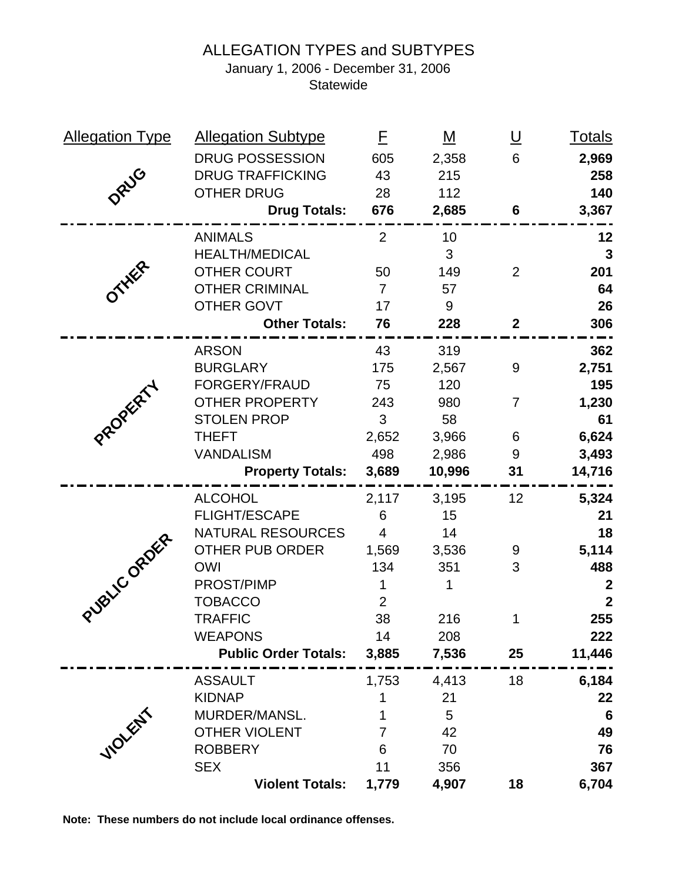# ALLEGATION TYPES and SUBTYPES

January 1, 2006 - December 31, 2006

Statewide

| Allegation Type | Allegation Subtype | F | M | U | Totals |
|---|---|---|---|---|---|
| DRUG | DRUG POSSESSION | 605 | 2,358 | 6 | **2,969** |
| | DRUG TRAFFICKING | 43 | 215 | | **258** |
| | OTHER DRUG | 28 | 112 | | **140** |
| | **Drug Totals:** | **676** | **2,685** | **6** | **3,367** |
| OTHER | ANIMALS | 2 | 10 | | **12** |
| | HEALTH/MEDICAL | | 3 | | **3** |
| | OTHER COURT | 50 | 149 | 2 | **201** |
| | OTHER CRIMINAL | 7 | 57 | | **64** |
| | OTHER GOVT | 17 | 9 | | **26** |
| | **Other Totals:** | **76** | **228** | **2** | **306** |
| PROPERTY | ARSON | 43 | 319 | | **362** |
| | BURGLARY | 175 | 2,567 | 9 | **2,751** |
| | FORGERY/FRAUD | 75 | 120 | | **195** |
| | OTHER PROPERTY | 243 | 980 | 7 | **1,230** |
| | STOLEN PROP | 3 | 58 | | **61** |
| | THEFT | 2,652 | 3,966 | 6 | **6,624** |
| | VANDALISM | 498 | 2,986 | 9 | **3,493** |
| | **Property Totals:** | **3,689** | **10,996** | **31** | **14,716** |
| PUBLIC ORDER | ALCOHOL | 2,117 | 3,195 | 12 | **5,324** |
| | FLIGHT/ESCAPE | 6 | 15 | | **21** |
| | NATURAL RESOURCES | 4 | 14 | | **18** |
| | OTHER PUB ORDER | 1,569 | 3,536 | 9 | **5,114** |
| | OWI | 134 | 351 | 3 | **488** |
| | PROST/PIMP | 1 | 1 | | **2** |
| | TOBACCO | 2 | | | **2** |
| | TRAFFIC | 38 | 216 | 1 | **255** |
| | WEAPONS | 14 | 208 | | **222** |
| | **Public Order Totals:** | **3,885** | **7,536** | **25** | **11,446** |
| VIOLENT | ASSAULT | 1,753 | 4,413 | 18 | **6,184** |
| | KIDNAP | 1 | 21 | | **22** |
| | MURDER/MANSL. | 1 | 5 | | **6** |
| | OTHER VIOLENT | 7 | 42 | | **49** |
| | ROBBERY | 6 | 70 | | **76** |
| | SEX | 11 | 356 | | **367** |
| | **Violent Totals:** | **1,779** | **4,907** | **18** | **6,704** |

**Note: These numbers do not include local ordinance offenses.**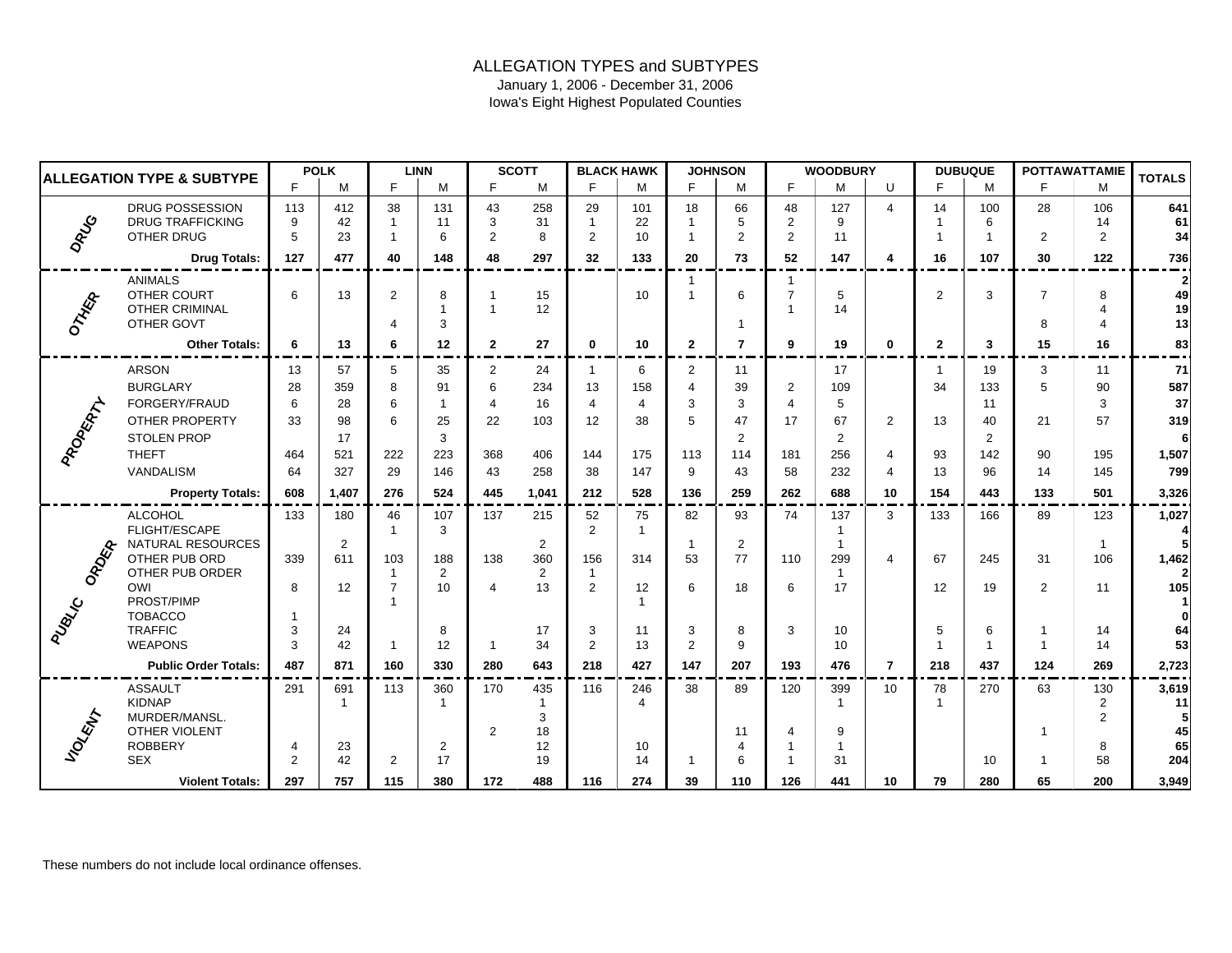# ALLEGATION TYPES and SUBTYPES

January 1, 2006 - December 31, 2006
Iowa's Eight Highest Populated Counties

| ALLEGATION TYPE & SUBTYPE | | POLK | | LINN | | SCOTT | | BLACK HAWK | | JOHNSON | | WOODBURY | | | DUBUQUE | | POTTAWATTAMIE | | TOTALS |
|---|---|---|---|---|---|---|---|---|---|---|---|---|---|---|---|---|---|---|---|
| | | F | M | F | M | F | M | F | M | F | M | F | M | U | F | M | F | M | |
| DRUG | DRUG POSSESSION | 113 | 412 | 38 | 131 | 43 | 258 | 29 | 101 | 18 | 66 | 48 | 127 | 4 | 14 | 100 | 28 | 106 | 641 |
| | DRUG TRAFFICKING | 9 | 42 | 1 | 11 | 3 | 31 | 1 | 22 | 1 | 5 | 2 | 9 | | 1 | 6 | | 14 | 61 |
| | OTHER DRUG | 5 | 23 | 1 | 6 | 2 | 8 | 2 | 10 | 1 | 2 | 2 | 11 | | 1 | 1 | 2 | 2 | 34 |
| | **Drug Totals:** | **127** | **477** | **40** | **148** | **48** | **297** | **32** | **133** | **20** | **73** | **52** | **147** | **4** | **16** | **107** | **30** | **122** | **736** |
| OTHER | ANIMALS | | | | | | | | | 1 | | 1 | | | | | | | 2 |
| | OTHER COURT | 6 | 13 | 2 | 8 | 1 | 15 | | 10 | 1 | 6 | 7 | 5 | | 2 | 3 | 7 | 8 | 49 |
| | OTHER CRIMINAL | | | | 1 | 1 | 12 | | | | | 1 | 14 | | | | | 4 | 19 |
| | OTHER GOVT | | | 4 | 3 | | | | | | 1 | | | | | | 8 | 4 | 13 |
| | **Other Totals:** | **6** | **13** | **6** | **12** | **2** | **27** | **0** | **10** | **2** | **7** | **9** | **19** | **0** | **2** | **3** | **15** | **16** | **83** |
| PROPERTY | ARSON | 13 | 57 | 5 | 35 | 2 | 24 | 1 | 6 | 2 | 11 | | 17 | | 1 | 19 | 3 | 11 | 71 |
| | BURGLARY | 28 | 359 | 8 | 91 | 6 | 234 | 13 | 158 | 4 | 39 | 2 | 109 | | 34 | 133 | 5 | 90 | 587 |
| | FORGERY/FRAUD | 6 | 28 | 6 | 1 | 4 | 16 | 4 | 4 | 3 | 3 | 4 | 5 | | | 11 | | 3 | 37 |
| | OTHER PROPERTY | 33 | 98 | 6 | 25 | 22 | 103 | 12 | 38 | 5 | 47 | 17 | 67 | 2 | 13 | 40 | 21 | 57 | 319 |
| | STOLEN PROP | | 17 | | 3 | | | | | | 2 | | 2 | | | 2 | | | 6 |
| | THEFT | 464 | 521 | 222 | 223 | 368 | 406 | 144 | 175 | 113 | 114 | 181 | 256 | 4 | 93 | 142 | 90 | 195 | 1,507 |
| | VANDALISM | 64 | 327 | 29 | 146 | 43 | 258 | 38 | 147 | 9 | 43 | 58 | 232 | 4 | 13 | 96 | 14 | 145 | 799 |
| | **Property Totals:** | **608** | **1,407** | **276** | **524** | **445** | **1,041** | **212** | **528** | **136** | **259** | **262** | **688** | **10** | **154** | **443** | **133** | **501** | **3,326** |
| PUBLIC ORDER | ALCOHOL | 133 | 180 | 46 | 107 | 137 | 215 | 52 | 75 | 82 | 93 | 74 | 137 | 3 | 133 | 166 | 89 | 123 | 1,027 |
| | FLIGHT/ESCAPE | | | 1 | 3 | | | 2 | 1 | | | | 1 | | | | | | 4 |
| | NATURAL RESOURCES | | 2 | | | | 2 | | | 1 | 2 | | 1 | | | | | 1 | 5 |
| | OTHER PUB ORD | 339 | 611 | 103 | 188 | 138 | 360 | 156 | 314 | 53 | 77 | 110 | 299 | 4 | 67 | 245 | 31 | 106 | 1,462 |
| | OTHER PUB ORDER | | | 1 | 2 | | 2 | 1 | | | | | 1 | | | | | | 2 |
| | OWI | 8 | 12 | 7 | 10 | 4 | 13 | 2 | 12 | 6 | 18 | 6 | 17 | | 12 | 19 | 2 | 11 | 105 |
| | PROST/PIMP | | | 1 | | | | | 1 | | | | | | | | | | 1 |
| | TOBACCO | 1 | | | | | | | | | | | | | | | | | 0 |
| | TRAFFIC | 3 | 24 | | 8 | | 17 | 3 | 11 | 3 | 8 | 3 | 10 | | 5 | 6 | 1 | 14 | 64 |
| | WEAPONS | 3 | 42 | 1 | 12 | 1 | 34 | 2 | 13 | 2 | 9 | | 10 | | 1 | 1 | 1 | 14 | 53 |
| | **Public Order Totals:** | **487** | **871** | **160** | **330** | **280** | **643** | **218** | **427** | **147** | **207** | **193** | **476** | **7** | **218** | **437** | **124** | **269** | **2,723** |
| VIOLENT | ASSAULT | 291 | 691 | 113 | 360 | 170 | 435 | 116 | 246 | 38 | 89 | 120 | 399 | 10 | 78 | 270 | 63 | 130 | 3,619 |
| | KIDNAP | | 1 | | 1 | | 1 | | 4 | | | | 1 | | 1 | | | 2 | 11 |
| | MURDER/MANSL. | | | | | | 3 | | | | | | | | | | | 2 | 5 |
| | OTHER VIOLENT | | | | | 2 | 18 | | | | 11 | 4 | 9 | | | | 1 | | 45 |
| | ROBBERY | 4 | 23 | | 2 | | 12 | | 10 | | 4 | 1 | 1 | | | | | 8 | 65 |
| | SEX | 2 | 42 | 2 | 17 | | 19 | | 14 | 1 | 6 | 1 | 31 | | | 10 | 1 | 58 | 204 |
| | **Violent Totals:** | **297** | **757** | **115** | **380** | **172** | **488** | **116** | **274** | **39** | **110** | **126** | **441** | **10** | **79** | **280** | **65** | **200** | **3,949** |

These numbers do not include local ordinance offenses.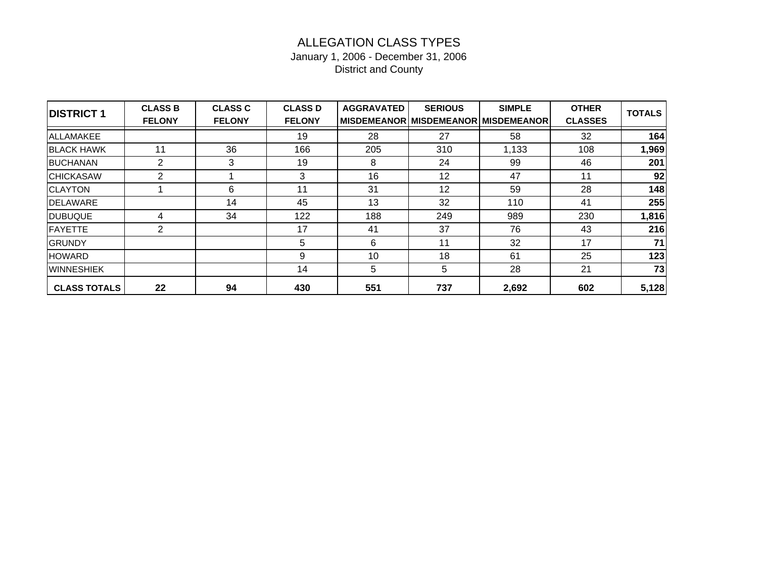# ALLEGATION CLASS TYPES

January 1, 2006 - December 31, 2006

District and County

| DISTRICT 1 | CLASS B FELONY | CLASS C FELONY | CLASS D FELONY | AGGRAVATED MISDEMEANOR | SERIOUS MISDEMEANOR | SIMPLE MISDEMEANOR | OTHER CLASSES | TOTALS |
|---|---|---|---|---|---|---|---|---|
| ALLAMAKEE | | | 19 | 28 | 27 | 58 | 32 | **164** |
| BLACK HAWK | 11 | 36 | 166 | 205 | 310 | 1,133 | 108 | **1,969** |
| BUCHANAN | 2 | 3 | 19 | 8 | 24 | 99 | 46 | **201** |
| CHICKASAW | 2 | 1 | 3 | 16 | 12 | 47 | 11 | **92** |
| CLAYTON | 1 | 6 | 11 | 31 | 12 | 59 | 28 | **148** |
| DELAWARE | | 14 | 45 | 13 | 32 | 110 | 41 | **255** |
| DUBUQUE | 4 | 34 | 122 | 188 | 249 | 989 | 230 | **1,816** |
| FAYETTE | 2 | | 17 | 41 | 37 | 76 | 43 | **216** |
| GRUNDY | | | 5 | 6 | 11 | 32 | 17 | **71** |
| HOWARD | | | 9 | 10 | 18 | 61 | 25 | **123** |
| WINNESHIEK | | | 14 | 5 | 5 | 28 | 21 | **73** |
| **CLASS TOTALS** | **22** | **94** | **430** | **551** | **737** | **2,692** | **602** | **5,128** |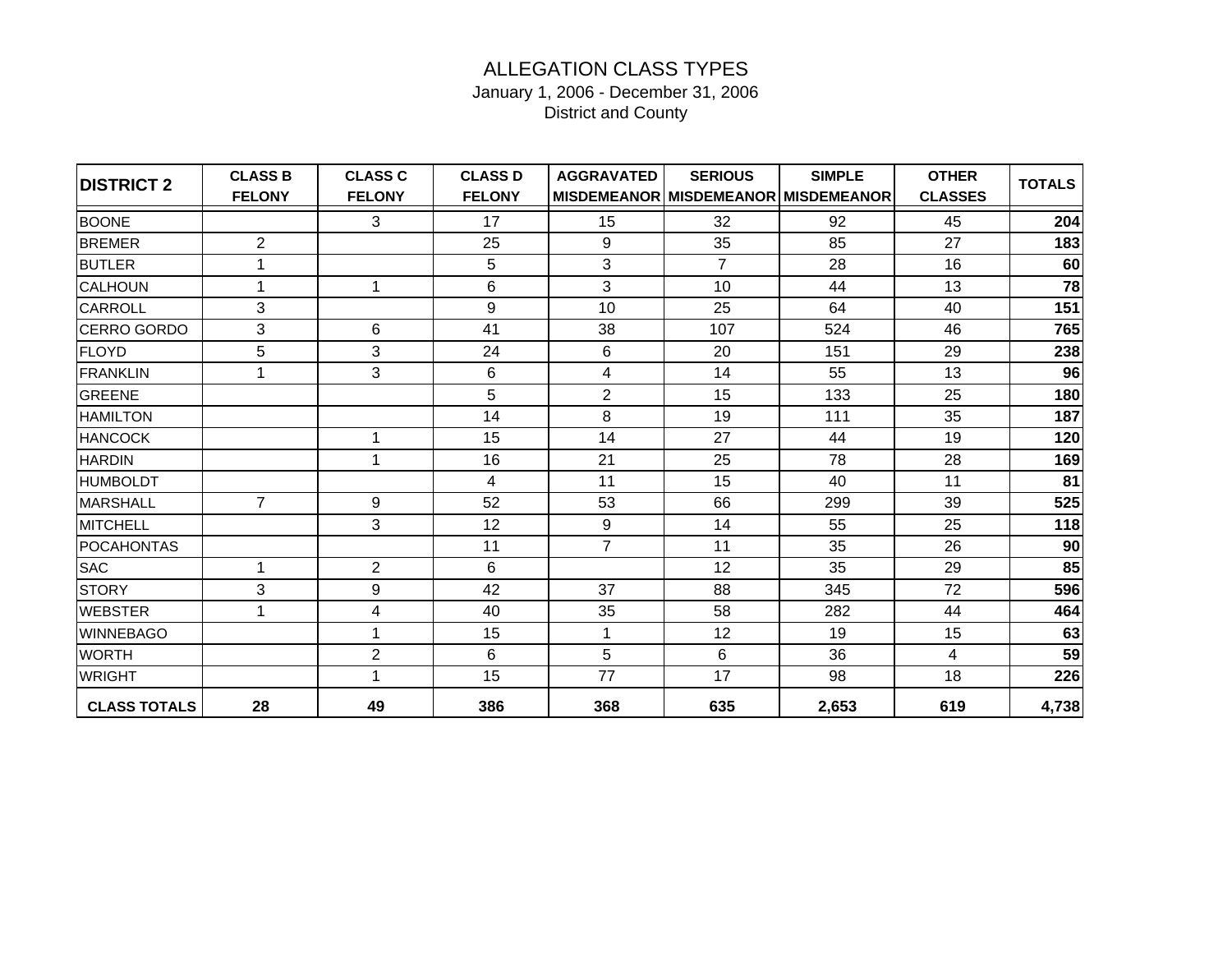# ALLEGATION CLASS TYPES

January 1, 2006 - December 31, 2006

District and County

| DISTRICT 2 | CLASS B FELONY | CLASS C FELONY | CLASS D FELONY | AGGRAVATED MISDEMEANOR | SERIOUS MISDEMEANOR | SIMPLE MISDEMEANOR | OTHER CLASSES | TOTALS |
|---|---|---|---|---|---|---|---|---|
| BOONE | | 3 | 17 | 15 | 32 | 92 | 45 | **204** |
| BREMER | 2 | | 25 | 9 | 35 | 85 | 27 | **183** |
| BUTLER | 1 | | 5 | 3 | 7 | 28 | 16 | **60** |
| CALHOUN | 1 | 1 | 6 | 3 | 10 | 44 | 13 | **78** |
| CARROLL | 3 | | 9 | 10 | 25 | 64 | 40 | **151** |
| CERRO GORDO | 3 | 6 | 41 | 38 | 107 | 524 | 46 | **765** |
| FLOYD | 5 | 3 | 24 | 6 | 20 | 151 | 29 | **238** |
| FRANKLIN | 1 | 3 | 6 | 4 | 14 | 55 | 13 | **96** |
| GREENE | | | 5 | 2 | 15 | 133 | 25 | **180** |
| HAMILTON | | | 14 | 8 | 19 | 111 | 35 | **187** |
| HANCOCK | | 1 | 15 | 14 | 27 | 44 | 19 | **120** |
| HARDIN | | 1 | 16 | 21 | 25 | 78 | 28 | **169** |
| HUMBOLDT | | | 4 | 11 | 15 | 40 | 11 | **81** |
| MARSHALL | 7 | 9 | 52 | 53 | 66 | 299 | 39 | **525** |
| MITCHELL | | 3 | 12 | 9 | 14 | 55 | 25 | **118** |
| POCAHONTAS | | | 11 | 7 | 11 | 35 | 26 | **90** |
| SAC | 1 | 2 | 6 | | 12 | 35 | 29 | **85** |
| STORY | 3 | 9 | 42 | 37 | 88 | 345 | 72 | **596** |
| WEBSTER | 1 | 4 | 40 | 35 | 58 | 282 | 44 | **464** |
| WINNEBAGO | | 1 | 15 | 1 | 12 | 19 | 15 | **63** |
| WORTH | | 2 | 6 | 5 | 6 | 36 | 4 | **59** |
| WRIGHT | | 1 | 15 | 77 | 17 | 98 | 18 | **226** |
| **CLASS TOTALS** | **28** | **49** | **386** | **368** | **635** | **2,653** | **619** | **4,738** |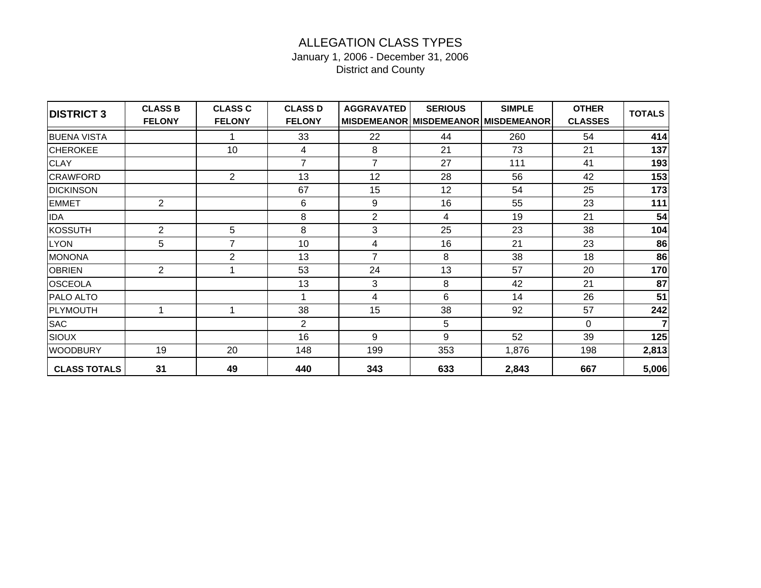# ALLEGATION CLASS TYPES

January 1, 2006 - December 31, 2006

District and County

| DISTRICT 3 | CLASS B FELONY | CLASS C FELONY | CLASS D FELONY | AGGRAVATED MISDEMEANOR | SERIOUS MISDEMEANOR | SIMPLE MISDEMEANOR | OTHER CLASSES | TOTALS |
|---|---|---|---|---|---|---|---|---|
| BUENA VISTA | | 1 | 33 | 22 | 44 | 260 | 54 | **414** |
| CHEROKEE | | 10 | 4 | 8 | 21 | 73 | 21 | **137** |
| CLAY | | | 7 | 7 | 27 | 111 | 41 | **193** |
| CRAWFORD | | 2 | 13 | 12 | 28 | 56 | 42 | **153** |
| DICKINSON | | | 67 | 15 | 12 | 54 | 25 | **173** |
| EMMET | 2 | | 6 | 9 | 16 | 55 | 23 | **111** |
| IDA | | | 8 | 2 | 4 | 19 | 21 | **54** |
| KOSSUTH | 2 | 5 | 8 | 3 | 25 | 23 | 38 | **104** |
| LYON | 5 | 7 | 10 | 4 | 16 | 21 | 23 | **86** |
| MONONA | | 2 | 13 | 7 | 8 | 38 | 18 | **86** |
| OBRIEN | 2 | 1 | 53 | 24 | 13 | 57 | 20 | **170** |
| OSCEOLA | | | 13 | 3 | 8 | 42 | 21 | **87** |
| PALO ALTO | | | 1 | 4 | 6 | 14 | 26 | **51** |
| PLYMOUTH | 1 | 1 | 38 | 15 | 38 | 92 | 57 | **242** |
| SAC | | | 2 | | 5 | | 0 | **7** |
| SIOUX | | | 16 | 9 | 9 | 52 | 39 | **125** |
| WOODBURY | 19 | 20 | 148 | 199 | 353 | 1,876 | 198 | **2,813** |
| **CLASS TOTALS** | **31** | **49** | **440** | **343** | **633** | **2,843** | **667** | **5,006** |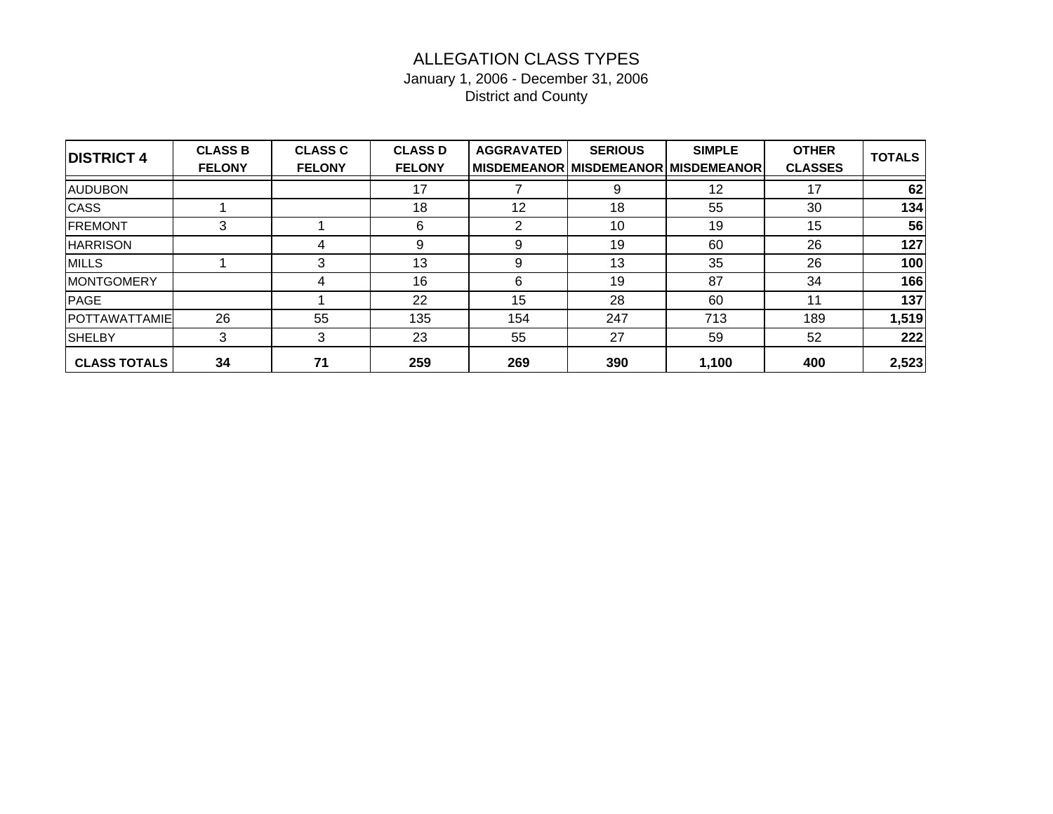# ALLEGATION CLASS TYPES

January 1, 2006 - December 31, 2006

District and County

| DISTRICT 4 | CLASS B FELONY | CLASS C FELONY | CLASS D FELONY | AGGRAVATED MISDEMEANOR | SERIOUS MISDEMEANOR | SIMPLE MISDEMEANOR | OTHER CLASSES | TOTALS |
|---|---|---|---|---|---|---|---|---|
| AUDUBON | | | 17 | 7 | 9 | 12 | 17 | **62** |
| CASS | 1 | | 18 | 12 | 18 | 55 | 30 | **134** |
| FREMONT | 3 | 1 | 6 | 2 | 10 | 19 | 15 | **56** |
| HARRISON | | 4 | 9 | 9 | 19 | 60 | 26 | **127** |
| MILLS | 1 | 3 | 13 | 9 | 13 | 35 | 26 | **100** |
| MONTGOMERY | | 4 | 16 | 6 | 19 | 87 | 34 | **166** |
| PAGE | | 1 | 22 | 15 | 28 | 60 | 11 | **137** |
| POTTAWATTAMIE | 26 | 55 | 135 | 154 | 247 | 713 | 189 | **1,519** |
| SHELBY | 3 | 3 | 23 | 55 | 27 | 59 | 52 | **222** |
| **CLASS TOTALS** | **34** | **71** | **259** | **269** | **390** | **1,100** | **400** | **2,523** |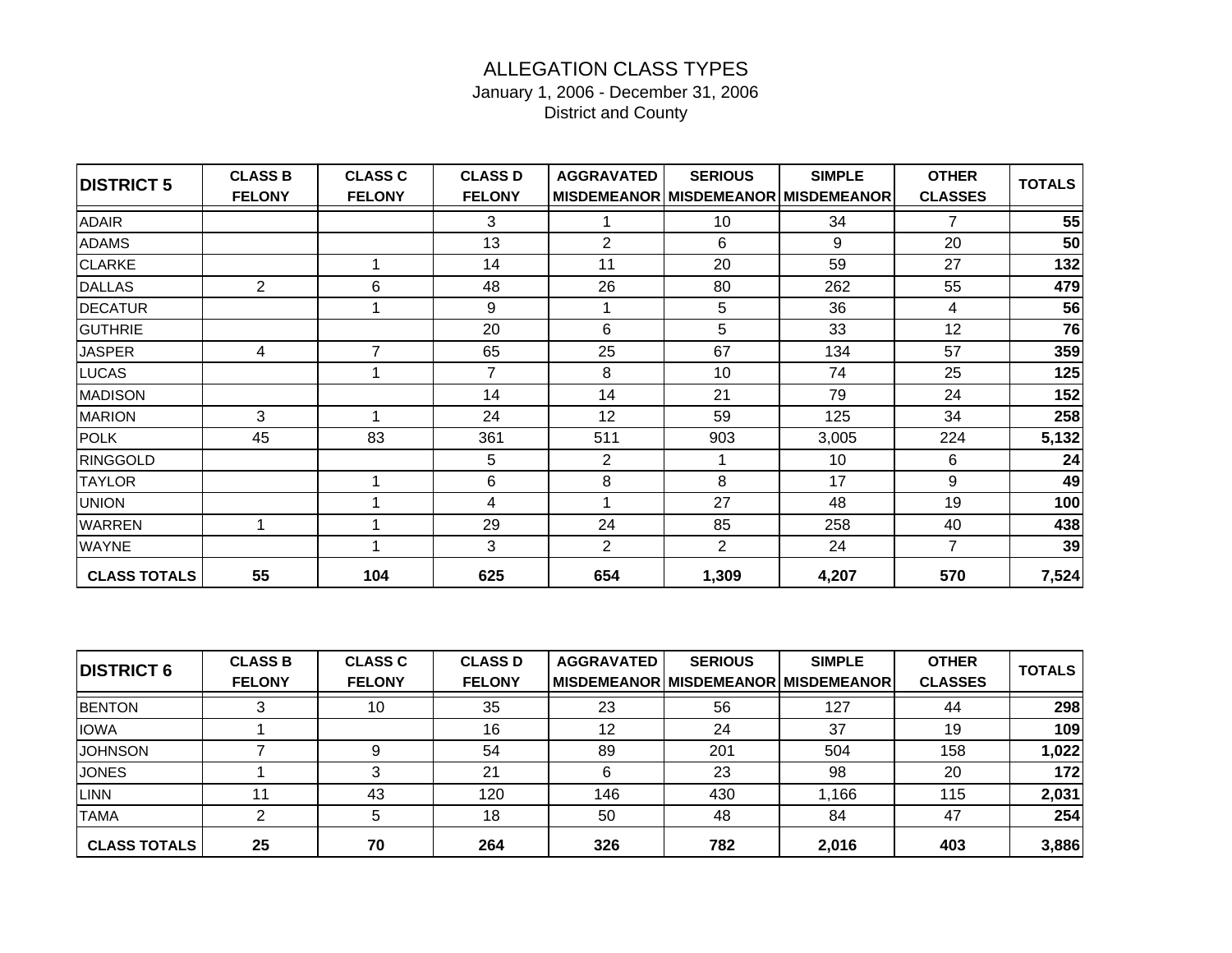# ALLEGATION CLASS TYPES

January 1, 2006 - December 31, 2006

District and County

| DISTRICT 5 | CLASS B FELONY | CLASS C FELONY | CLASS D FELONY | AGGRAVATED MISDEMEANOR | SERIOUS MISDEMEANOR | SIMPLE MISDEMEANOR | OTHER CLASSES | TOTALS |
|---|---|---|---|---|---|---|---|---|
| ADAIR | | | 3 | 1 | 10 | 34 | 7 | **55** |
| ADAMS | | | 13 | 2 | 6 | 9 | 20 | **50** |
| CLARKE | | 1 | 14 | 11 | 20 | 59 | 27 | **132** |
| DALLAS | 2 | 6 | 48 | 26 | 80 | 262 | 55 | **479** |
| DECATUR | | 1 | 9 | 1 | 5 | 36 | 4 | **56** |
| GUTHRIE | | | 20 | 6 | 5 | 33 | 12 | **76** |
| JASPER | 4 | 7 | 65 | 25 | 67 | 134 | 57 | **359** |
| LUCAS | | 1 | 7 | 8 | 10 | 74 | 25 | **125** |
| MADISON | | | 14 | 14 | 21 | 79 | 24 | **152** |
| MARION | 3 | 1 | 24 | 12 | 59 | 125 | 34 | **258** |
| POLK | 45 | 83 | 361 | 511 | 903 | 3,005 | 224 | **5,132** |
| RINGGOLD | | | 5 | 2 | 1 | 10 | 6 | **24** |
| TAYLOR | | 1 | 6 | 8 | 8 | 17 | 9 | **49** |
| UNION | | 1 | 4 | 1 | 27 | 48 | 19 | **100** |
| WARREN | 1 | 1 | 29 | 24 | 85 | 258 | 40 | **438** |
| WAYNE | | 1 | 3 | 2 | 2 | 24 | 7 | **39** |
| **CLASS TOTALS** | **55** | **104** | **625** | **654** | **1,309** | **4,207** | **570** | **7,524** |

| DISTRICT 6 | CLASS B FELONY | CLASS C FELONY | CLASS D FELONY | AGGRAVATED MISDEMEANOR | SERIOUS MISDEMEANOR | SIMPLE MISDEMEANOR | OTHER CLASSES | TOTALS |
|---|---|---|---|---|---|---|---|---|
| BENTON | 3 | 10 | 35 | 23 | 56 | 127 | 44 | **298** |
| IOWA | 1 | | 16 | 12 | 24 | 37 | 19 | **109** |
| JOHNSON | 7 | 9 | 54 | 89 | 201 | 504 | 158 | **1,022** |
| JONES | 1 | 3 | 21 | 6 | 23 | 98 | 20 | **172** |
| LINN | 11 | 43 | 120 | 146 | 430 | 1,166 | 115 | **2,031** |
| TAMA | 2 | 5 | 18 | 50 | 48 | 84 | 47 | **254** |
| **CLASS TOTALS** | **25** | **70** | **264** | **326** | **782** | **2,016** | **403** | **3,886** |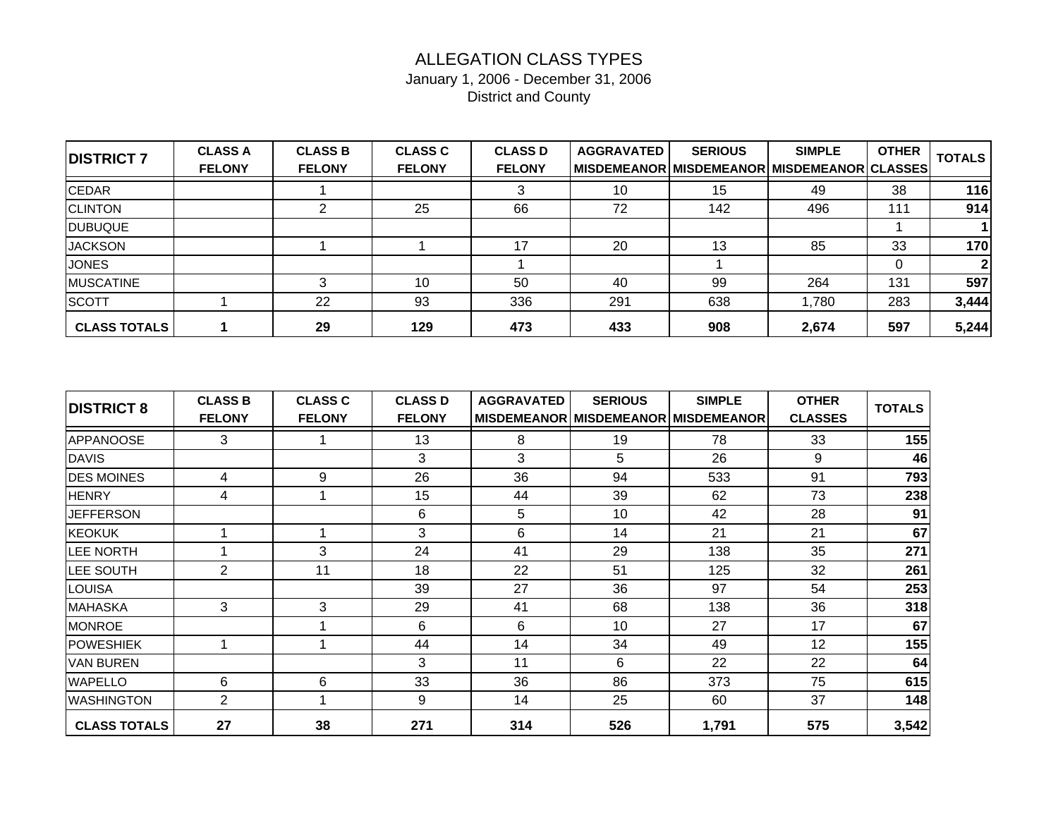# ALLEGATION CLASS TYPES

January 1, 2006 - December 31, 2006

District and County

| DISTRICT 7 | CLASS A FELONY | CLASS B FELONY | CLASS C FELONY | CLASS D FELONY | AGGRAVATED MISDEMEANOR | SERIOUS MISDEMEANOR | SIMPLE MISDEMEANOR | OTHER CLASSES | TOTALS |
|---|---|---|---|---|---|---|---|---|---|
| CEDAR | | 1 | | 3 | 10 | 15 | 49 | 38 | **116** |
| CLINTON | | 2 | 25 | 66 | 72 | 142 | 496 | 111 | **914** |
| DUBUQUE | | | | | | | | 1 | **1** |
| JACKSON | | 1 | 1 | 17 | 20 | 13 | 85 | 33 | **170** |
| JONES | | | | 1 | | 1 | | 0 | **2** |
| MUSCATINE | | 3 | 10 | 50 | 40 | 99 | 264 | 131 | **597** |
| SCOTT | 1 | 22 | 93 | 336 | 291 | 638 | 1,780 | 283 | **3,444** |
| **CLASS TOTALS** | **1** | **29** | **129** | **473** | **433** | **908** | **2,674** | **597** | **5,244** |

| DISTRICT 8 | CLASS B FELONY | CLASS C FELONY | CLASS D FELONY | AGGRAVATED MISDEMEANOR | SERIOUS MISDEMEANOR | SIMPLE MISDEMEANOR | OTHER CLASSES | TOTALS |
|---|---|---|---|---|---|---|---|---|
| APPANOOSE | 3 | 1 | 13 | 8 | 19 | 78 | 33 | **155** |
| DAVIS | | | 3 | 3 | 5 | 26 | 9 | **46** |
| DES MOINES | 4 | 9 | 26 | 36 | 94 | 533 | 91 | **793** |
| HENRY | 4 | 1 | 15 | 44 | 39 | 62 | 73 | **238** |
| JEFFERSON | | | 6 | 5 | 10 | 42 | 28 | **91** |
| KEOKUK | 1 | 1 | 3 | 6 | 14 | 21 | 21 | **67** |
| LEE NORTH | 1 | 3 | 24 | 41 | 29 | 138 | 35 | **271** |
| LEE SOUTH | 2 | 11 | 18 | 22 | 51 | 125 | 32 | **261** |
| LOUISA | | | 39 | 27 | 36 | 97 | 54 | **253** |
| MAHASKA | 3 | 3 | 29 | 41 | 68 | 138 | 36 | **318** |
| MONROE | | 1 | 6 | 6 | 10 | 27 | 17 | **67** |
| POWESHIEK | 1 | 1 | 44 | 14 | 34 | 49 | 12 | **155** |
| VAN BUREN | | | 3 | 11 | 6 | 22 | 22 | **64** |
| WAPELLO | 6 | 6 | 33 | 36 | 86 | 373 | 75 | **615** |
| WASHINGTON | 2 | 1 | 9 | 14 | 25 | 60 | 37 | **148** |
| **CLASS TOTALS** | **27** | **38** | **271** | **314** | **526** | **1,791** | **575** | **3,542** |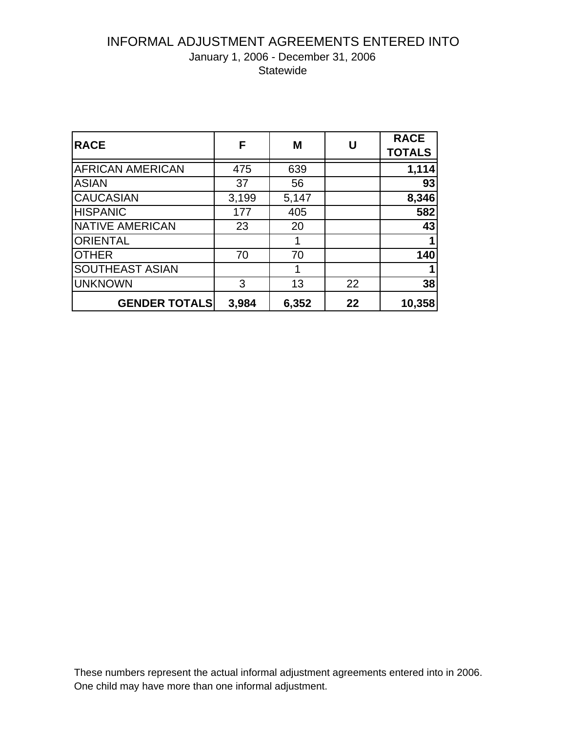# INFORMAL ADJUSTMENT AGREEMENTS ENTERED INTO

January 1, 2006 - December 31, 2006

Statewide

| RACE | F | M | U | RACE TOTALS |
|---|---|---|---|---|
| AFRICAN AMERICAN | 475 | 639 | | **1,114** |
| ASIAN | 37 | 56 | | **93** |
| CAUCASIAN | 3,199 | 5,147 | | **8,346** |
| HISPANIC | 177 | 405 | | **582** |
| NATIVE AMERICAN | 23 | 20 | | **43** |
| ORIENTAL | | 1 | | **1** |
| OTHER | 70 | 70 | | **140** |
| SOUTHEAST ASIAN | | 1 | | **1** |
| UNKNOWN | 3 | 13 | 22 | **38** |
| **GENDER TOTALS** | **3,984** | **6,352** | **22** | **10,358** |

These numbers represent the actual informal adjustment agreements entered into in 2006.
One child may have more than one informal adjustment.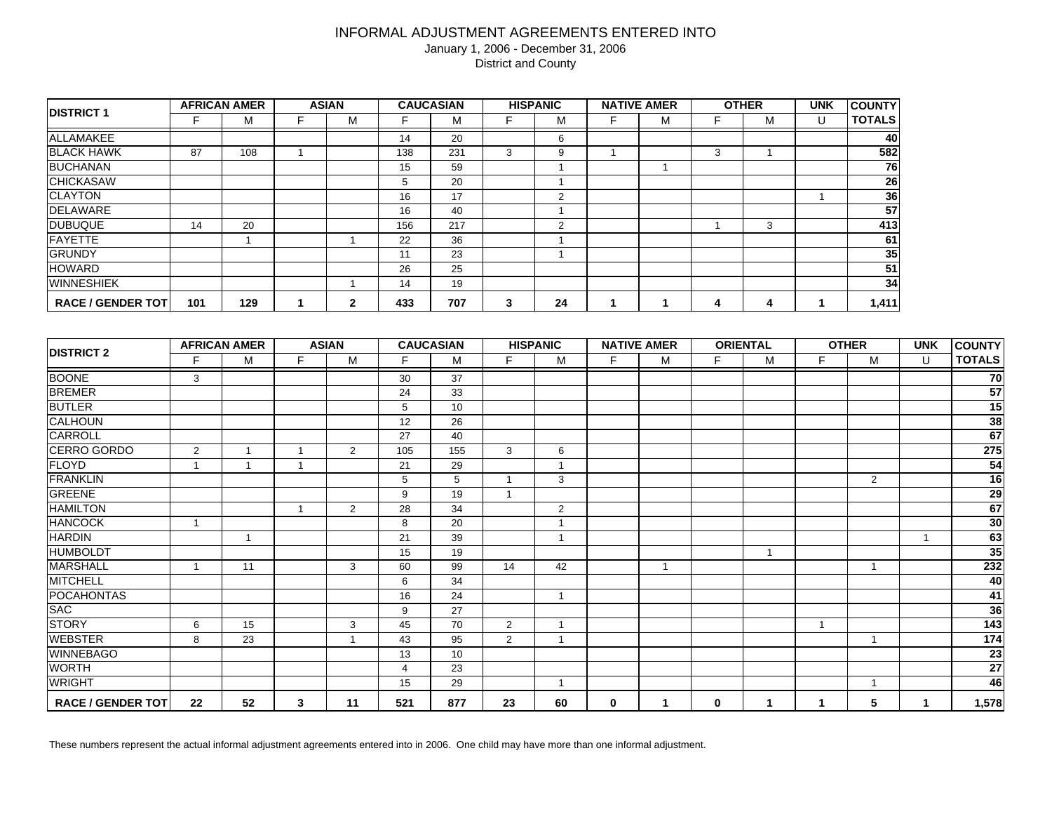# INFORMAL ADJUSTMENT AGREEMENTS ENTERED INTO

January 1, 2006 - December 31, 2006

District and County

| DISTRICT 1 | AFRICAN AMER | | ASIAN | | CAUCASIAN | | HISPANIC | | NATIVE AMER | | OTHER | | UNK | COUNTY |
|---|---|---|---|---|---|---|---|---|---|---|---|---|---|---|
| | F | M | F | M | F | M | F | M | F | M | F | M | U | TOTALS |
| ALLAMAKEE | | | | | 14 | 20 | | 6 | | | | | | 40 |
| BLACK HAWK | 87 | 108 | 1 | | 138 | 231 | 3 | 9 | 1 | | 3 | 1 | | 582 |
| BUCHANAN | | | | | 15 | 59 | | 1 | | 1 | | | | 76 |
| CHICKASAW | | | | | 5 | 20 | | 1 | | | | | | 26 |
| CLAYTON | | | | | 16 | 17 | | 2 | | | | | 1 | 36 |
| DELAWARE | | | | | 16 | 40 | | 1 | | | | | | 57 |
| DUBUQUE | 14 | 20 | | | 156 | 217 | | 2 | | | 1 | 3 | | 413 |
| FAYETTE | | 1 | | 1 | 22 | 36 | | 1 | | | | | | 61 |
| GRUNDY | | | | | 11 | 23 | | 1 | | | | | | 35 |
| HOWARD | | | | | 26 | 25 | | | | | | | | 51 |
| WINNESHIEK | | | | 1 | 14 | 19 | | | | | | | | 34 |
| **RACE / GENDER TOT** | **101** | **129** | **1** | **2** | **433** | **707** | **3** | **24** | **1** | **1** | **4** | **4** | **1** | **1,411** |

| DISTRICT 2 | AFRICAN AMER | | ASIAN | | CAUCASIAN | | HISPANIC | | NATIVE AMER | | ORIENTAL | | OTHER | | UNK | COUNTY |
|---|---|---|---|---|---|---|---|---|---|---|---|---|---|---|---|---|
| | F | M | F | M | F | M | F | M | F | M | F | M | F | M | U | TOTALS |
| BOONE | 3 | | | | 30 | 37 | | | | | | | | | | 70 |
| BREMER | | | | | 24 | 33 | | | | | | | | | | 57 |
| BUTLER | | | | | 5 | 10 | | | | | | | | | | 15 |
| CALHOUN | | | | | 12 | 26 | | | | | | | | | | 38 |
| CARROLL | | | | | 27 | 40 | | | | | | | | | | 67 |
| CERRO GORDO | 2 | 1 | 1 | 2 | 105 | 155 | 3 | 6 | | | | | | | | 275 |
| FLOYD | 1 | 1 | 1 | | 21 | 29 | | 1 | | | | | | | | 54 |
| FRANKLIN | | | | | 5 | 5 | 1 | 3 | | | | | | 2 | | 16 |
| GREENE | | | | | 9 | 19 | 1 | | | | | | | | | 29 |
| HAMILTON | | | 1 | 2 | 28 | 34 | | 2 | | | | | | | | 67 |
| HANCOCK | 1 | | | | 8 | 20 | | 1 | | | | | | | | 30 |
| HARDIN | | 1 | | | 21 | 39 | | 1 | | | | | | | 1 | 63 |
| HUMBOLDT | | | | | 15 | 19 | | | | | | 1 | | | | 35 |
| MARSHALL | 1 | 11 | | 3 | 60 | 99 | 14 | 42 | | 1 | | | | 1 | | 232 |
| MITCHELL | | | | | 6 | 34 | | | | | | | | | | 40 |
| POCAHONTAS | | | | | 16 | 24 | | 1 | | | | | | | | 41 |
| SAC | | | | | 9 | 27 | | | | | | | | | | 36 |
| STORY | 6 | 15 | | 3 | 45 | 70 | 2 | 1 | | | | | 1 | | | 143 |
| WEBSTER | 8 | 23 | | 1 | 43 | 95 | 2 | 1 | | | | | | 1 | | 174 |
| WINNEBAGO | | | | | 13 | 10 | | | | | | | | | | 23 |
| WORTH | | | | | 4 | 23 | | | | | | | | | | 27 |
| WRIGHT | | | | | 15 | 29 | | 1 | | | | | | 1 | | 46 |
| **RACE / GENDER TOT** | **22** | **52** | **3** | **11** | **521** | **877** | **23** | **60** | **0** | **1** | **0** | **1** | **1** | **5** | **1** | **1,578** |

These numbers represent the actual informal adjustment agreements entered into in 2006. One child may have more than one informal adjustment.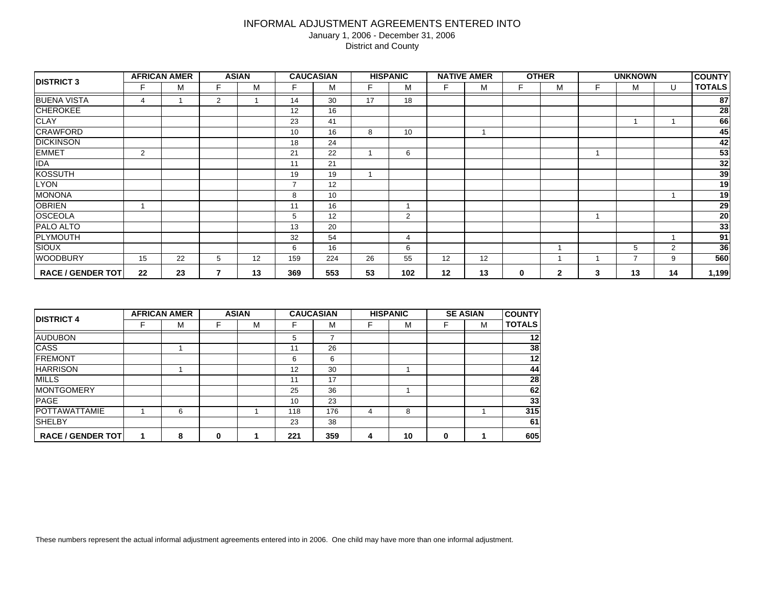# INFORMAL ADJUSTMENT AGREEMENTS ENTERED INTO

January 1, 2006 - December 31, 2006

District and County

| DISTRICT 3 | AFRICAN AMER | | ASIAN | | CAUCASIAN | | HISPANIC | | NATIVE AMER | | OTHER | | UNKNOWN | | | COUNTY |
|---|---|---|---|---|---|---|---|---|---|---|---|---|---|---|---|---|
| | F | M | F | M | F | M | F | M | F | M | F | M | F | M | U | TOTALS |
| BUENA VISTA | 4 | 1 | 2 | 1 | 14 | 30 | 17 | 18 | | | | | | | | 87 |
| CHEROKEE | | | | | 12 | 16 | | | | | | | | | | 28 |
| CLAY | | | | | 23 | 41 | | | | | | | | 1 | 1 | 66 |
| CRAWFORD | | | | | 10 | 16 | 8 | 10 | | 1 | | | | | | 45 |
| DICKINSON | | | | | 18 | 24 | | | | | | | | | | 42 |
| EMMET | 2 | | | | 21 | 22 | 1 | 6 | | | | | 1 | | | 53 |
| IDA | | | | | 11 | 21 | | | | | | | | | | 32 |
| KOSSUTH | | | | | 19 | 19 | 1 | | | | | | | | | 39 |
| LYON | | | | | 7 | 12 | | | | | | | | | | 19 |
| MONONA | | | | | 8 | 10 | | | | | | | | | 1 | 19 |
| OBRIEN | 1 | | | | 11 | 16 | | 1 | | | | | | | | 29 |
| OSCEOLA | | | | | 5 | 12 | | 2 | | | | | 1 | | | 20 |
| PALO ALTO | | | | | 13 | 20 | | | | | | | | | | 33 |
| PLYMOUTH | | | | | 32 | 54 | | 4 | | | | | | | 1 | 91 |
| SIOUX | | | | | 6 | 16 | | 6 | | | | 1 | | 5 | 2 | 36 |
| WOODBURY | 15 | 22 | 5 | 12 | 159 | 224 | 26 | 55 | 12 | 12 | | 1 | 1 | 7 | 9 | 560 |
| **RACE / GENDER TOT** | **22** | **23** | **7** | **13** | **369** | **553** | **53** | **102** | **12** | **13** | **0** | **2** | **3** | **13** | **14** | **1,199** |

| DISTRICT 4 | AFRICAN AMER | | ASIAN | | CAUCASIAN | | HISPANIC | | SE ASIAN | | COUNTY |
|---|---|---|---|---|---|---|---|---|---|---|---|
| | F | M | F | M | F | M | F | M | F | M | TOTALS |
| AUDUBON | | | | | 5 | 7 | | | | | 12 |
| CASS | | 1 | | | 11 | 26 | | | | | 38 |
| FREMONT | | | | | 6 | 6 | | | | | 12 |
| HARRISON | | 1 | | | 12 | 30 | | 1 | | | 44 |
| MILLS | | | | | 11 | 17 | | | | | 28 |
| MONTGOMERY | | | | | 25 | 36 | | 1 | | | 62 |
| PAGE | | | | | 10 | 23 | | | | | 33 |
| POTTAWATTAMIE | 1 | 6 | | 1 | 118 | 176 | 4 | 8 | | 1 | 315 |
| SHELBY | | | | | 23 | 38 | | | | | 61 |
| **RACE / GENDER TOT** | **1** | **8** | **0** | **1** | **221** | **359** | **4** | **10** | **0** | **1** | **605** |

These numbers represent the actual informal adjustment agreements entered into in 2006. One child may have more than one informal adjustment.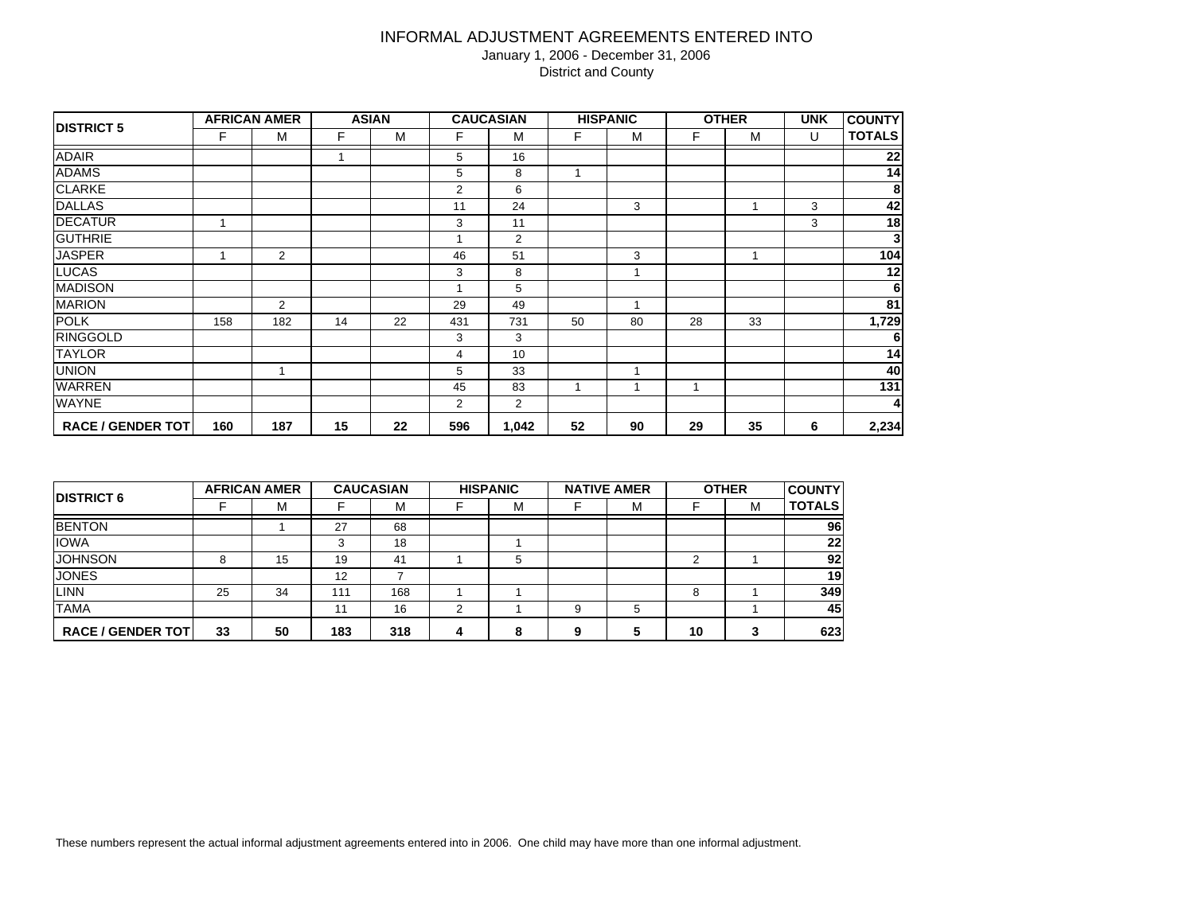# INFORMAL ADJUSTMENT AGREEMENTS ENTERED INTO

January 1, 2006 - December 31, 2006

District and County

| DISTRICT 5 | AFRICAN AMER | | ASIAN | | CAUCASIAN | | HISPANIC | | OTHER | | UNK | COUNTY TOTALS |
|---|---|---|---|---|---|---|---|---|---|---|---|---|
| | F | M | F | M | F | M | F | M | F | M | U | |
| ADAIR | | | 1 | | 5 | 16 | | | | | | 22 |
| ADAMS | | | | | 5 | 8 | 1 | | | | | 14 |
| CLARKE | | | | | 2 | 6 | | | | | | 8 |
| DALLAS | | | | | 11 | 24 | | 3 | | 1 | 3 | 42 |
| DECATUR | 1 | | | | 3 | 11 | | | | | 3 | 18 |
| GUTHRIE | | | | | 1 | 2 | | | | | | 3 |
| JASPER | 1 | 2 | | | 46 | 51 | | 3 | | 1 | | 104 |
| LUCAS | | | | | 3 | 8 | | 1 | | | | 12 |
| MADISON | | | | | 1 | 5 | | | | | | 6 |
| MARION | | 2 | | | 29 | 49 | | 1 | | | | 81 |
| POLK | 158 | 182 | 14 | 22 | 431 | 731 | 50 | 80 | 28 | 33 | | 1,729 |
| RINGGOLD | | | | | 3 | 3 | | | | | | 6 |
| TAYLOR | | | | | 4 | 10 | | | | | | 14 |
| UNION | | 1 | | | 5 | 33 | | 1 | | | | 40 |
| WARREN | | | | | 45 | 83 | 1 | 1 | 1 | | | 131 |
| WAYNE | | | | | 2 | 2 | | | | | | 4 |
| **RACE / GENDER TOT** | **160** | **187** | **15** | **22** | **596** | **1,042** | **52** | **90** | **29** | **35** | **6** | **2,234** |

| DISTRICT 6 | AFRICAN AMER | | CAUCASIAN | | HISPANIC | | NATIVE AMER | | OTHER | | COUNTY TOTALS |
|---|---|---|---|---|---|---|---|---|---|---|---|
| | F | M | F | M | F | M | F | M | F | M | |
| BENTON | | 1 | 27 | 68 | | | | | | | 96 |
| IOWA | | | 3 | 18 | | 1 | | | | | 22 |
| JOHNSON | 8 | 15 | 19 | 41 | 1 | 5 | | | 2 | 1 | 92 |
| JONES | | | 12 | 7 | | | | | | | 19 |
| LINN | 25 | 34 | 111 | 168 | 1 | 1 | | | 8 | 1 | 349 |
| TAMA | | | 11 | 16 | 2 | 1 | 9 | 5 | | 1 | 45 |
| **RACE / GENDER TOT** | **33** | **50** | **183** | **318** | **4** | **8** | **9** | **5** | **10** | **3** | **623** |

These numbers represent the actual informal adjustment agreements entered into in 2006. One child may have more than one informal adjustment.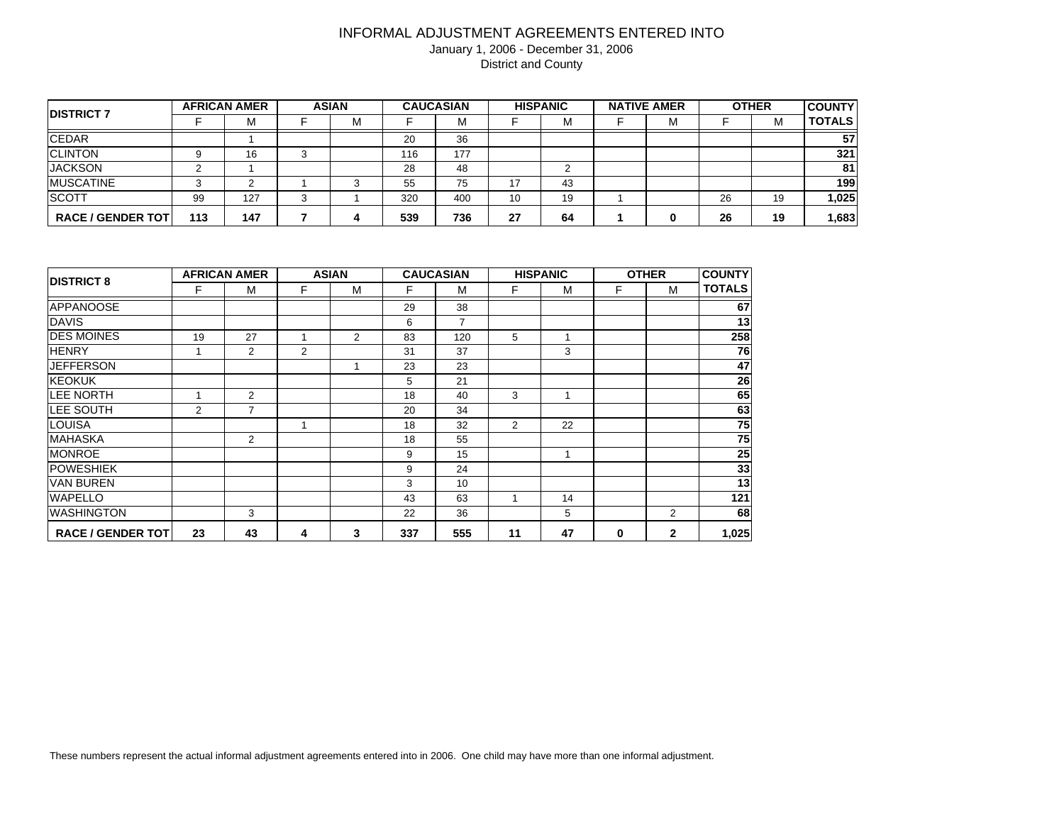# INFORMAL ADJUSTMENT AGREEMENTS ENTERED INTO

January 1, 2006 - December 31, 2006

District and County

| DISTRICT 7 | AFRICAN AMER | | ASIAN | | CAUCASIAN | | HISPANIC | | NATIVE AMER | | OTHER | | COUNTY TOTALS |
|---|---|---|---|---|---|---|---|---|---|---|---|---|---|
| | F | M | F | M | F | M | F | M | F | M | F | M | |
| CEDAR | | 1 | | | 20 | 36 | | | | | | | 57 |
| CLINTON | 9 | 16 | 3 | | 116 | 177 | | | | | | | 321 |
| JACKSON | 2 | 1 | | | 28 | 48 | | 2 | | | | | 81 |
| MUSCATINE | 3 | 2 | 1 | 3 | 55 | 75 | 17 | 43 | | | | | 199 |
| SCOTT | 99 | 127 | 3 | 1 | 320 | 400 | 10 | 19 | 1 | | 26 | 19 | 1,025 |
| **RACE / GENDER TOT** | **113** | **147** | **7** | **4** | **539** | **736** | **27** | **64** | **1** | **0** | **26** | **19** | **1,683** |

| DISTRICT 8 | AFRICAN AMER | | ASIAN | | CAUCASIAN | | HISPANIC | | OTHER | | COUNTY TOTALS |
|---|---|---|---|---|---|---|---|---|---|---|---|
| | F | M | F | M | F | M | F | M | F | M | |
| APPANOOSE | | | | | 29 | 38 | | | | | 67 |
| DAVIS | | | | | 6 | 7 | | | | | 13 |
| DES MOINES | 19 | 27 | 1 | 2 | 83 | 120 | 5 | 1 | | | 258 |
| HENRY | 1 | 2 | 2 | | 31 | 37 | | 3 | | | 76 |
| JEFFERSON | | | | 1 | 23 | 23 | | | | | 47 |
| KEOKUK | | | | | 5 | 21 | | | | | 26 |
| LEE NORTH | 1 | 2 | | | 18 | 40 | 3 | 1 | | | 65 |
| LEE SOUTH | 2 | 7 | | | 20 | 34 | | | | | 63 |
| LOUISA | | | 1 | | 18 | 32 | 2 | 22 | | | 75 |
| MAHASKA | | 2 | | | 18 | 55 | | | | | 75 |
| MONROE | | | | | 9 | 15 | | 1 | | | 25 |
| POWESHIEK | | | | | 9 | 24 | | | | | 33 |
| VAN BUREN | | | | | 3 | 10 | | | | | 13 |
| WAPELLO | | | | | 43 | 63 | 1 | 14 | | | 121 |
| WASHINGTON | | 3 | | | 22 | 36 | | 5 | | 2 | 68 |
| **RACE / GENDER TOT** | **23** | **43** | **4** | **3** | **337** | **555** | **11** | **47** | **0** | **2** | **1,025** |

These numbers represent the actual informal adjustment agreements entered into in 2006. One child may have more than one informal adjustment.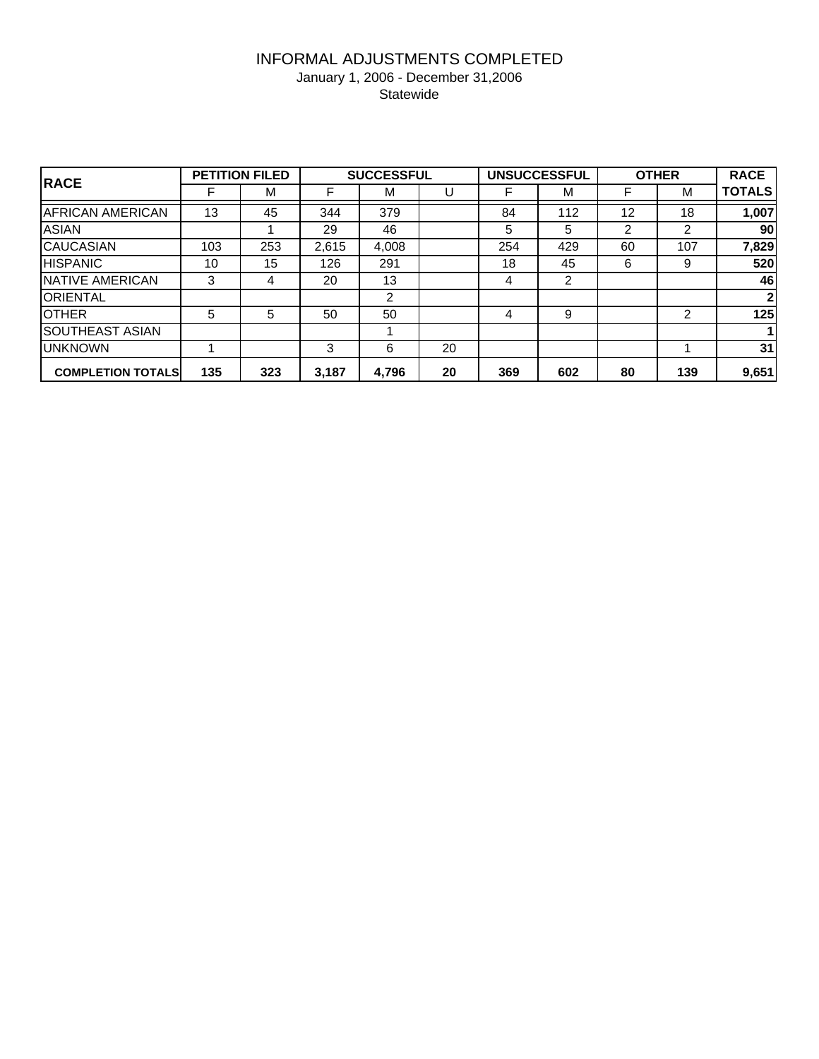# INFORMAL ADJUSTMENTS COMPLETED

January 1, 2006 - December 31,2006

Statewide

| RACE | PETITION FILED | | SUCCESSFUL | | | UNSUCCESSFUL | | OTHER | | RACE |
|---|---|---|---|---|---|---|---|---|---|---|
| | F | M | F | M | U | F | M | F | M | TOTALS |
| AFRICAN AMERICAN | 13 | 45 | 344 | 379 | | 84 | 112 | 12 | 18 | **1,007** |
| ASIAN | | 1 | 29 | 46 | | 5 | 5 | 2 | 2 | **90** |
| CAUCASIAN | 103 | 253 | 2,615 | 4,008 | | 254 | 429 | 60 | 107 | **7,829** |
| HISPANIC | 10 | 15 | 126 | 291 | | 18 | 45 | 6 | 9 | **520** |
| NATIVE AMERICAN | 3 | 4 | 20 | 13 | | 4 | 2 | | | **46** |
| ORIENTAL | | | | 2 | | | | | | **2** |
| OTHER | 5 | 5 | 50 | 50 | | 4 | 9 | | 2 | **125** |
| SOUTHEAST ASIAN | | | | 1 | | | | | | **1** |
| UNKNOWN | 1 | | 3 | 6 | 20 | | | | 1 | **31** |
| **COMPLETION TOTALS** | **135** | **323** | **3,187** | **4,796** | **20** | **369** | **602** | **80** | **139** | **9,651** |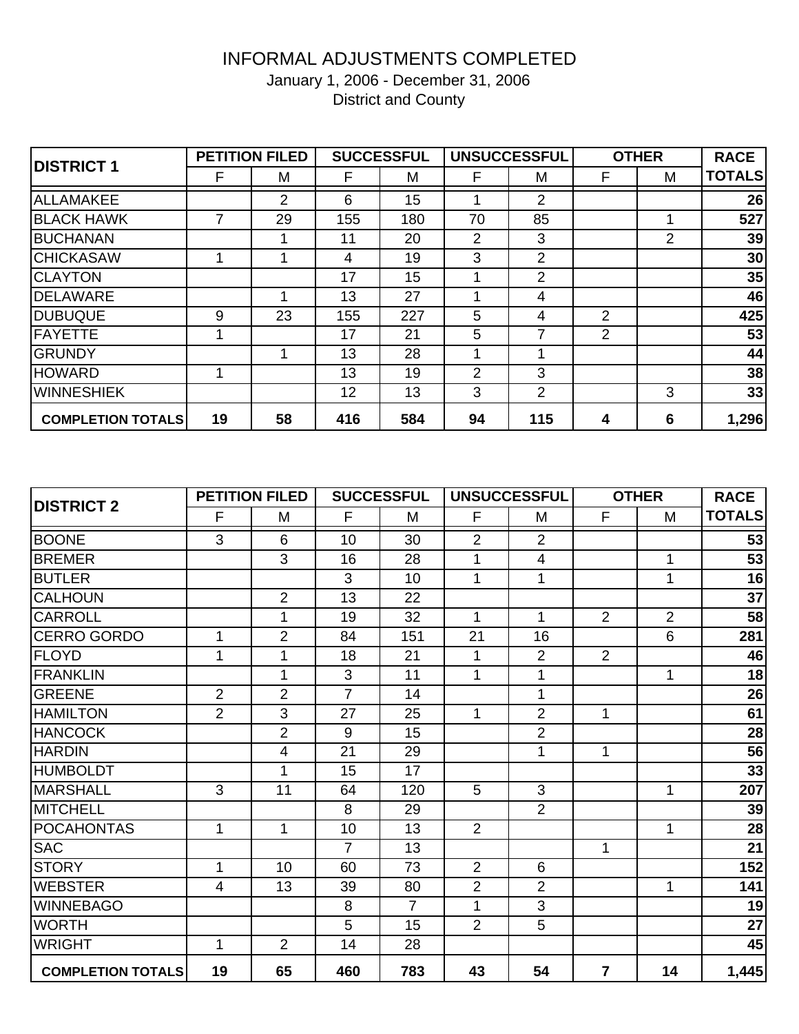# INFORMAL ADJUSTMENTS COMPLETED

January 1, 2006 - December 31, 2006

District and County

| DISTRICT 1 | PETITION FILED | | SUCCESSFUL | | UNSUCCESSFUL | | OTHER | | RACE TOTALS |
|---|---|---|---|---|---|---|---|---|---|
| | F | M | F | M | F | M | F | M | |
| ALLAMAKEE | | 2 | 6 | 15 | 1 | 2 | | | 26 |
| BLACK HAWK | 7 | 29 | 155 | 180 | 70 | 85 | | 1 | 527 |
| BUCHANAN | | 1 | 11 | 20 | 2 | 3 | | 2 | 39 |
| CHICKASAW | 1 | 1 | 4 | 19 | 3 | 2 | | | 30 |
| CLAYTON | | | 17 | 15 | 1 | 2 | | | 35 |
| DELAWARE | | 1 | 13 | 27 | 1 | 4 | | | 46 |
| DUBUQUE | 9 | 23 | 155 | 227 | 5 | 4 | 2 | | 425 |
| FAYETTE | 1 | | 17 | 21 | 5 | 7 | 2 | | 53 |
| GRUNDY | | 1 | 13 | 28 | 1 | 1 | | | 44 |
| HOWARD | 1 | | 13 | 19 | 2 | 3 | | | 38 |
| WINNESHIEK | | | 12 | 13 | 3 | 2 | | 3 | 33 |
| **COMPLETION TOTALS** | **19** | **58** | **416** | **584** | **94** | **115** | **4** | **6** | **1,296** |

| DISTRICT 2 | PETITION FILED | | SUCCESSFUL | | UNSUCCESSFUL | | OTHER | | RACE TOTALS |
|---|---|---|---|---|---|---|---|---|---|
| | F | M | F | M | F | M | F | M | |
| BOONE | 3 | 6 | 10 | 30 | 2 | 2 | | | 53 |
| BREMER | | 3 | 16 | 28 | 1 | 4 | | 1 | 53 |
| BUTLER | | | 3 | 10 | 1 | 1 | | 1 | 16 |
| CALHOUN | | 2 | 13 | 22 | | | | | 37 |
| CARROLL | | 1 | 19 | 32 | 1 | 1 | 2 | 2 | 58 |
| CERRO GORDO | 1 | 2 | 84 | 151 | 21 | 16 | | 6 | 281 |
| FLOYD | 1 | 1 | 18 | 21 | 1 | 2 | 2 | | 46 |
| FRANKLIN | | 1 | 3 | 11 | 1 | 1 | | 1 | 18 |
| GREENE | 2 | 2 | 7 | 14 | | 1 | | | 26 |
| HAMILTON | 2 | 3 | 27 | 25 | 1 | 2 | 1 | | 61 |
| HANCOCK | | 2 | 9 | 15 | | 2 | | | 28 |
| HARDIN | | 4 | 21 | 29 | | 1 | 1 | | 56 |
| HUMBOLDT | | 1 | 15 | 17 | | | | | 33 |
| MARSHALL | 3 | 11 | 64 | 120 | 5 | 3 | | 1 | 207 |
| MITCHELL | | | 8 | 29 | | 2 | | | 39 |
| POCAHONTAS | 1 | 1 | 10 | 13 | 2 | | | 1 | 28 |
| SAC | | | 7 | 13 | | | 1 | | 21 |
| STORY | 1 | 10 | 60 | 73 | 2 | 6 | | | 152 |
| WEBSTER | 4 | 13 | 39 | 80 | 2 | 2 | | 1 | 141 |
| WINNEBAGO | | | 8 | 7 | 1 | 3 | | | 19 |
| WORTH | | | 5 | 15 | 2 | 5 | | | 27 |
| WRIGHT | 1 | 2 | 14 | 28 | | | | | 45 |
| **COMPLETION TOTALS** | **19** | **65** | **460** | **783** | **43** | **54** | **7** | **14** | **1,445** |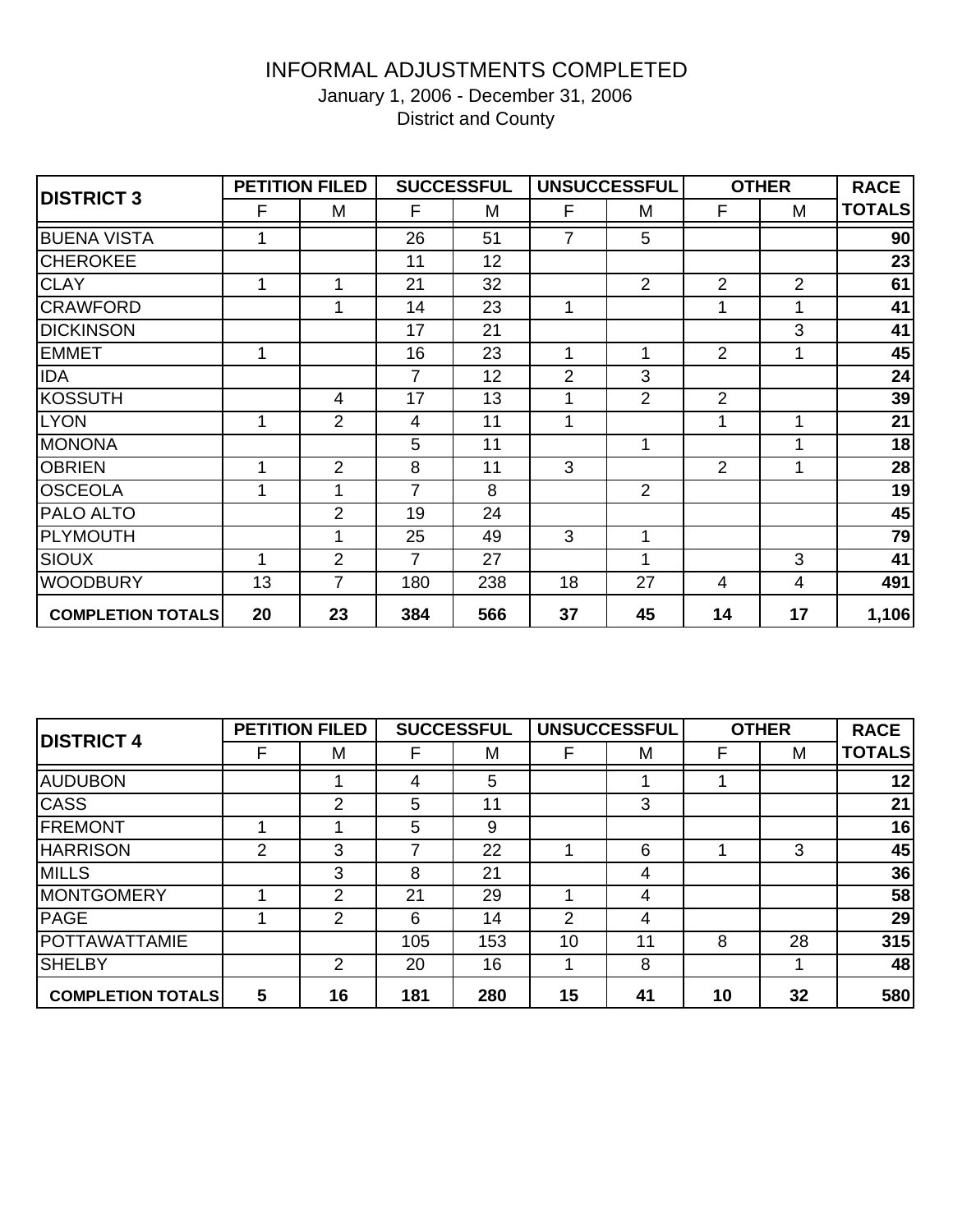# INFORMAL ADJUSTMENTS COMPLETED

January 1, 2006 - December 31, 2006

District and County

| DISTRICT 3 | PETITION FILED | | SUCCESSFUL | | UNSUCCESSFUL | | OTHER | | RACE TOTALS |
|---|---|---|---|---|---|---|---|---|---|
| | F | M | F | M | F | M | F | M | |
| BUENA VISTA | 1 | | 26 | 51 | 7 | 5 | | | **90** |
| CHEROKEE | | | 11 | 12 | | | | | **23** |
| CLAY | 1 | 1 | 21 | 32 | | 2 | 2 | 2 | **61** |
| CRAWFORD | | 1 | 14 | 23 | 1 | | 1 | 1 | **41** |
| DICKINSON | | | 17 | 21 | | | | 3 | **41** |
| EMMET | 1 | | 16 | 23 | 1 | 1 | 2 | 1 | **45** |
| IDA | | | 7 | 12 | 2 | 3 | | | **24** |
| KOSSUTH | | 4 | 17 | 13 | 1 | 2 | 2 | | **39** |
| LYON | 1 | 2 | 4 | 11 | 1 | | 1 | 1 | **21** |
| MONONA | | | 5 | 11 | | 1 | | 1 | **18** |
| OBRIEN | 1 | 2 | 8 | 11 | 3 | | 2 | 1 | **28** |
| OSCEOLA | 1 | 1 | 7 | 8 | | 2 | | | **19** |
| PALO ALTO | | 2 | 19 | 24 | | | | | **45** |
| PLYMOUTH | | 1 | 25 | 49 | 3 | 1 | | | **79** |
| SIOUX | 1 | 2 | 7 | 27 | | 1 | | 3 | **41** |
| WOODBURY | 13 | 7 | 180 | 238 | 18 | 27 | 4 | 4 | **491** |
| **COMPLETION TOTALS** | **20** | **23** | **384** | **566** | **37** | **45** | **14** | **17** | **1,106** |

| DISTRICT 4 | PETITION FILED | | SUCCESSFUL | | UNSUCCESSFUL | | OTHER | | RACE TOTALS |
|---|---|---|---|---|---|---|---|---|---|
| | F | M | F | M | F | M | F | M | |
| AUDUBON | | 1 | 4 | 5 | | 1 | 1 | | **12** |
| CASS | | 2 | 5 | 11 | | 3 | | | **21** |
| FREMONT | 1 | 1 | 5 | 9 | | | | | **16** |
| HARRISON | 2 | 3 | 7 | 22 | 1 | 6 | 1 | 3 | **45** |
| MILLS | | 3 | 8 | 21 | | 4 | | | **36** |
| MONTGOMERY | 1 | 2 | 21 | 29 | 1 | 4 | | | **58** |
| PAGE | 1 | 2 | 6 | 14 | 2 | 4 | | | **29** |
| POTTAWATTAMIE | | | 105 | 153 | 10 | 11 | 8 | 28 | **315** |
| SHELBY | | 2 | 20 | 16 | 1 | 8 | | 1 | **48** |
| **COMPLETION TOTALS** | **5** | **16** | **181** | **280** | **15** | **41** | **10** | **32** | **580** |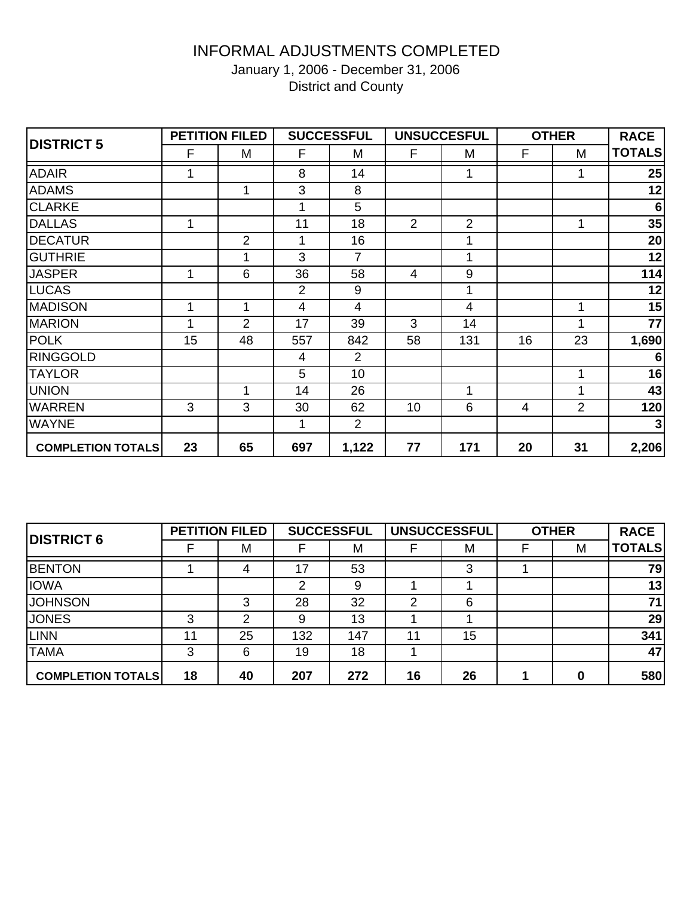# INFORMAL ADJUSTMENTS COMPLETED

January 1, 2006 - December 31, 2006

District and County

| DISTRICT 5 | PETITION FILED | | SUCCESSFUL | | UNSUCCESFUL | | OTHER | | RACE TOTALS |
|---|---|---|---|---|---|---|---|---|---|
| | F | M | F | M | F | M | F | M | |
| ADAIR | 1 | | 8 | 14 | | 1 | | 1 | 25 |
| ADAMS | | 1 | 3 | 8 | | | | | 12 |
| CLARKE | | | 1 | 5 | | | | | 6 |
| DALLAS | 1 | | 11 | 18 | 2 | 2 | | 1 | 35 |
| DECATUR | | 2 | 1 | 16 | | 1 | | | 20 |
| GUTHRIE | | 1 | 3 | 7 | | 1 | | | 12 |
| JASPER | 1 | 6 | 36 | 58 | 4 | 9 | | | 114 |
| LUCAS | | | 2 | 9 | | 1 | | | 12 |
| MADISON | 1 | 1 | 4 | 4 | | 4 | | 1 | 15 |
| MARION | 1 | 2 | 17 | 39 | 3 | 14 | | 1 | 77 |
| POLK | 15 | 48 | 557 | 842 | 58 | 131 | 16 | 23 | 1,690 |
| RINGGOLD | | | 4 | 2 | | | | | 6 |
| TAYLOR | | | 5 | 10 | | | | 1 | 16 |
| UNION | | 1 | 14 | 26 | | 1 | | 1 | 43 |
| WARREN | 3 | 3 | 30 | 62 | 10 | 6 | 4 | 2 | 120 |
| WAYNE | | | 1 | 2 | | | | | 3 |
| **COMPLETION TOTALS** | **23** | **65** | **697** | **1,122** | **77** | **171** | **20** | **31** | **2,206** |

| DISTRICT 6 | PETITION FILED | | SUCCESSFUL | | UNSUCCESSFUL | | OTHER | | RACE TOTALS |
|---|---|---|---|---|---|---|---|---|---|
| | F | M | F | M | F | M | F | M | |
| BENTON | 1 | 4 | 17 | 53 | | 3 | 1 | | 79 |
| IOWA | | | 2 | 9 | 1 | 1 | | | 13 |
| JOHNSON | | 3 | 28 | 32 | 2 | 6 | | | 71 |
| JONES | 3 | 2 | 9 | 13 | 1 | 1 | | | 29 |
| LINN | 11 | 25 | 132 | 147 | 11 | 15 | | | 341 |
| TAMA | 3 | 6 | 19 | 18 | 1 | | | | 47 |
| **COMPLETION TOTALS** | **18** | **40** | **207** | **272** | **16** | **26** | **1** | **0** | **580** |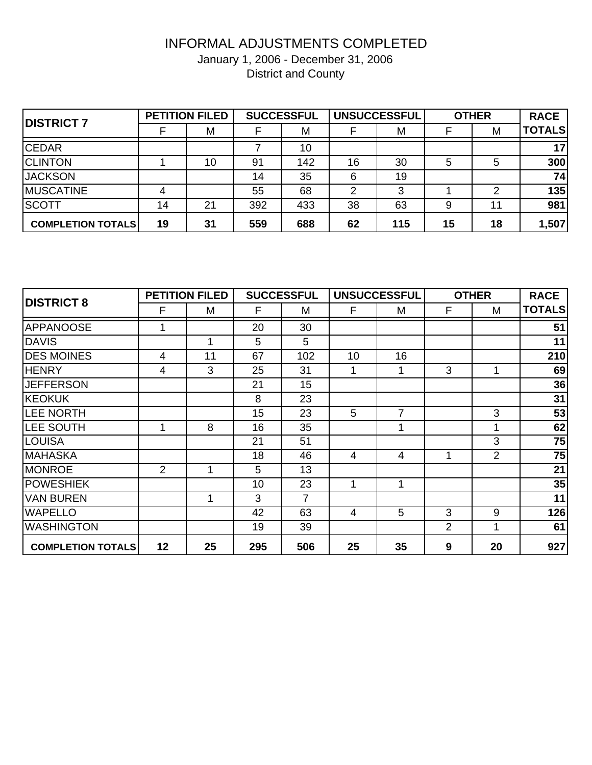# INFORMAL ADJUSTMENTS COMPLETED

January 1, 2006 - December 31, 2006

District and County

| DISTRICT 7 | PETITION FILED | | SUCCESSFUL | | UNSUCCESSFUL | | OTHER | | RACE TOTALS |
|---|---|---|---|---|---|---|---|---|---|
| | F | M | F | M | F | M | F | M | |
| CEDAR | | | 7 | 10 | | | | | 17 |
| CLINTON | 1 | 10 | 91 | 142 | 16 | 30 | 5 | 5 | 300 |
| JACKSON | | | 14 | 35 | 6 | 19 | | | 74 |
| MUSCATINE | 4 | | 55 | 68 | 2 | 3 | 1 | 2 | 135 |
| SCOTT | 14 | 21 | 392 | 433 | 38 | 63 | 9 | 11 | 981 |
| **COMPLETION TOTALS** | **19** | **31** | **559** | **688** | **62** | **115** | **15** | **18** | **1,507** |

| DISTRICT 8 | PETITION FILED | | SUCCESSFUL | | UNSUCCESSFUL | | OTHER | | RACE TOTALS |
|---|---|---|---|---|---|---|---|---|---|
| | F | M | F | M | F | M | F | M | |
| APPANOOSE | 1 | | 20 | 30 | | | | | 51 |
| DAVIS | | 1 | 5 | 5 | | | | | 11 |
| DES MOINES | 4 | 11 | 67 | 102 | 10 | 16 | | | 210 |
| HENRY | 4 | 3 | 25 | 31 | 1 | 1 | 3 | 1 | 69 |
| JEFFERSON | | | 21 | 15 | | | | | 36 |
| KEOKUK | | | 8 | 23 | | | | | 31 |
| LEE NORTH | | | 15 | 23 | 5 | 7 | | 3 | 53 |
| LEE SOUTH | 1 | 8 | 16 | 35 | | 1 | | 1 | 62 |
| LOUISA | | | 21 | 51 | | | | 3 | 75 |
| MAHASKA | | | 18 | 46 | 4 | 4 | 1 | 2 | 75 |
| MONROE | 2 | 1 | 5 | 13 | | | | | 21 |
| POWESHIEK | | | 10 | 23 | 1 | 1 | | | 35 |
| VAN BUREN | | 1 | 3 | 7 | | | | | 11 |
| WAPELLO | | | 42 | 63 | 4 | 5 | 3 | 9 | 126 |
| WASHINGTON | | | 19 | 39 | | | 2 | 1 | 61 |
| **COMPLETION TOTALS** | **12** | **25** | **295** | **506** | **25** | **35** | **9** | **20** | **927** |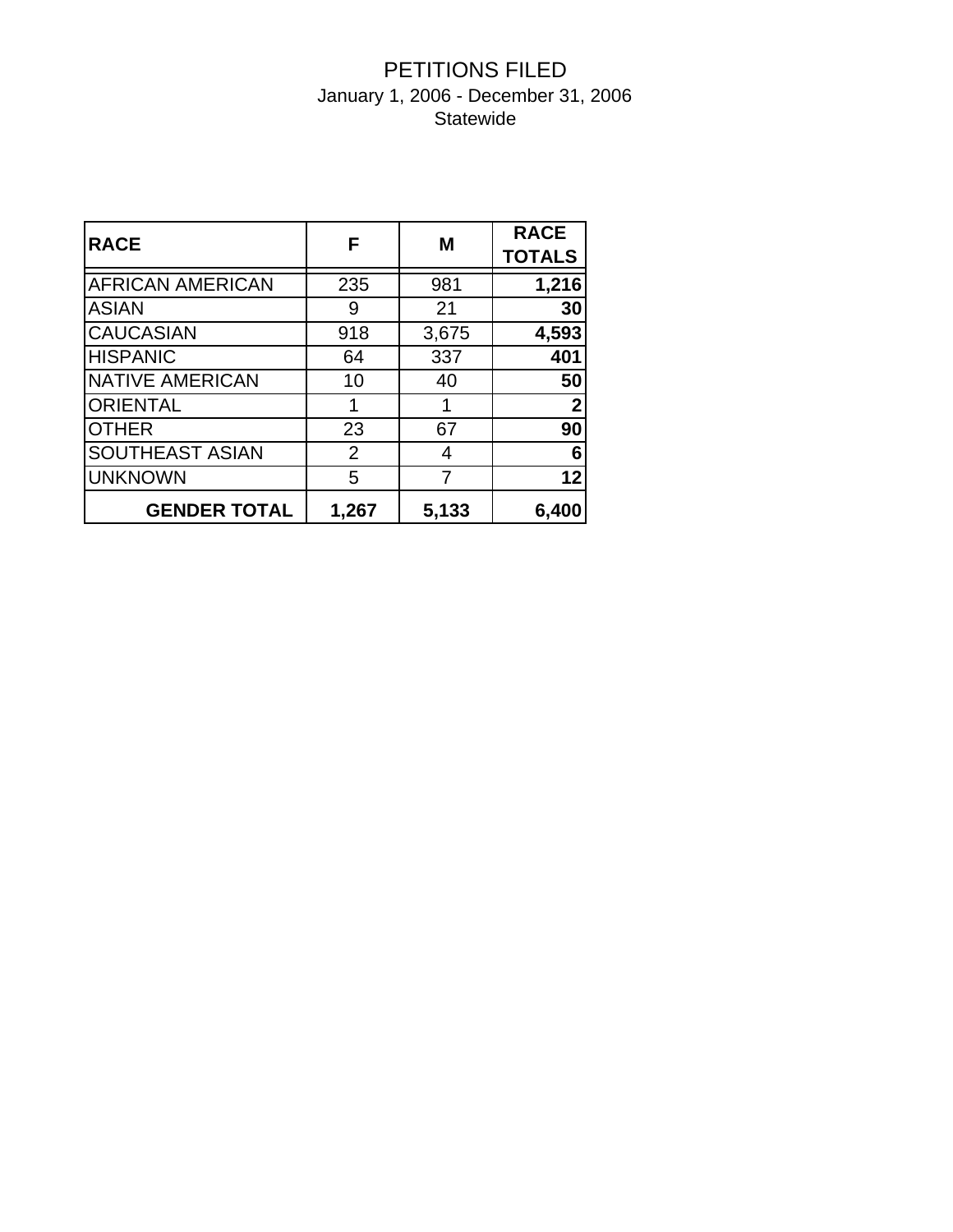# PETITIONS FILED

January 1, 2006 - December 31, 2006

Statewide

| RACE | F | M | RACE TOTALS |
|---|---|---|---|
| AFRICAN AMERICAN | 235 | 981 | **1,216** |
| ASIAN | 9 | 21 | **30** |
| CAUCASIAN | 918 | 3,675 | **4,593** |
| HISPANIC | 64 | 337 | **401** |
| NATIVE AMERICAN | 10 | 40 | **50** |
| ORIENTAL | 1 | 1 | **2** |
| OTHER | 23 | 67 | **90** |
| SOUTHEAST ASIAN | 2 | 4 | **6** |
| UNKNOWN | 5 | 7 | **12** |
| **GENDER TOTAL** | **1,267** | **5,133** | **6,400** |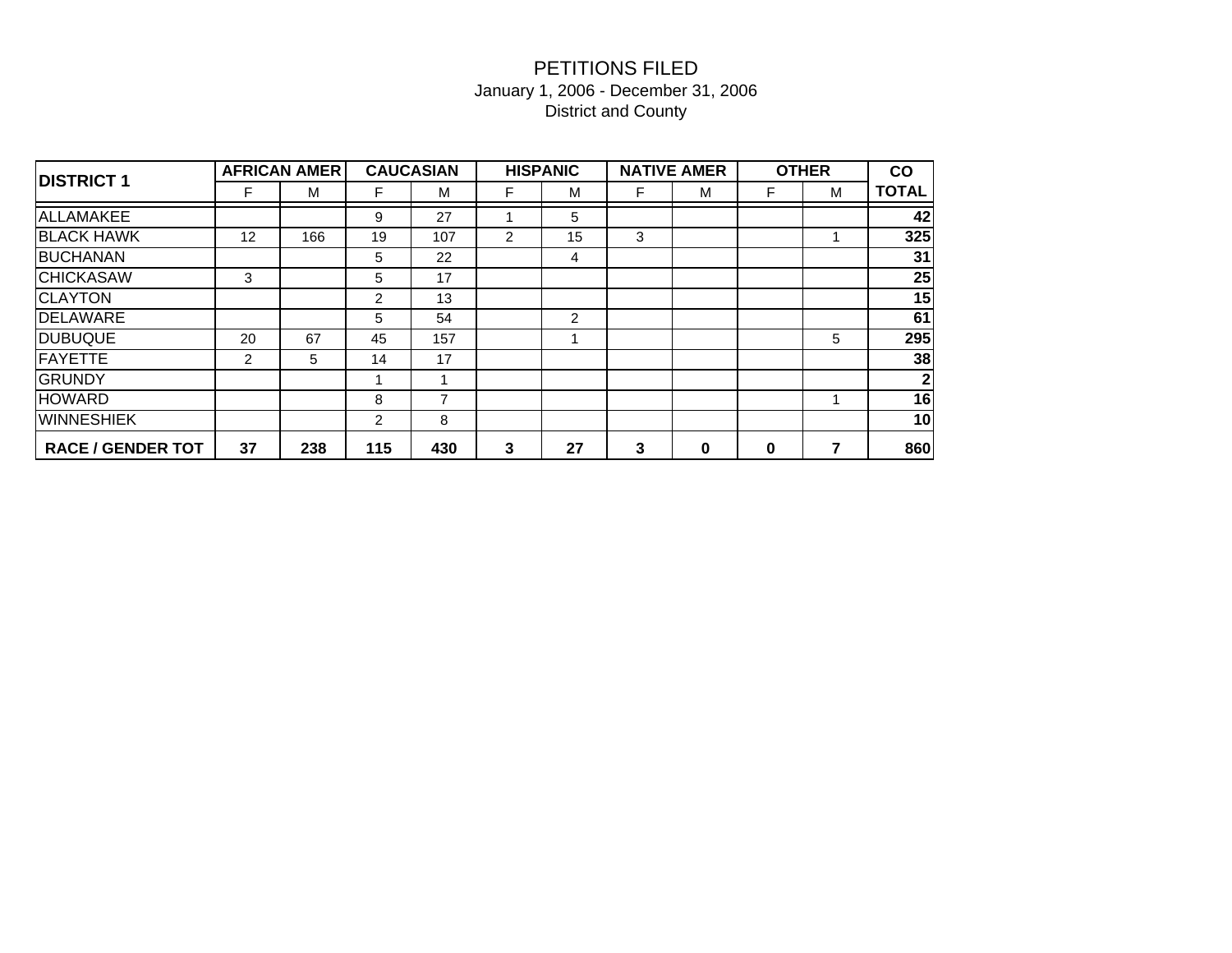# PETITIONS FILED

January 1, 2006 - December 31, 2006

District and County

| DISTRICT 1 | AFRICAN AMER | | CAUCASIAN | | HISPANIC | | NATIVE AMER | | OTHER | | CO TOTAL |
|---|---|---|---|---|---|---|---|---|---|---|---|
| | F | M | F | M | F | M | F | M | F | M | |
| ALLAMAKEE | | | 9 | 27 | 1 | 5 | | | | | 42 |
| BLACK HAWK | 12 | 166 | 19 | 107 | 2 | 15 | 3 | | | 1 | 325 |
| BUCHANAN | | | 5 | 22 | | 4 | | | | | 31 |
| CHICKASAW | 3 | | 5 | 17 | | | | | | | 25 |
| CLAYTON | | | 2 | 13 | | | | | | | 15 |
| DELAWARE | | | 5 | 54 | | 2 | | | | | 61 |
| DUBUQUE | 20 | 67 | 45 | 157 | | 1 | | | | 5 | 295 |
| FAYETTE | 2 | 5 | 14 | 17 | | | | | | | 38 |
| GRUNDY | | | 1 | 1 | | | | | | | 2 |
| HOWARD | | | 8 | 7 | | | | | | 1 | 16 |
| WINNESHIEK | | | 2 | 8 | | | | | | | 10 |
| **RACE / GENDER TOT** | **37** | **238** | **115** | **430** | **3** | **27** | **3** | **0** | **0** | **7** | **860** |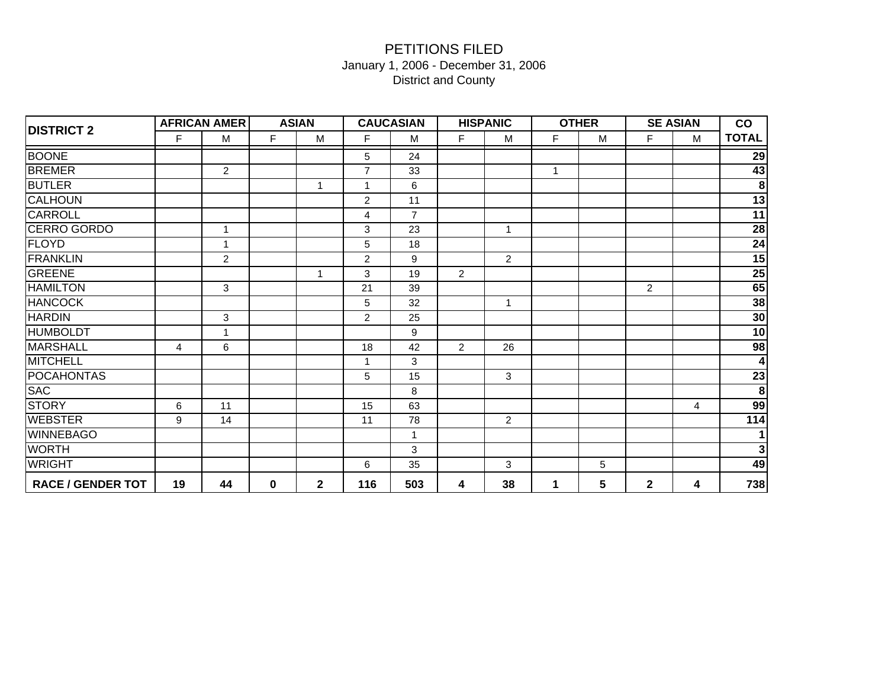# PETITIONS FILED

January 1, 2006 - December 31, 2006

District and County

| DISTRICT 2 | AFRICAN AMER | | ASIAN | | CAUCASIAN | | HISPANIC | | OTHER | | SE ASIAN | | CO |
|---|---|---|---|---|---|---|---|---|---|---|---|---|---|
| | F | M | F | M | F | M | F | M | F | M | F | M | TOTAL |
| BOONE | | | | | 5 | 24 | | | | | | | 29 |
| BREMER | | 2 | | | 7 | 33 | | | 1 | | | | 43 |
| BUTLER | | | | 1 | 1 | 6 | | | | | | | 8 |
| CALHOUN | | | | | 2 | 11 | | | | | | | 13 |
| CARROLL | | | | | 4 | 7 | | | | | | | 11 |
| CERRO GORDO | | 1 | | | 3 | 23 | | 1 | | | | | 28 |
| FLOYD | | 1 | | | 5 | 18 | | | | | | | 24 |
| FRANKLIN | | 2 | | | 2 | 9 | | 2 | | | | | 15 |
| GREENE | | | | 1 | 3 | 19 | 2 | | | | | | 25 |
| HAMILTON | | 3 | | | 21 | 39 | | | | | 2 | | 65 |
| HANCOCK | | | | | 5 | 32 | | 1 | | | | | 38 |
| HARDIN | | 3 | | | 2 | 25 | | | | | | | 30 |
| HUMBOLDT | | 1 | | | | 9 | | | | | | | 10 |
| MARSHALL | 4 | 6 | | | 18 | 42 | 2 | 26 | | | | | 98 |
| MITCHELL | | | | | 1 | 3 | | | | | | | 4 |
| POCAHONTAS | | | | | 5 | 15 | | 3 | | | | | 23 |
| SAC | | | | | | 8 | | | | | | | 8 |
| STORY | 6 | 11 | | | 15 | 63 | | | | | | 4 | 99 |
| WEBSTER | 9 | 14 | | | 11 | 78 | | 2 | | | | | 114 |
| WINNEBAGO | | | | | | 1 | | | | | | | 1 |
| WORTH | | | | | | 3 | | | | | | | 3 |
| WRIGHT | | | | | 6 | 35 | | 3 | | 5 | | | 49 |
| **RACE / GENDER TOT** | **19** | **44** | **0** | **2** | **116** | **503** | **4** | **38** | **1** | **5** | **2** | **4** | **738** |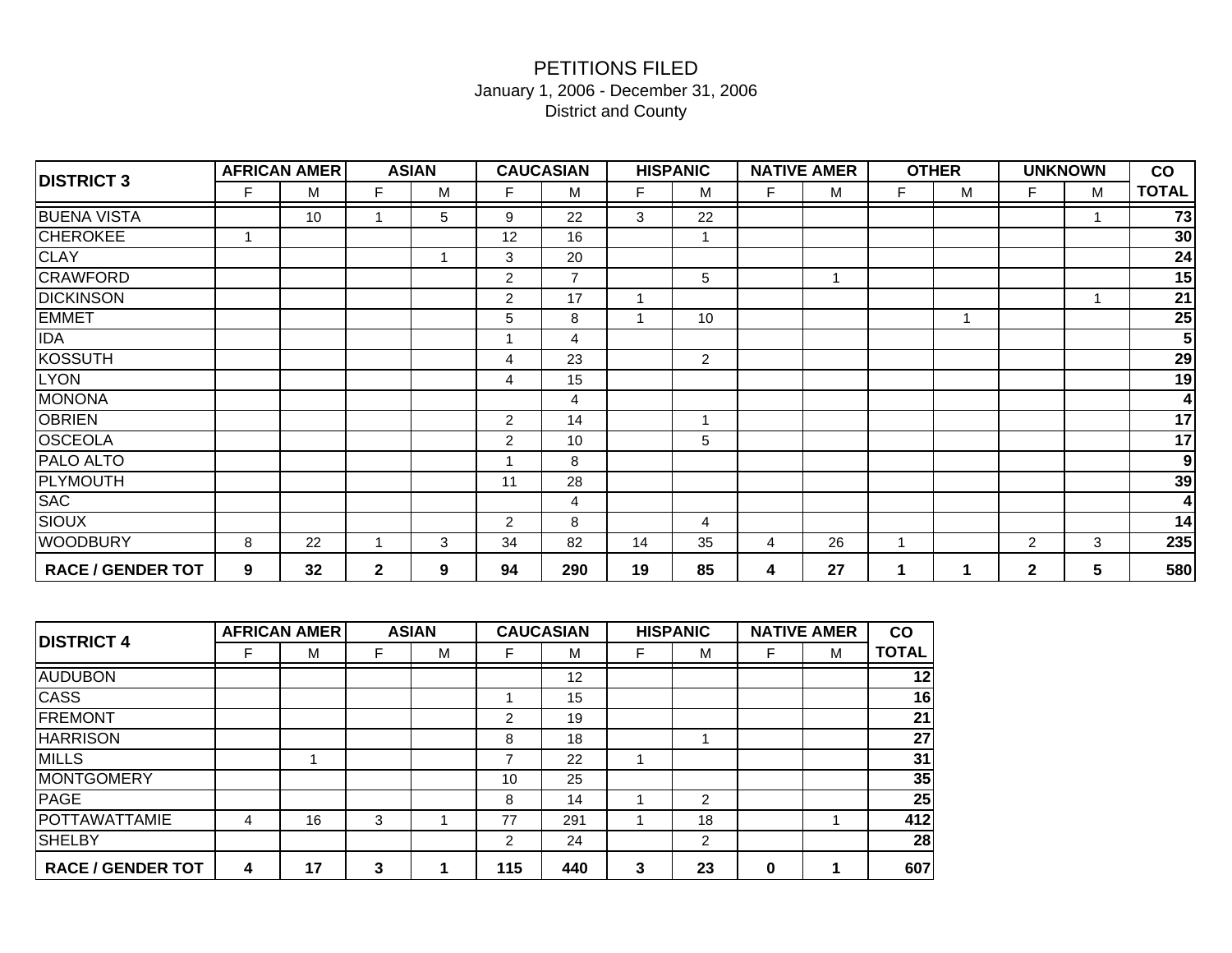# PETITIONS FILED

January 1, 2006 - December 31, 2006

District and County

| DISTRICT 3 | AFRICAN AMER | | ASIAN | | CAUCASIAN | | HISPANIC | | NATIVE AMER | | OTHER | | UNKNOWN | | CO |
|---|---|---|---|---|---|---|---|---|---|---|---|---|---|---|---|
| | F | M | F | M | F | M | F | M | F | M | F | M | F | M | TOTAL |
| BUENA VISTA | | 10 | 1 | 5 | 9 | 22 | 3 | 22 | | | | | | 1 | **73** |
| CHEROKEE | 1 | | | | 12 | 16 | | 1 | | | | | | | **30** |
| CLAY | | | | 1 | 3 | 20 | | | | | | | | | **24** |
| CRAWFORD | | | | | 2 | 7 | | 5 | | 1 | | | | | **15** |
| DICKINSON | | | | | 2 | 17 | 1 | | | | | | | 1 | **21** |
| EMMET | | | | | 5 | 8 | 1 | 10 | | | | 1 | | | **25** |
| IDA | | | | | 1 | 4 | | | | | | | | | **5** |
| KOSSUTH | | | | | 4 | 23 | | 2 | | | | | | | **29** |
| LYON | | | | | 4 | 15 | | | | | | | | | **19** |
| MONONA | | | | | | 4 | | | | | | | | | **4** |
| OBRIEN | | | | | 2 | 14 | | 1 | | | | | | | **17** |
| OSCEOLA | | | | | 2 | 10 | | 5 | | | | | | | **17** |
| PALO ALTO | | | | | 1 | 8 | | | | | | | | | **9** |
| PLYMOUTH | | | | | 11 | 28 | | | | | | | | | **39** |
| SAC | | | | | | 4 | | | | | | | | | **4** |
| SIOUX | | | | | 2 | 8 | | 4 | | | | | | | **14** |
| WOODBURY | 8 | 22 | 1 | 3 | 34 | 82 | 14 | 35 | 4 | 26 | 1 | | 2 | 3 | **235** |
| **RACE / GENDER TOT** | **9** | **32** | **2** | **9** | **94** | **290** | **19** | **85** | **4** | **27** | **1** | **1** | **2** | **5** | **580** |

| DISTRICT 4 | AFRICAN AMER | | ASIAN | | CAUCASIAN | | HISPANIC | | NATIVE AMER | | CO |
|---|---|---|---|---|---|---|---|---|---|---|---|
| | F | M | F | M | F | M | F | M | F | M | TOTAL |
| AUDUBON | | | | | | 12 | | | | | **12** |
| CASS | | | | | 1 | 15 | | | | | **16** |
| FREMONT | | | | | 2 | 19 | | | | | **21** |
| HARRISON | | | | | 8 | 18 | | 1 | | | **27** |
| MILLS | | 1 | | | 7 | 22 | 1 | | | | **31** |
| MONTGOMERY | | | | | 10 | 25 | | | | | **35** |
| PAGE | | | | | 8 | 14 | 1 | 2 | | | **25** |
| POTTAWATTAMIE | 4 | 16 | 3 | 1 | 77 | 291 | 1 | 18 | | 1 | **412** |
| SHELBY | | | | | 2 | 24 | | 2 | | | **28** |
| **RACE / GENDER TOT** | **4** | **17** | **3** | **1** | **115** | **440** | **3** | **23** | **0** | **1** | **607** |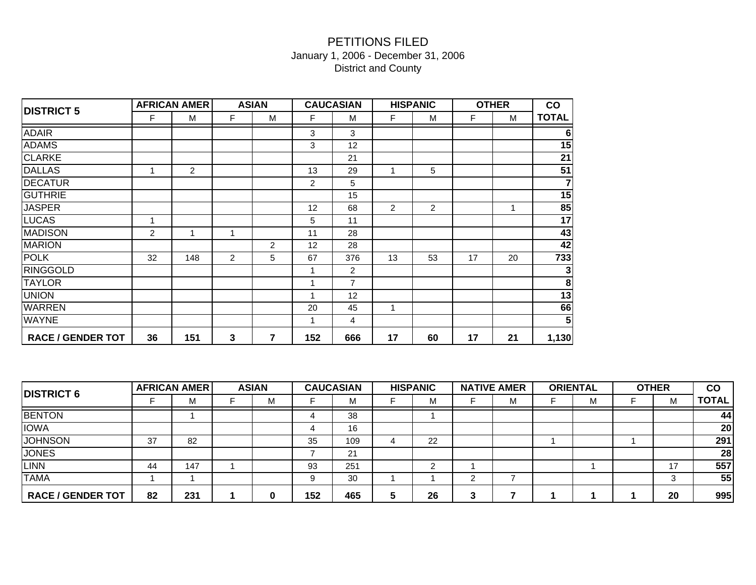# PETITIONS FILED

January 1, 2006 - December 31, 2006

District and County

| DISTRICT 5 | AFRICAN AMER | | ASIAN | | CAUCASIAN | | HISPANIC | | OTHER | | CO |
|---|---|---|---|---|---|---|---|---|---|---|---|
| | F | M | F | M | F | M | F | M | F | M | TOTAL |
| ADAIR | | | | | 3 | 3 | | | | | **6** |
| ADAMS | | | | | 3 | 12 | | | | | **15** |
| CLARKE | | | | | | 21 | | | | | **21** |
| DALLAS | 1 | 2 | | | 13 | 29 | 1 | 5 | | | **51** |
| DECATUR | | | | | 2 | 5 | | | | | **7** |
| GUTHRIE | | | | | | 15 | | | | | **15** |
| JASPER | | | | | 12 | 68 | 2 | 2 | | 1 | **85** |
| LUCAS | 1 | | | | 5 | 11 | | | | | **17** |
| MADISON | 2 | 1 | 1 | | 11 | 28 | | | | | **43** |
| MARION | | | | 2 | 12 | 28 | | | | | **42** |
| POLK | 32 | 148 | 2 | 5 | 67 | 376 | 13 | 53 | 17 | 20 | **733** |
| RINGGOLD | | | | | 1 | 2 | | | | | **3** |
| TAYLOR | | | | | 1 | 7 | | | | | **8** |
| UNION | | | | | 1 | 12 | | | | | **13** |
| WARREN | | | | | 20 | 45 | 1 | | | | **66** |
| WAYNE | | | | | 1 | 4 | | | | | **5** |
| **RACE / GENDER TOT** | **36** | **151** | **3** | **7** | **152** | **666** | **17** | **60** | **17** | **21** | **1,130** |

| DISTRICT 6 | AFRICAN AMER | | ASIAN | | CAUCASIAN | | HISPANIC | | NATIVE AMER | | ORIENTAL | | OTHER | | CO |
|---|---|---|---|---|---|---|---|---|---|---|---|---|---|---|---|
| | F | M | F | M | F | M | F | M | F | M | F | M | F | M | TOTAL |
| BENTON | | 1 | | | 4 | 38 | | 1 | | | | | | | **44** |
| IOWA | | | | | 4 | 16 | | | | | | | | | **20** |
| JOHNSON | 37 | 82 | | | 35 | 109 | 4 | 22 | | | 1 | | 1 | | **291** |
| JONES | | | | | 7 | 21 | | | | | | | | | **28** |
| LINN | 44 | 147 | 1 | | 93 | 251 | | 2 | 1 | | | 1 | | 17 | **557** |
| TAMA | 1 | 1 | | | 9 | 30 | 1 | 1 | 2 | 7 | | | | 3 | **55** |
| **RACE / GENDER TOT** | **82** | **231** | **1** | **0** | **152** | **465** | **5** | **26** | **3** | **7** | **1** | **1** | **1** | **20** | **995** |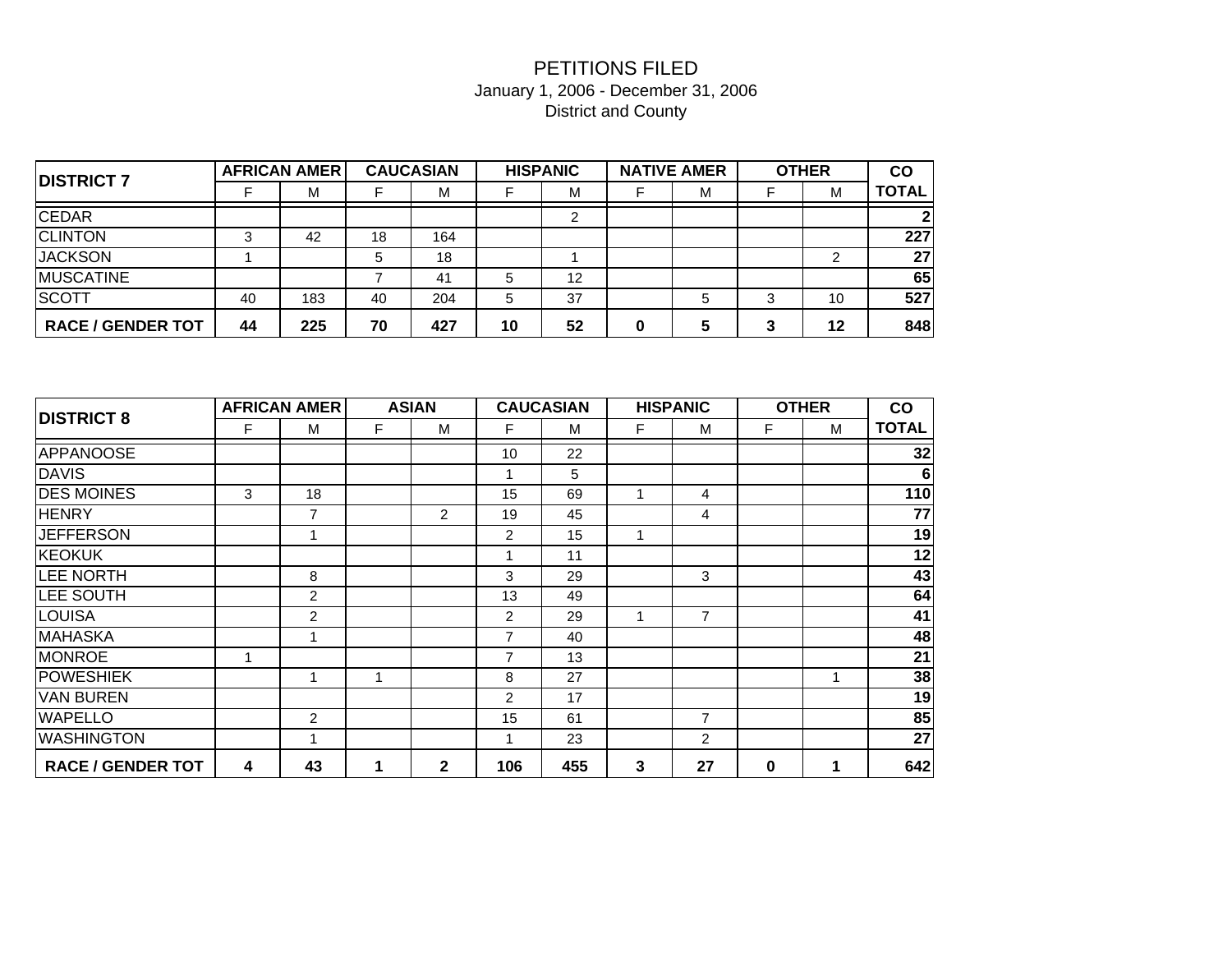# PETITIONS FILED

January 1, 2006 - December 31, 2006

District and County

| DISTRICT 7 | AFRICAN AMER | | CAUCASIAN | | HISPANIC | | NATIVE AMER | | OTHER | | CO TOTAL |
|---|---|---|---|---|---|---|---|---|---|---|---|
| | F | M | F | M | F | M | F | M | F | M | |
| CEDAR | | | | | | 2 | | | | | 2 |
| CLINTON | 3 | 42 | 18 | 164 | | | | | | | 227 |
| JACKSON | 1 | | 5 | 18 | | 1 | | | | 2 | 27 |
| MUSCATINE | | | 7 | 41 | 5 | 12 | | | | | 65 |
| SCOTT | 40 | 183 | 40 | 204 | 5 | 37 | | 5 | 3 | 10 | 527 |
| **RACE / GENDER TOT** | **44** | **225** | **70** | **427** | **10** | **52** | **0** | **5** | **3** | **12** | **848** |

| DISTRICT 8 | AFRICAN AMER | | ASIAN | | CAUCASIAN | | HISPANIC | | OTHER | | CO TOTAL |
|---|---|---|---|---|---|---|---|---|---|---|---|
| | F | M | F | M | F | M | F | M | F | M | |
| APPANOOSE | | | | | 10 | 22 | | | | | 32 |
| DAVIS | | | | | 1 | 5 | | | | | 6 |
| DES MOINES | 3 | 18 | | | 15 | 69 | 1 | 4 | | | 110 |
| HENRY | | 7 | | 2 | 19 | 45 | | 4 | | | 77 |
| JEFFERSON | | 1 | | | 2 | 15 | 1 | | | | 19 |
| KEOKUK | | | | | 1 | 11 | | | | | 12 |
| LEE NORTH | | 8 | | | 3 | 29 | | 3 | | | 43 |
| LEE SOUTH | | 2 | | | 13 | 49 | | | | | 64 |
| LOUISA | | 2 | | | 2 | 29 | 1 | 7 | | | 41 |
| MAHASKA | | 1 | | | 7 | 40 | | | | | 48 |
| MONROE | 1 | | | | 7 | 13 | | | | | 21 |
| POWESHIEK | | 1 | 1 | | 8 | 27 | | | | 1 | 38 |
| VAN BUREN | | | | | 2 | 17 | | | | | 19 |
| WAPELLO | | 2 | | | 15 | 61 | | 7 | | | 85 |
| WASHINGTON | | 1 | | | 1 | 23 | | 2 | | | 27 |
| **RACE / GENDER TOT** | **4** | **43** | **1** | **2** | **106** | **455** | **3** | **27** | **0** | **1** | **642** |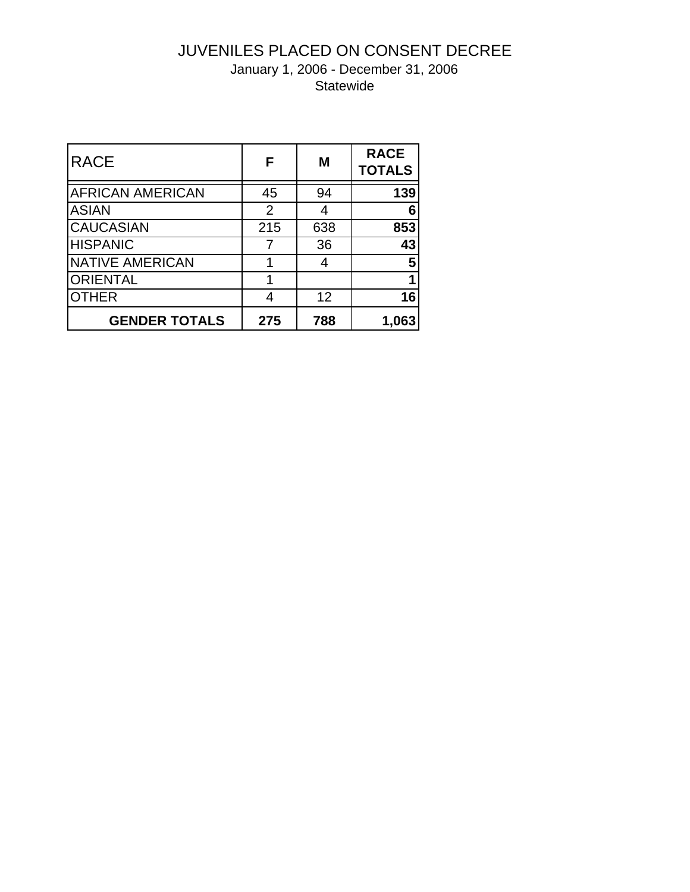# JUVENILES PLACED ON CONSENT DECREE

January 1, 2006 - December 31, 2006

Statewide

| RACE | F | M | RACE TOTALS |
|---|---|---|---|
| AFRICAN AMERICAN | 45 | 94 | **139** |
| ASIAN | 2 | 4 | **6** |
| CAUCASIAN | 215 | 638 | **853** |
| HISPANIC | 7 | 36 | **43** |
| NATIVE AMERICAN | 1 | 4 | **5** |
| ORIENTAL | 1 | | **1** |
| OTHER | 4 | 12 | **16** |
| **GENDER TOTALS** | **275** | **788** | **1,063** |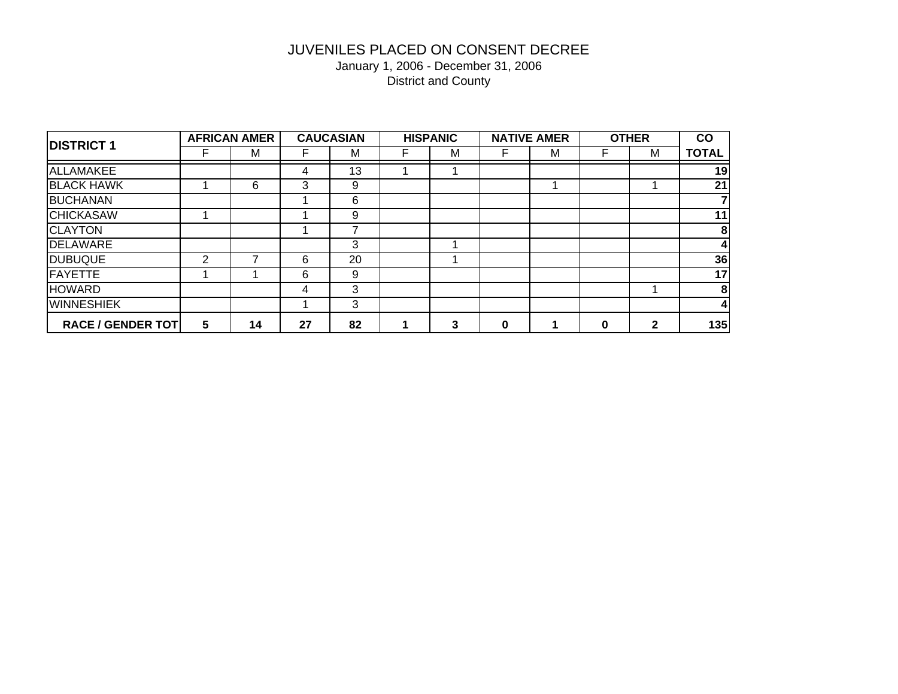# JUVENILES PLACED ON CONSENT DECREE

January 1, 2006 - December 31, 2006

District and County

| DISTRICT 1 | AFRICAN AMER | | CAUCASIAN | | HISPANIC | | NATIVE AMER | | OTHER | | CO |
|---|---|---|---|---|---|---|---|---|---|---|---|
| | F | M | F | M | F | M | F | M | F | M | TOTAL |
| ALLAMAKEE | | | 4 | 13 | 1 | 1 | | | | | 19 |
| BLACK HAWK | 1 | 6 | 3 | 9 | | | | 1 | | 1 | 21 |
| BUCHANAN | | | 1 | 6 | | | | | | | 7 |
| CHICKASAW | 1 | | 1 | 9 | | | | | | | 11 |
| CLAYTON | | | 1 | 7 | | | | | | | 8 |
| DELAWARE | | | | 3 | | 1 | | | | | 4 |
| DUBUQUE | 2 | 7 | 6 | 20 | | 1 | | | | | 36 |
| FAYETTE | 1 | 1 | 6 | 9 | | | | | | | 17 |
| HOWARD | | | 4 | 3 | | | | | | 1 | 8 |
| WINNESHIEK | | | 1 | 3 | | | | | | | 4 |
| **RACE / GENDER TOT** | **5** | **14** | **27** | **82** | **1** | **3** | **0** | **1** | **0** | **2** | **135** |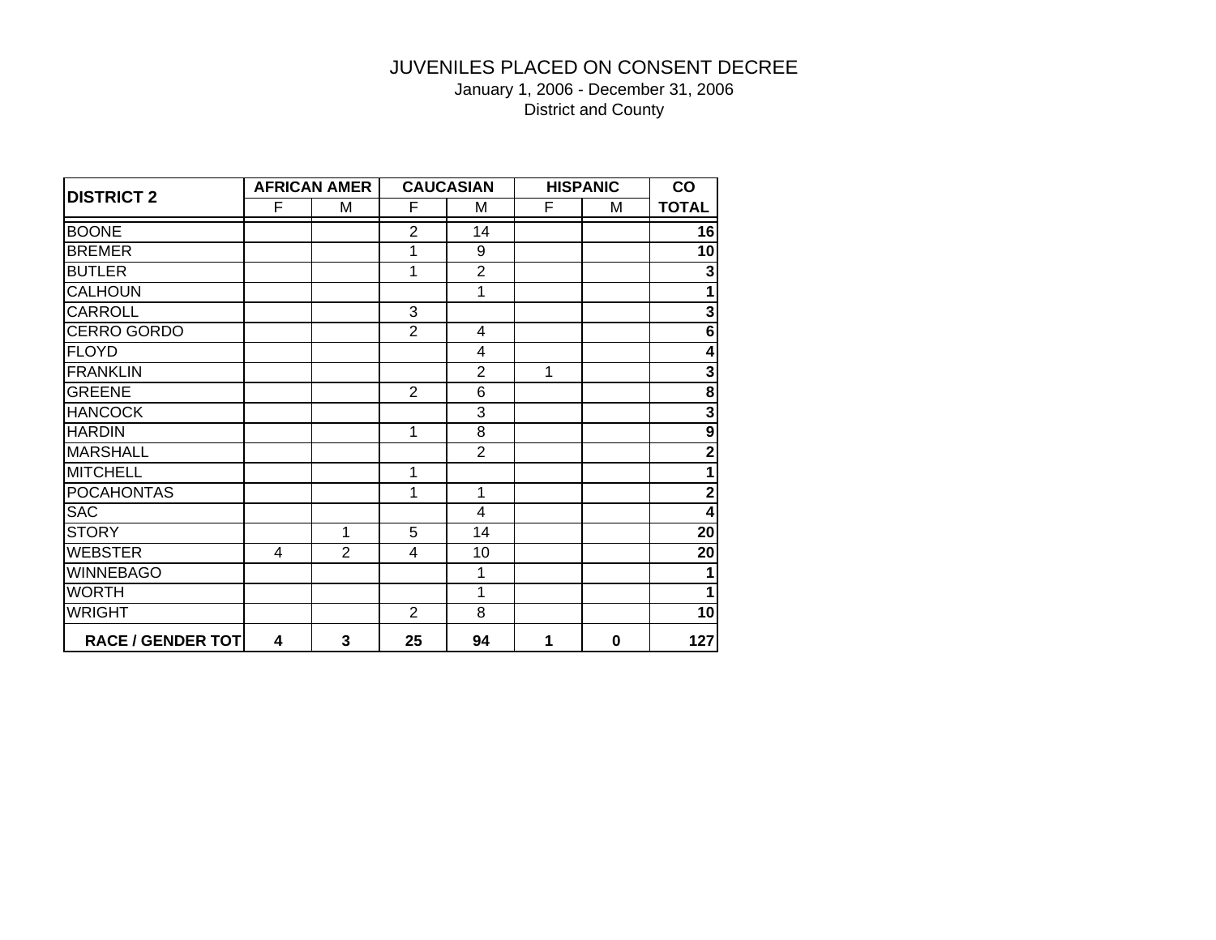# JUVENILES PLACED ON CONSENT DECREE

January 1, 2006 - December 31, 2006

District and County

| DISTRICT 2 | AFRICAN AMER | | CAUCASIAN | | HISPANIC | | CO |
|---|---|---|---|---|---|---|---|
| | F | M | F | M | F | M | TOTAL |
| BOONE | | | 2 | 14 | | | 16 |
| BREMER | | | 1 | 9 | | | 10 |
| BUTLER | | | 1 | 2 | | | 3 |
| CALHOUN | | | | 1 | | | 1 |
| CARROLL | | | 3 | | | | 3 |
| CERRO GORDO | | | 2 | 4 | | | 6 |
| FLOYD | | | | 4 | | | 4 |
| FRANKLIN | | | | 2 | 1 | | 3 |
| GREENE | | | 2 | 6 | | | 8 |
| HANCOCK | | | | 3 | | | 3 |
| HARDIN | | | 1 | 8 | | | 9 |
| MARSHALL | | | | 2 | | | 2 |
| MITCHELL | | | 1 | | | | 1 |
| POCAHONTAS | | | 1 | 1 | | | 2 |
| SAC | | | | 4 | | | 4 |
| STORY | | 1 | 5 | 14 | | | 20 |
| WEBSTER | 4 | 2 | 4 | 10 | | | 20 |
| WINNEBAGO | | | | 1 | | | 1 |
| WORTH | | | | 1 | | | 1 |
| WRIGHT | | | 2 | 8 | | | 10 |
| **RACE / GENDER TOT** | **4** | **3** | **25** | **94** | **1** | **0** | **127** |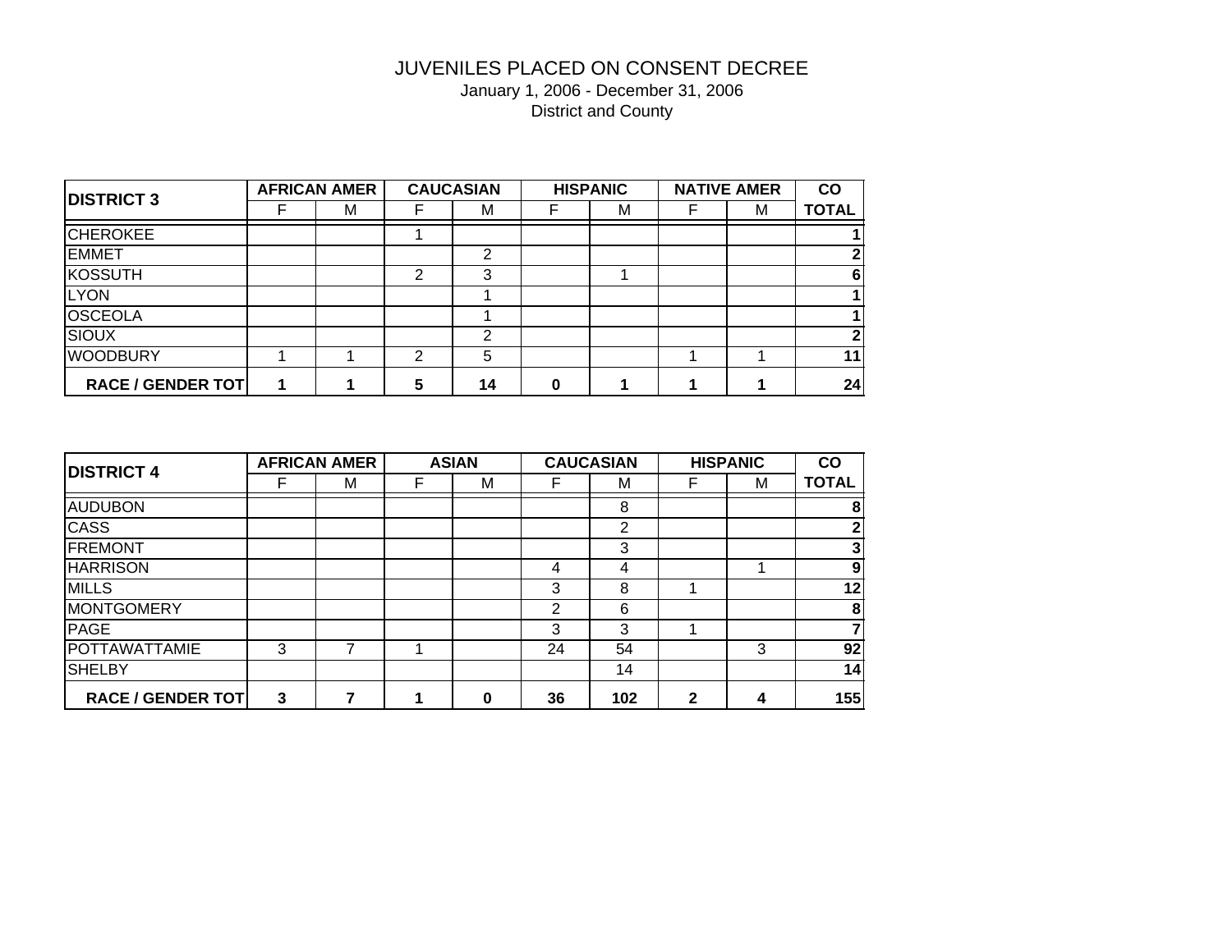# JUVENILES PLACED ON CONSENT DECREE

January 1, 2006 - December 31, 2006

District and County

| DISTRICT 3 | AFRICAN AMER | | CAUCASIAN | | HISPANIC | | NATIVE AMER | | CO |
|---|---|---|---|---|---|---|---|---|---|
| | F | M | F | M | F | M | F | M | TOTAL |
| CHEROKEE | | | 1 | | | | | | 1 |
| EMMET | | | | 2 | | | | | 2 |
| KOSSUTH | | | 2 | 3 | | 1 | | | 6 |
| LYON | | | | 1 | | | | | 1 |
| OSCEOLA | | | | 1 | | | | | 1 |
| SIOUX | | | | 2 | | | | | 2 |
| WOODBURY | 1 | 1 | 2 | 5 | | | 1 | 1 | 11 |
| **RACE / GENDER TOT** | **1** | **1** | **5** | **14** | **0** | **1** | **1** | **1** | **24** |

| DISTRICT 4 | AFRICAN AMER | | ASIAN | | CAUCASIAN | | HISPANIC | | CO |
|---|---|---|---|---|---|---|---|---|---|
| | F | M | F | M | F | M | F | M | TOTAL |
| AUDUBON | | | | | | 8 | | | 8 |
| CASS | | | | | | 2 | | | 2 |
| FREMONT | | | | | | 3 | | | 3 |
| HARRISON | | | | | 4 | 4 | | 1 | 9 |
| MILLS | | | | | 3 | 8 | 1 | | 12 |
| MONTGOMERY | | | | | 2 | 6 | | | 8 |
| PAGE | | | | | 3 | 3 | 1 | | 7 |
| POTTAWATTAMIE | 3 | 7 | 1 | | 24 | 54 | | 3 | 92 |
| SHELBY | | | | | | 14 | | | 14 |
| **RACE / GENDER TOT** | **3** | **7** | **1** | **0** | **36** | **102** | **2** | **4** | **155** |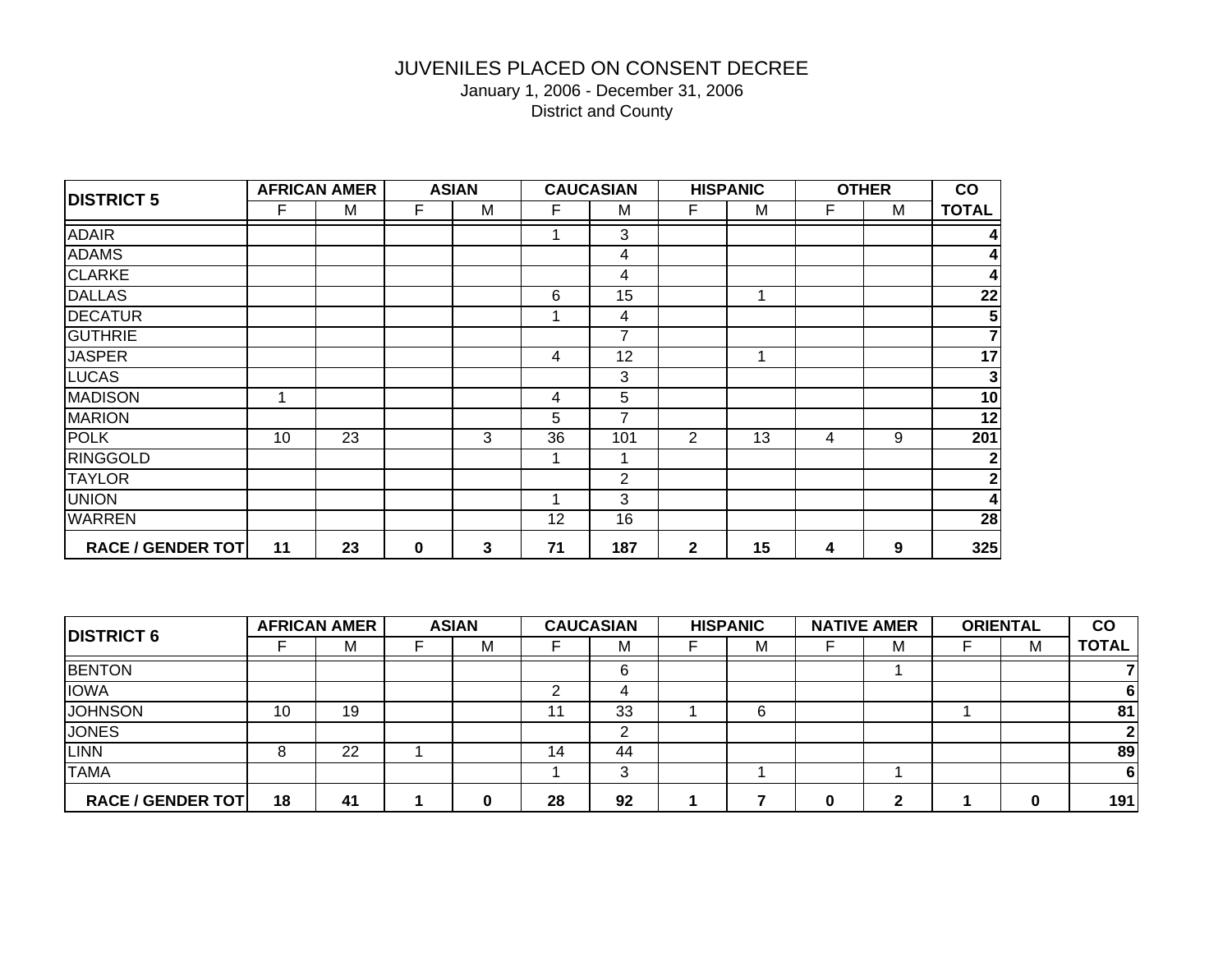# JUVENILES PLACED ON CONSENT DECREE

January 1, 2006 - December 31, 2006

District and County

| DISTRICT 5 | AFRICAN AMER | | ASIAN | | CAUCASIAN | | HISPANIC | | OTHER | | CO |
|---|---|---|---|---|---|---|---|---|---|---|---|
| | F | M | F | M | F | M | F | M | F | M | TOTAL |
| ADAIR | | | | | 1 | 3 | | | | | **4** |
| ADAMS | | | | | | 4 | | | | | **4** |
| CLARKE | | | | | | 4 | | | | | **4** |
| DALLAS | | | | | 6 | 15 | | 1 | | | **22** |
| DECATUR | | | | | 1 | 4 | | | | | **5** |
| GUTHRIE | | | | | | 7 | | | | | **7** |
| JASPER | | | | | 4 | 12 | | 1 | | | **17** |
| LUCAS | | | | | | 3 | | | | | **3** |
| MADISON | 1 | | | | 4 | 5 | | | | | **10** |
| MARION | | | | | 5 | 7 | | | | | **12** |
| POLK | 10 | 23 | | 3 | 36 | 101 | 2 | 13 | 4 | 9 | **201** |
| RINGGOLD | | | | | 1 | 1 | | | | | **2** |
| TAYLOR | | | | | | 2 | | | | | **2** |
| UNION | | | | | 1 | 3 | | | | | **4** |
| WARREN | | | | | 12 | 16 | | | | | **28** |
| **RACE / GENDER TOT** | **11** | **23** | **0** | **3** | **71** | **187** | **2** | **15** | **4** | **9** | **325** |

| DISTRICT 6 | AFRICAN AMER | | ASIAN | | CAUCASIAN | | HISPANIC | | NATIVE AMER | | ORIENTAL | | CO |
|---|---|---|---|---|---|---|---|---|---|---|---|---|---|
| | F | M | F | M | F | M | F | M | F | M | F | M | TOTAL |
| BENTON | | | | | | 6 | | | | 1 | | | **7** |
| IOWA | | | | | 2 | 4 | | | | | | | **6** |
| JOHNSON | 10 | 19 | | | 11 | 33 | 1 | 6 | | | 1 | | **81** |
| JONES | | | | | | 2 | | | | | | | **2** |
| LINN | 8 | 22 | 1 | | 14 | 44 | | | | | | | **89** |
| TAMA | | | | | 1 | 3 | | 1 | | 1 | | | **6** |
| **RACE / GENDER TOT** | **18** | **41** | **1** | **0** | **28** | **92** | **1** | **7** | **0** | **2** | **1** | **0** | **191** |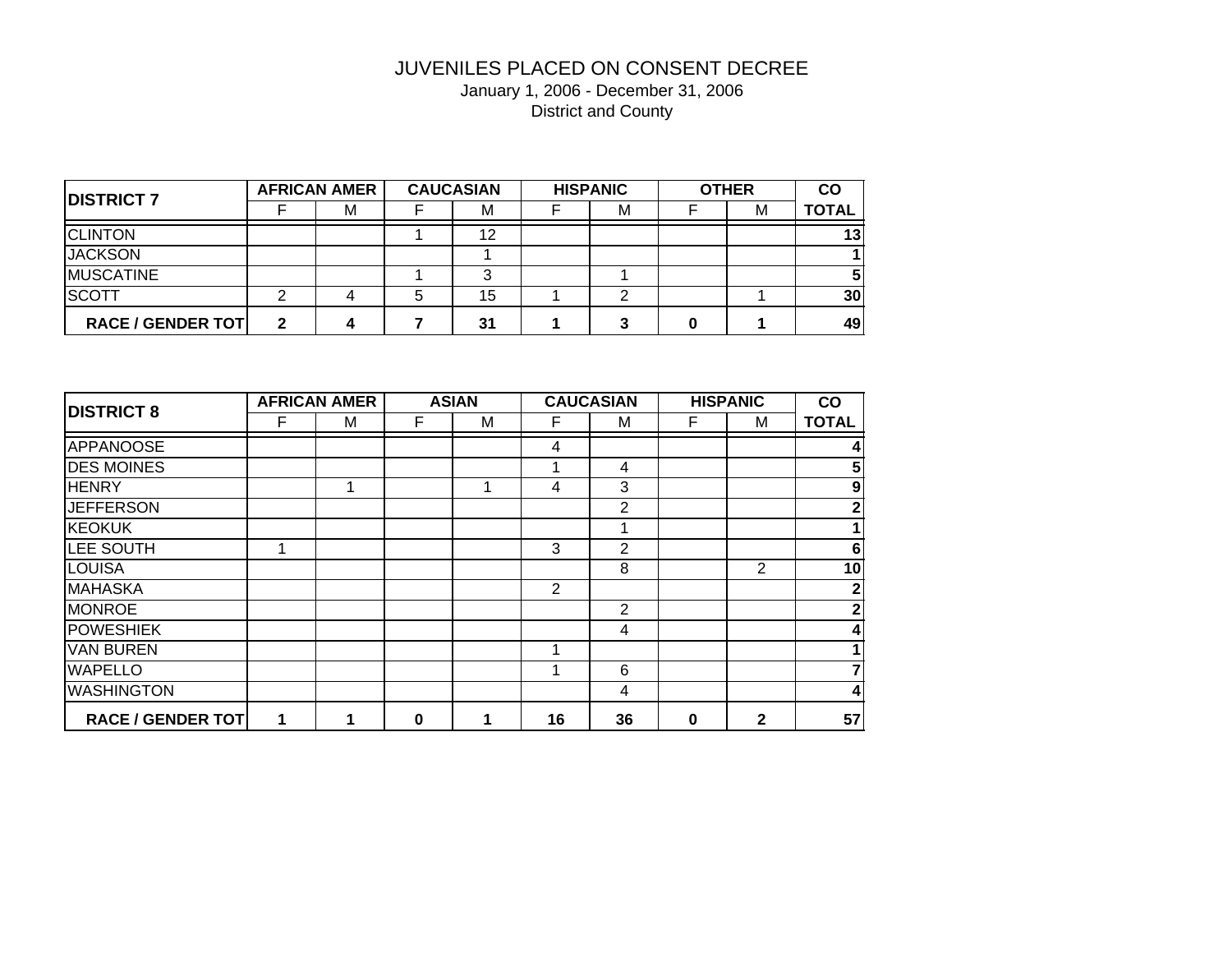# JUVENILES PLACED ON CONSENT DECREE

January 1, 2006 - December 31, 2006

District and County

| DISTRICT 7 | AFRICAN AMER | | CAUCASIAN | | HISPANIC | | OTHER | | CO |
|---|---|---|---|---|---|---|---|---|---|
| | F | M | F | M | F | M | F | M | TOTAL |
| CLINTON | | | 1 | 12 | | | | | 13 |
| JACKSON | | | | 1 | | | | | 1 |
| MUSCATINE | | | 1 | 3 | | 1 | | | 5 |
| SCOTT | 2 | 4 | 5 | 15 | 1 | 2 | | 1 | 30 |
| **RACE / GENDER TOT** | **2** | **4** | **7** | **31** | **1** | **3** | **0** | **1** | **49** |

| DISTRICT 8 | AFRICAN AMER | | ASIAN | | CAUCASIAN | | HISPANIC | | CO |
|---|---|---|---|---|---|---|---|---|---|
| | F | M | F | M | F | M | F | M | TOTAL |
| APPANOOSE | | | | | 4 | | | | 4 |
| DES MOINES | | | | | 1 | 4 | | | 5 |
| HENRY | | 1 | | 1 | 4 | 3 | | | 9 |
| JEFFERSON | | | | | | 2 | | | 2 |
| KEOKUK | | | | | | 1 | | | 1 |
| LEE SOUTH | 1 | | | | 3 | 2 | | | 6 |
| LOUISA | | | | | | 8 | | 2 | 10 |
| MAHASKA | | | | | 2 | | | | 2 |
| MONROE | | | | | | 2 | | | 2 |
| POWESHIEK | | | | | | 4 | | | 4 |
| VAN BUREN | | | | | 1 | | | | 1 |
| WAPELLO | | | | | 1 | 6 | | | 7 |
| WASHINGTON | | | | | | 4 | | | 4 |
| **RACE / GENDER TOT** | **1** | **1** | **0** | **1** | **16** | **36** | **0** | **2** | **57** |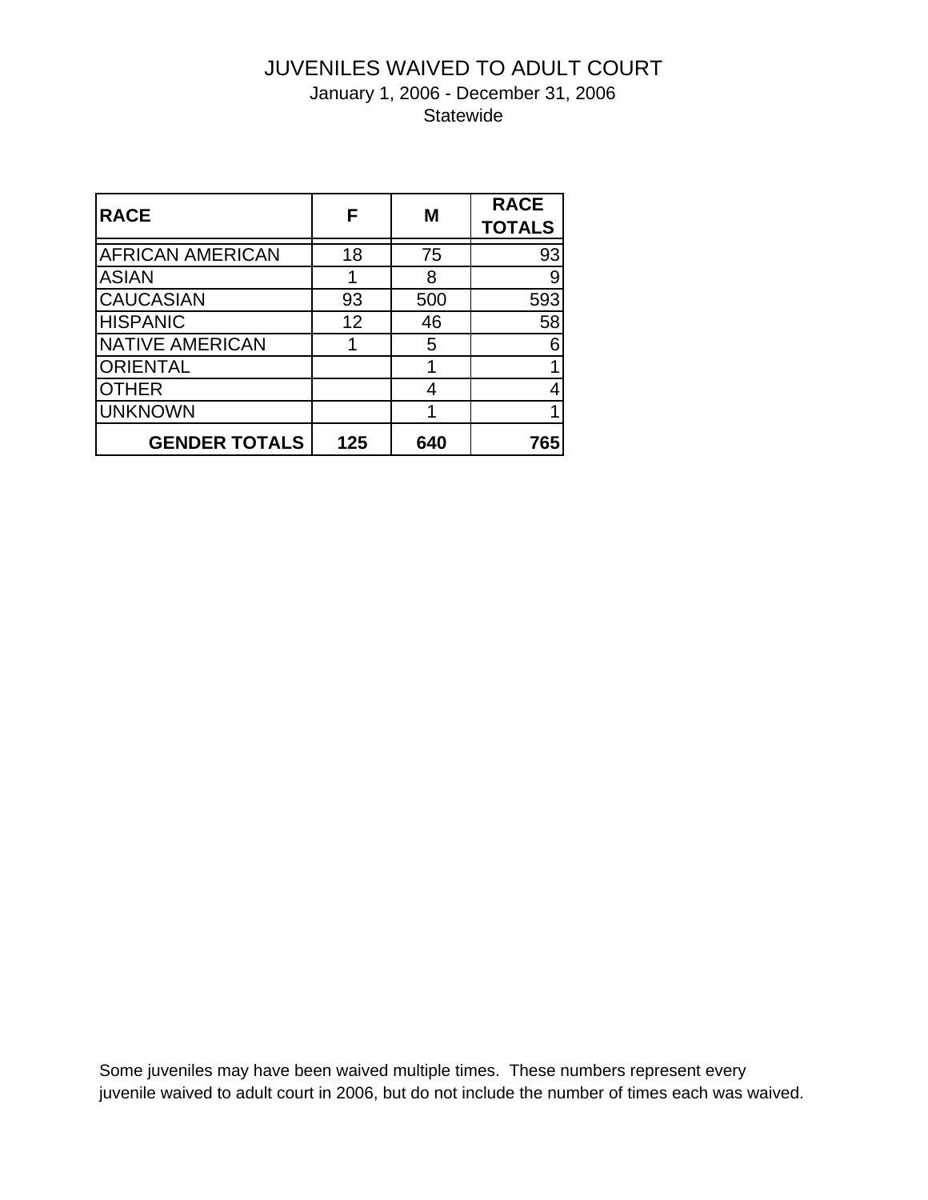# JUVENILES WAIVED TO ADULT COURT

January 1, 2006 - December 31, 2006

Statewide

| RACE | F | M | RACE TOTALS |
|---|---|---|---|
| AFRICAN AMERICAN | 18 | 75 | 93 |
| ASIAN | 1 | 8 | 9 |
| CAUCASIAN | 93 | 500 | 593 |
| HISPANIC | 12 | 46 | 58 |
| NATIVE AMERICAN | 1 | 5 | 6 |
| ORIENTAL | | 1 | 1 |
| OTHER | | 4 | 4 |
| UNKNOWN | | 1 | 1 |
| **GENDER TOTALS** | **125** | **640** | **765** |

Some juveniles may have been waived multiple times. These numbers represent every juvenile waived to adult court in 2006, but do not include the number of times each was waived.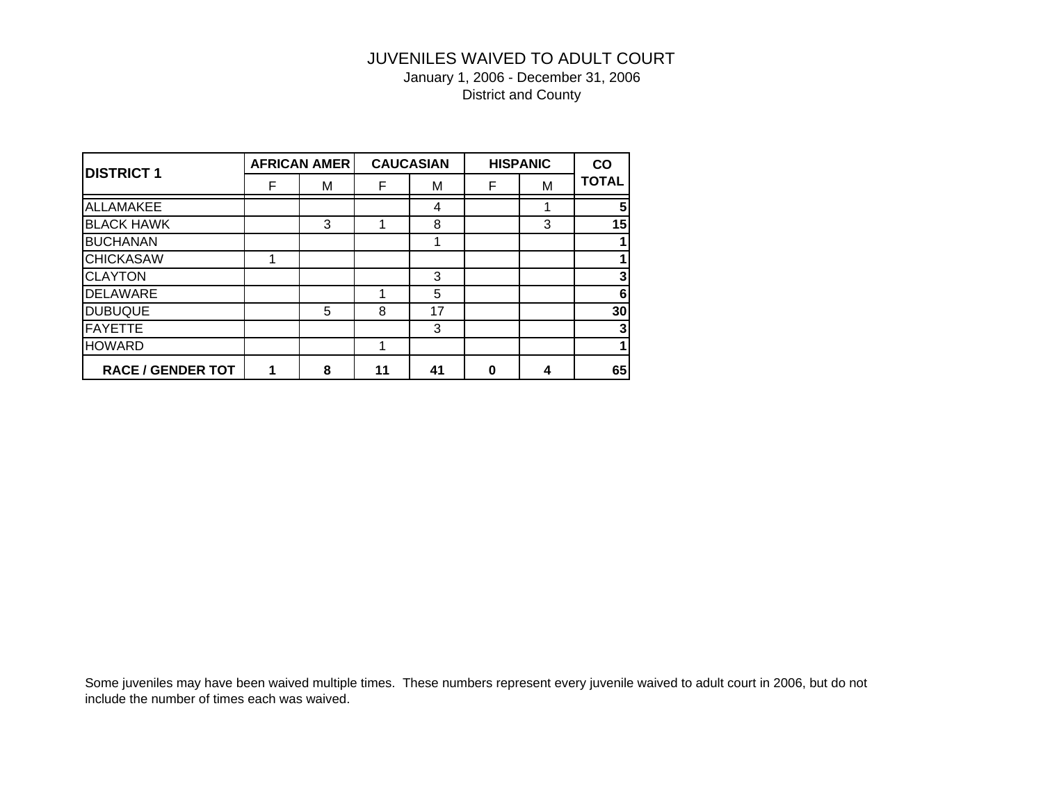# JUVENILES WAIVED TO ADULT COURT

January 1, 2006 - December 31, 2006

District and County

| DISTRICT 1 | AFRICAN AMER | | CAUCASIAN | | HISPANIC | | CO TOTAL |
|---|---|---|---|---|---|---|---|
| | F | M | F | M | F | M | |
| ALLAMAKEE | | | | 4 | | 1 | 5 |
| BLACK HAWK | | 3 | 1 | 8 | | 3 | 15 |
| BUCHANAN | | | | 1 | | | 1 |
| CHICKASAW | 1 | | | | | | 1 |
| CLAYTON | | | | 3 | | | 3 |
| DELAWARE | | | 1 | 5 | | | 6 |
| DUBUQUE | | 5 | 8 | 17 | | | 30 |
| FAYETTE | | | | 3 | | | 3 |
| HOWARD | | | 1 | | | | 1 |
| **RACE / GENDER TOT** | **1** | **8** | **11** | **41** | **0** | **4** | **65** |

Some juveniles may have been waived multiple times. These numbers represent every juvenile waived to adult court in 2006, but do not include the number of times each was waived.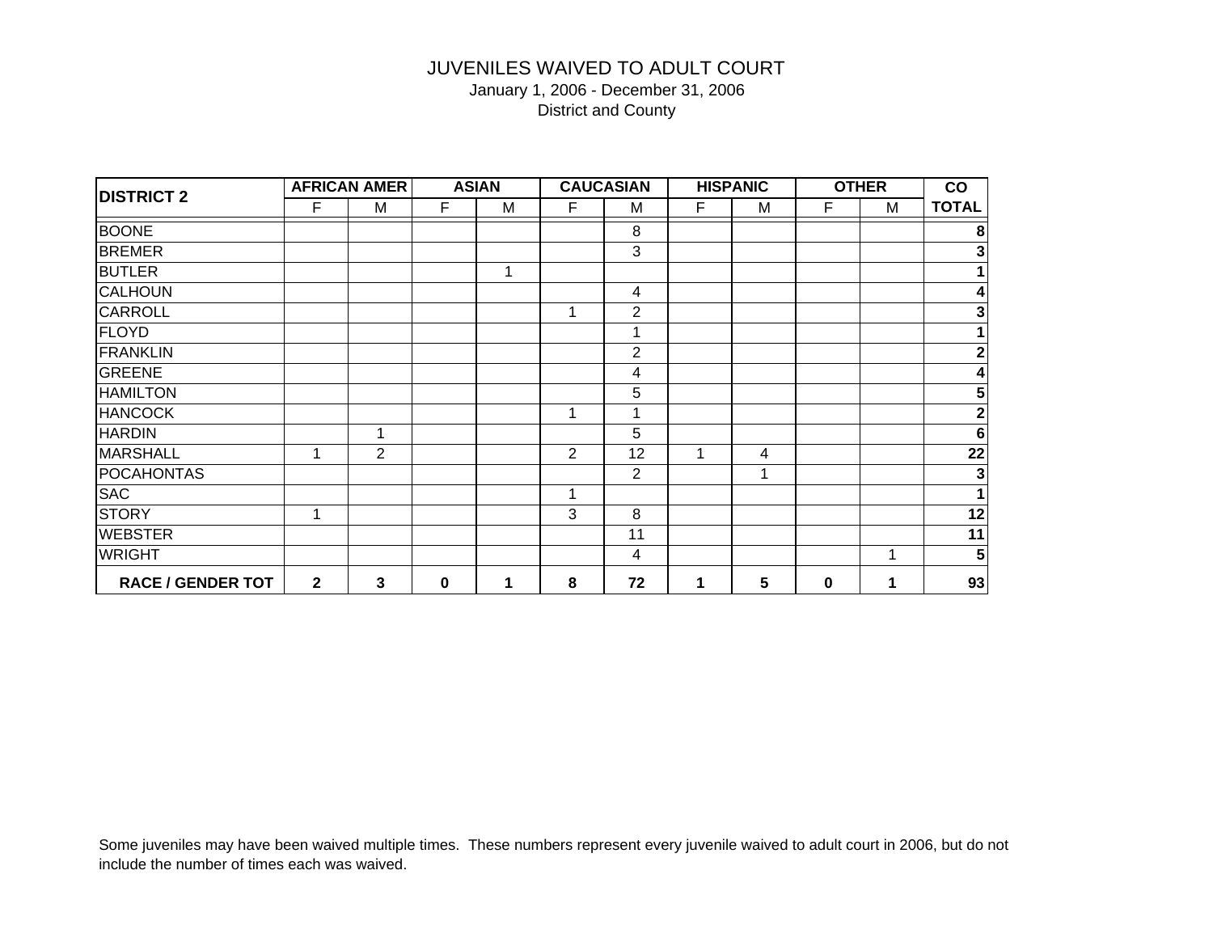# JUVENILES WAIVED TO ADULT COURT

January 1, 2006 - December 31, 2006

District and County

| DISTRICT 2 | AFRICAN AMER | | ASIAN | | CAUCASIAN | | HISPANIC | | OTHER | | CO |
|---|---|---|---|---|---|---|---|---|---|---|---|
| | F | M | F | M | F | M | F | M | F | M | TOTAL |
| BOONE | | | | | | 8 | | | | | 8 |
| BREMER | | | | | | 3 | | | | | 3 |
| BUTLER | | | | 1 | | | | | | | 1 |
| CALHOUN | | | | | | 4 | | | | | 4 |
| CARROLL | | | | | 1 | 2 | | | | | 3 |
| FLOYD | | | | | | 1 | | | | | 1 |
| FRANKLIN | | | | | | 2 | | | | | 2 |
| GREENE | | | | | | 4 | | | | | 4 |
| HAMILTON | | | | | | 5 | | | | | 5 |
| HANCOCK | | | | | 1 | 1 | | | | | 2 |
| HARDIN | | 1 | | | | 5 | | | | | 6 |
| MARSHALL | 1 | 2 | | | 2 | 12 | 1 | 4 | | | 22 |
| POCAHONTAS | | | | | | 2 | | 1 | | | 3 |
| SAC | | | | | 1 | | | | | | 1 |
| STORY | 1 | | | | 3 | 8 | | | | | 12 |
| WEBSTER | | | | | | 11 | | | | | 11 |
| WRIGHT | | | | | | 4 | | | | 1 | 5 |
| **RACE / GENDER TOT** | **2** | **3** | **0** | **1** | **8** | **72** | **1** | **5** | **0** | **1** | **93** |

Some juveniles may have been waived multiple times. These numbers represent every juvenile waived to adult court in 2006, but do not include the number of times each was waived.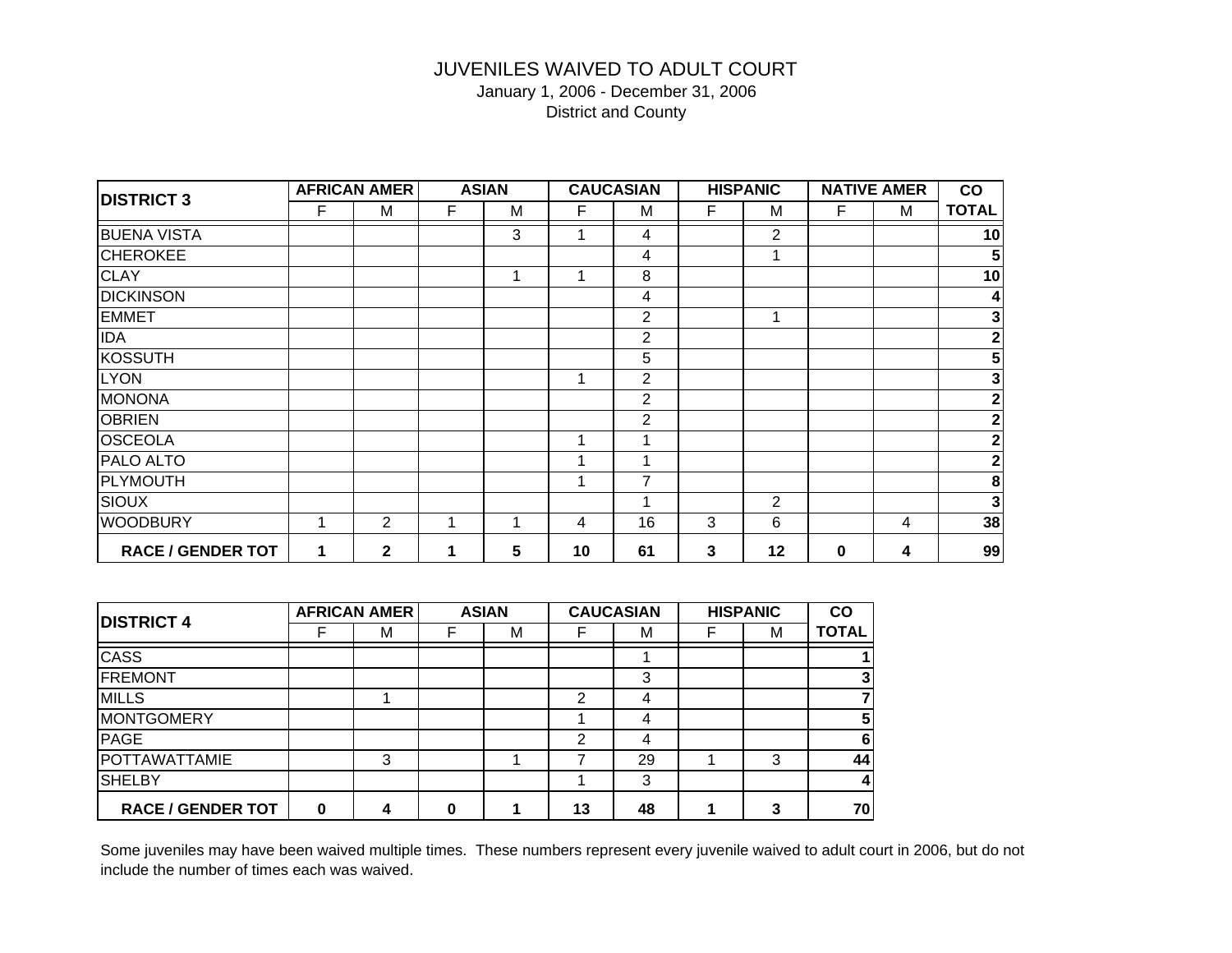# JUVENILES WAIVED TO ADULT COURT

January 1, 2006 - December 31, 2006

District and County

| DISTRICT 3 | AFRICAN AMER | | ASIAN | | CAUCASIAN | | HISPANIC | | NATIVE AMER | | CO TOTAL |
|---|---|---|---|---|---|---|---|---|---|---|---|
| | F | M | F | M | F | M | F | M | F | M | |
| BUENA VISTA | | | | 3 | 1 | 4 | | 2 | | | **10** |
| CHEROKEE | | | | | | 4 | | 1 | | | **5** |
| CLAY | | | | 1 | 1 | 8 | | | | | **10** |
| DICKINSON | | | | | | 4 | | | | | **4** |
| EMMET | | | | | | 2 | | 1 | | | **3** |
| IDA | | | | | | 2 | | | | | **2** |
| KOSSUTH | | | | | | 5 | | | | | **5** |
| LYON | | | | | 1 | 2 | | | | | **3** |
| MONONA | | | | | | 2 | | | | | **2** |
| OBRIEN | | | | | | 2 | | | | | **2** |
| OSCEOLA | | | | | 1 | 1 | | | | | **2** |
| PALO ALTO | | | | | 1 | 1 | | | | | **2** |
| PLYMOUTH | | | | | 1 | 7 | | | | | **8** |
| SIOUX | | | | | | 1 | | 2 | | | **3** |
| WOODBURY | 1 | 2 | 1 | 1 | 4 | 16 | 3 | 6 | | 4 | **38** |
| **RACE / GENDER TOT** | **1** | **2** | **1** | **5** | **10** | **61** | **3** | **12** | **0** | **4** | **99** |

| DISTRICT 4 | AFRICAN AMER | | ASIAN | | CAUCASIAN | | HISPANIC | | CO TOTAL |
|---|---|---|---|---|---|---|---|---|---|
| | F | M | F | M | F | M | F | M | |
| CASS | | | | | | 1 | | | **1** |
| FREMONT | | | | | | 3 | | | **3** |
| MILLS | | 1 | | | 2 | 4 | | | **7** |
| MONTGOMERY | | | | | 1 | 4 | | | **5** |
| PAGE | | | | | 2 | 4 | | | **6** |
| POTTAWATTAMIE | | 3 | | 1 | 7 | 29 | 1 | 3 | **44** |
| SHELBY | | | | | 1 | 3 | | | **4** |
| **RACE / GENDER TOT** | **0** | **4** | **0** | **1** | **13** | **48** | **1** | **3** | **70** |

Some juveniles may have been waived multiple times. These numbers represent every juvenile waived to adult court in 2006, but do not include the number of times each was waived.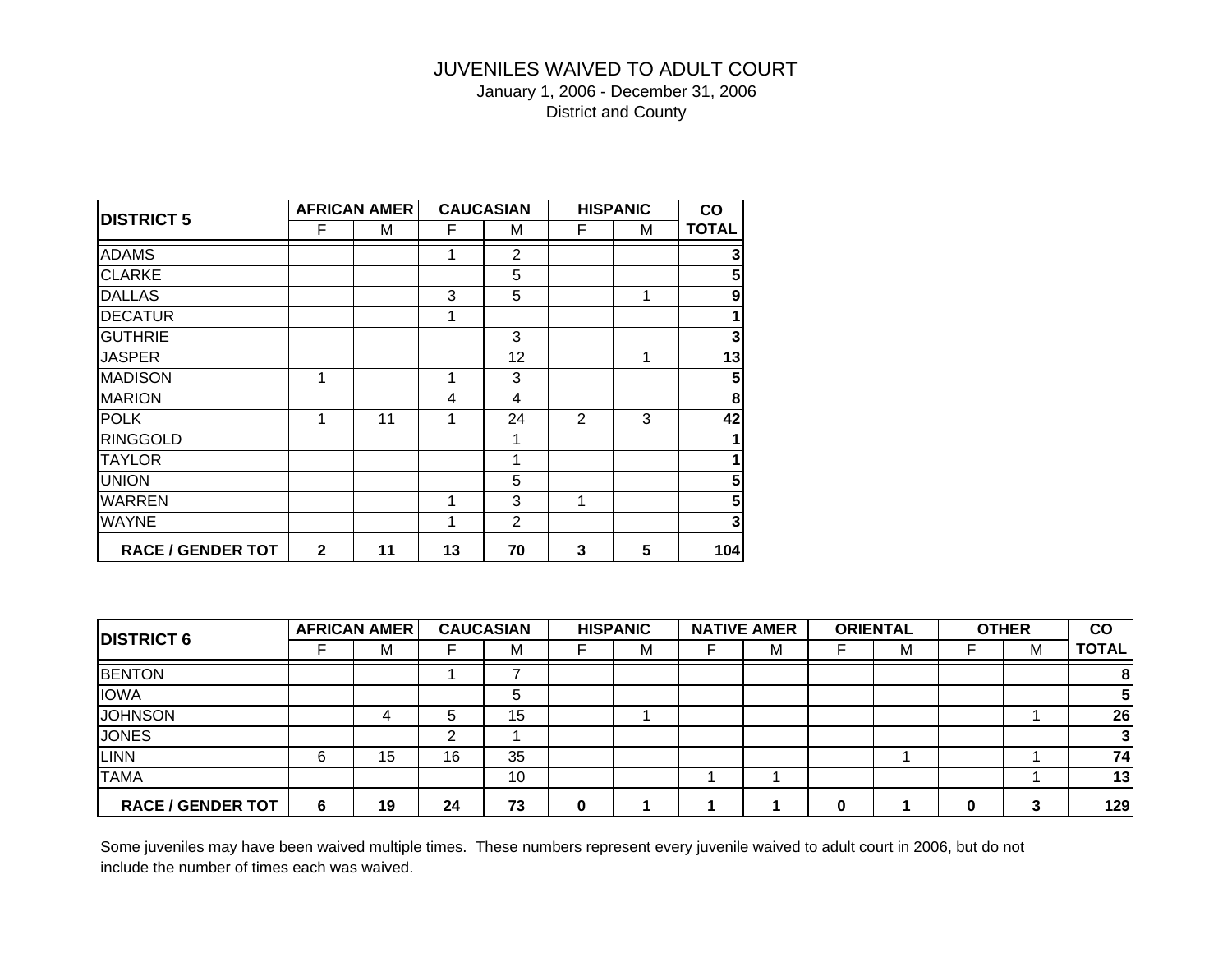# JUVENILES WAIVED TO ADULT COURT

January 1, 2006 - December 31, 2006

District and County

| DISTRICT 5 | AFRICAN AMER | | CAUCASIAN | | HISPANIC | | CO |
|---|---|---|---|---|---|---|---|
| | F | M | F | M | F | M | TOTAL |
| ADAMS | | | 1 | 2 | | | 3 |
| CLARKE | | | | 5 | | | 5 |
| DALLAS | | | 3 | 5 | | 1 | 9 |
| DECATUR | | | 1 | | | | 1 |
| GUTHRIE | | | | 3 | | | 3 |
| JASPER | | | | 12 | | 1 | 13 |
| MADISON | 1 | | 1 | 3 | | | 5 |
| MARION | | | 4 | 4 | | | 8 |
| POLK | 1 | 11 | 1 | 24 | 2 | 3 | 42 |
| RINGGOLD | | | | 1 | | | 1 |
| TAYLOR | | | | 1 | | | 1 |
| UNION | | | | 5 | | | 5 |
| WARREN | | | 1 | 3 | 1 | | 5 |
| WAYNE | | | 1 | 2 | | | 3 |
| **RACE / GENDER TOT** | **2** | **11** | **13** | **70** | **3** | **5** | **104** |

| DISTRICT 6 | AFRICAN AMER | | CAUCASIAN | | HISPANIC | | NATIVE AMER | | ORIENTAL | | OTHER | | CO |
|---|---|---|---|---|---|---|---|---|---|---|---|---|---|
| | F | M | F | M | F | M | F | M | F | M | F | M | TOTAL |
| BENTON | | | 1 | 7 | | | | | | | | | 8 |
| IOWA | | | | 5 | | | | | | | | | 5 |
| JOHNSON | | 4 | 5 | 15 | | 1 | | | | | | 1 | 26 |
| JONES | | | 2 | 1 | | | | | | | | | 3 |
| LINN | 6 | 15 | 16 | 35 | | | | | | 1 | | 1 | 74 |
| TAMA | | | | 10 | | | 1 | 1 | | | | 1 | 13 |
| **RACE / GENDER TOT** | **6** | **19** | **24** | **73** | **0** | **1** | **1** | **1** | **0** | **1** | **0** | **3** | **129** |

Some juveniles may have been waived multiple times. These numbers represent every juvenile waived to adult court in 2006, but do not include the number of times each was waived.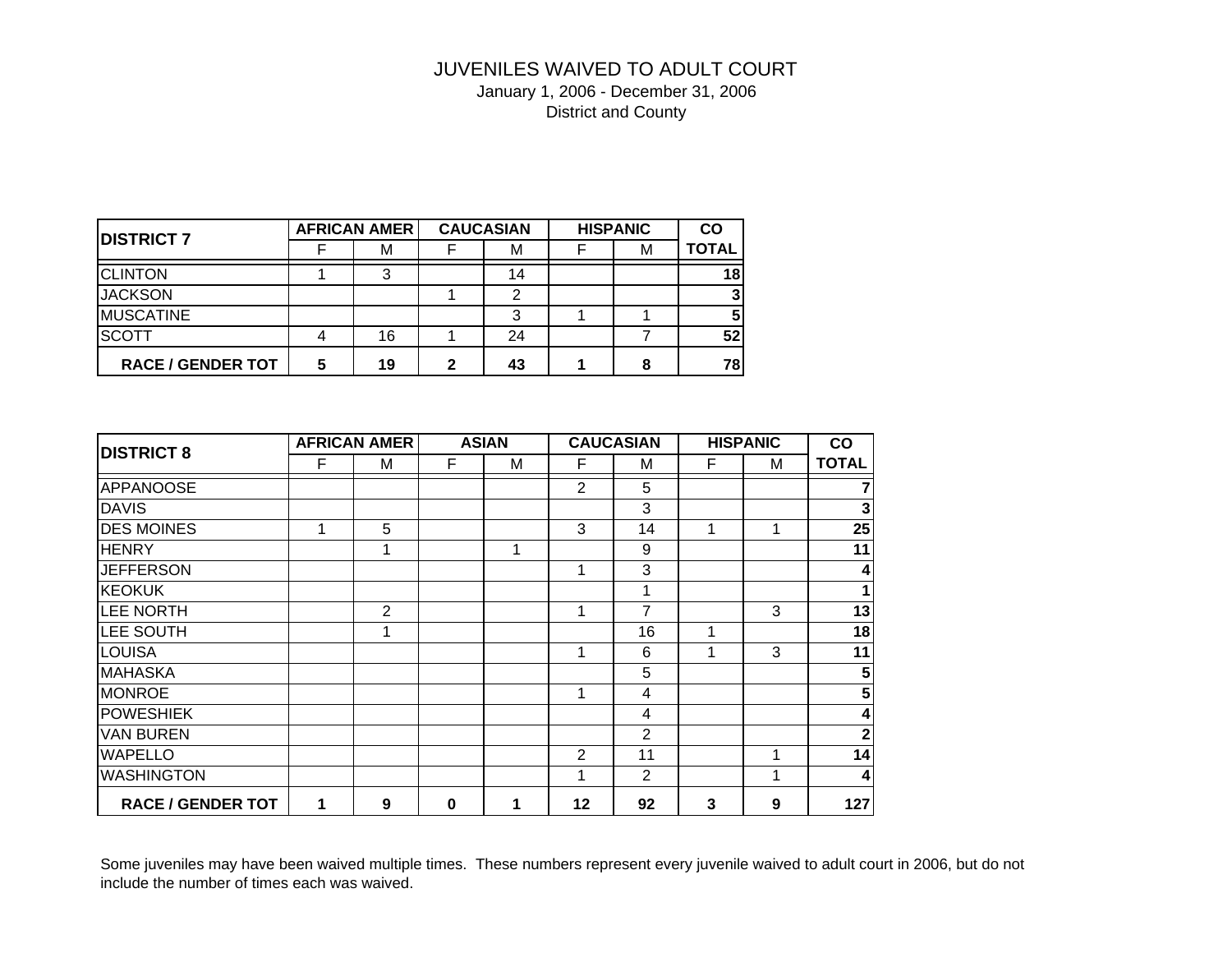# JUVENILES WAIVED TO ADULT COURT

January 1, 2006 - December 31, 2006

District and County

| DISTRICT 7 | AFRICAN AMER | | CAUCASIAN | | HISPANIC | | CO |
|---|---|---|---|---|---|---|---|
| | F | M | F | M | F | M | TOTAL |
| CLINTON | 1 | 3 | | 14 | | | **18** |
| JACKSON | | | 1 | 2 | | | **3** |
| MUSCATINE | | | | 3 | 1 | 1 | **5** |
| SCOTT | 4 | 16 | 1 | 24 | | 7 | **52** |
| **RACE / GENDER TOT** | **5** | **19** | **2** | **43** | **1** | **8** | **78** |

| DISTRICT 8 | AFRICAN AMER | | ASIAN | | CAUCASIAN | | HISPANIC | | CO |
|---|---|---|---|---|---|---|---|---|---|
| | F | M | F | M | F | M | F | M | TOTAL |
| APPANOOSE | | | | | 2 | 5 | | | **7** |
| DAVIS | | | | | | 3 | | | **3** |
| DES MOINES | 1 | 5 | | | 3 | 14 | 1 | 1 | **25** |
| HENRY | | 1 | | 1 | | 9 | | | **11** |
| JEFFERSON | | | | | 1 | 3 | | | **4** |
| KEOKUK | | | | | | 1 | | | **1** |
| LEE NORTH | | 2 | | | 1 | 7 | | 3 | **13** |
| LEE SOUTH | | 1 | | | | 16 | 1 | | **18** |
| LOUISA | | | | | 1 | 6 | 1 | 3 | **11** |
| MAHASKA | | | | | | 5 | | | **5** |
| MONROE | | | | | 1 | 4 | | | **5** |
| POWESHIEK | | | | | | 4 | | | **4** |
| VAN BUREN | | | | | | 2 | | | **2** |
| WAPELLO | | | | | 2 | 11 | | 1 | **14** |
| WASHINGTON | | | | | 1 | 2 | | 1 | **4** |
| **RACE / GENDER TOT** | **1** | **9** | **0** | **1** | **12** | **92** | **3** | **9** | **127** |

Some juveniles may have been waived multiple times. These numbers represent every juvenile waived to adult court in 2006, but do not include the number of times each was waived.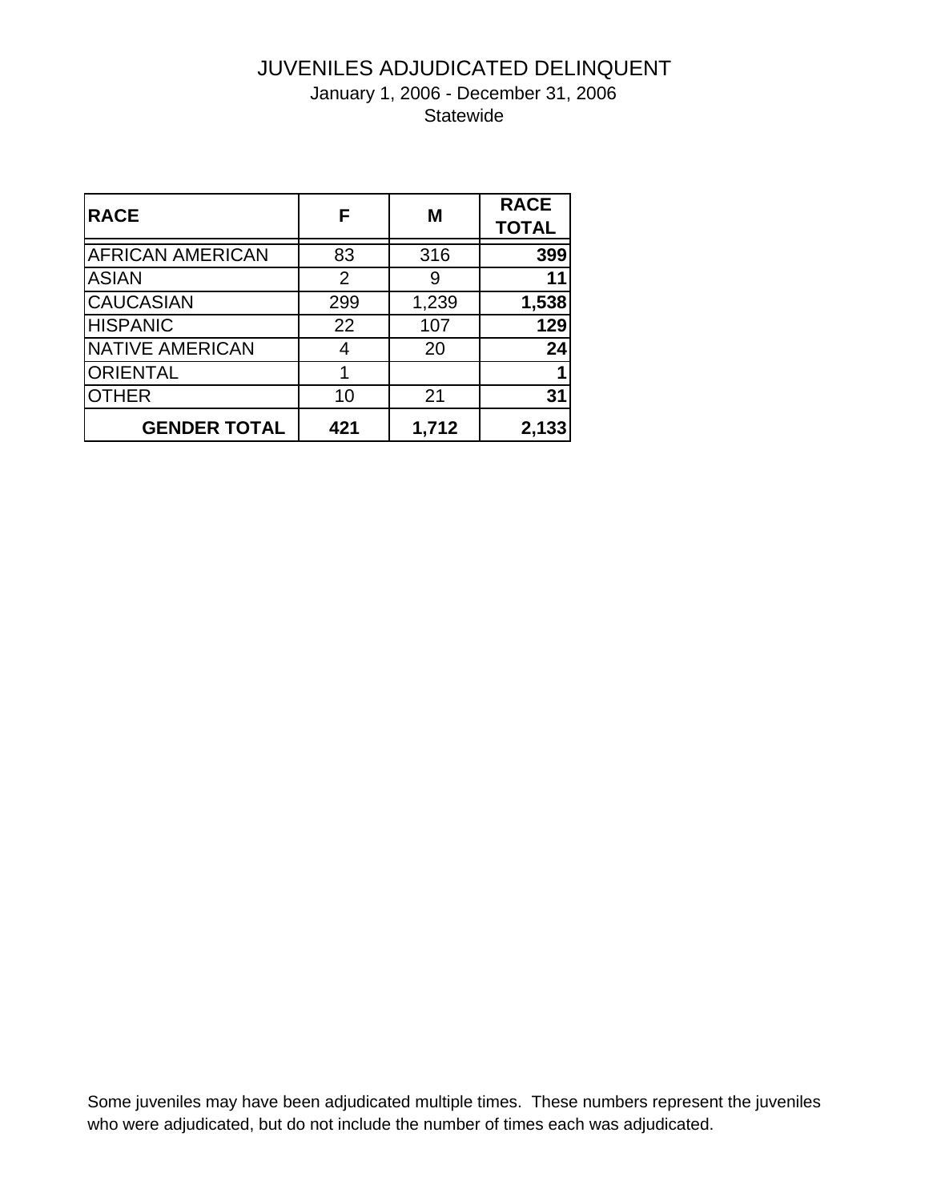# JUVENILES ADJUDICATED DELINQUENT

January 1, 2006 - December 31, 2006

Statewide

| RACE | F | M | RACE TOTAL |
|---|---|---|---|
| AFRICAN AMERICAN | 83 | 316 | **399** |
| ASIAN | 2 | 9 | **11** |
| CAUCASIAN | 299 | 1,239 | **1,538** |
| HISPANIC | 22 | 107 | **129** |
| NATIVE AMERICAN | 4 | 20 | **24** |
| ORIENTAL | 1 | | **1** |
| OTHER | 10 | 21 | **31** |
| **GENDER TOTAL** | **421** | **1,712** | **2,133** |

Some juveniles may have been adjudicated multiple times. These numbers represent the juveniles who were adjudicated, but do not include the number of times each was adjudicated.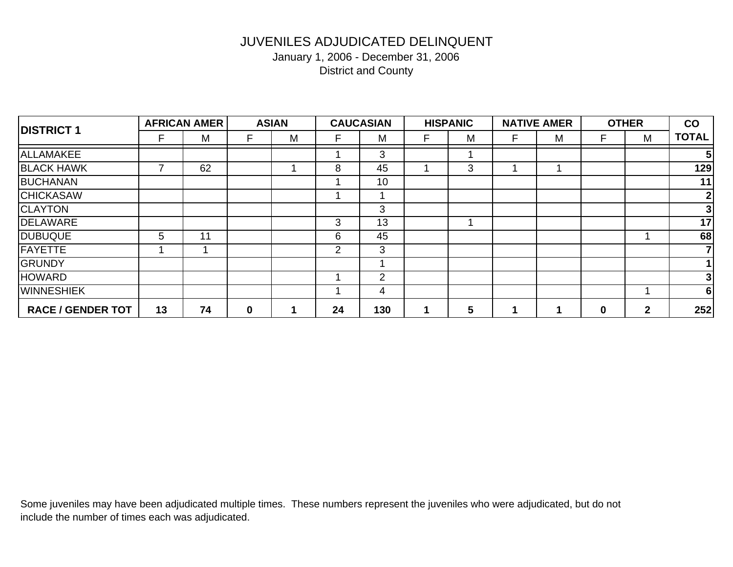# JUVENILES ADJUDICATED DELINQUENT

January 1, 2006 - December 31, 2006

District and County

| DISTRICT 1 | AFRICAN AMER | | ASIAN | | CAUCASIAN | | HISPANIC | | NATIVE AMER | | OTHER | | CO TOTAL |
|---|---|---|---|---|---|---|---|---|---|---|---|---|---|
| | F | M | F | M | F | M | F | M | F | M | F | M | |
| ALLAMAKEE | | | | | 1 | 3 | | 1 | | | | | **5** |
| BLACK HAWK | 7 | 62 | | 1 | 8 | 45 | 1 | 3 | 1 | 1 | | | **129** |
| BUCHANAN | | | | | 1 | 10 | | | | | | | **11** |
| CHICKASAW | | | | | 1 | 1 | | | | | | | **2** |
| CLAYTON | | | | | | 3 | | | | | | | **3** |
| DELAWARE | | | | | 3 | 13 | | 1 | | | | | **17** |
| DUBUQUE | 5 | 11 | | | 6 | 45 | | | | | | 1 | **68** |
| FAYETTE | 1 | 1 | | | 2 | 3 | | | | | | | **7** |
| GRUNDY | | | | | | 1 | | | | | | | **1** |
| HOWARD | | | | | 1 | 2 | | | | | | | **3** |
| WINNESHIEK | | | | | 1 | 4 | | | | | | 1 | **6** |
| **RACE / GENDER TOT** | **13** | **74** | **0** | **1** | **24** | **130** | **1** | **5** | **1** | **1** | **0** | **2** | **252** |

Some juveniles may have been adjudicated multiple times. These numbers represent the juveniles who were adjudicated, but do not include the number of times each was adjudicated.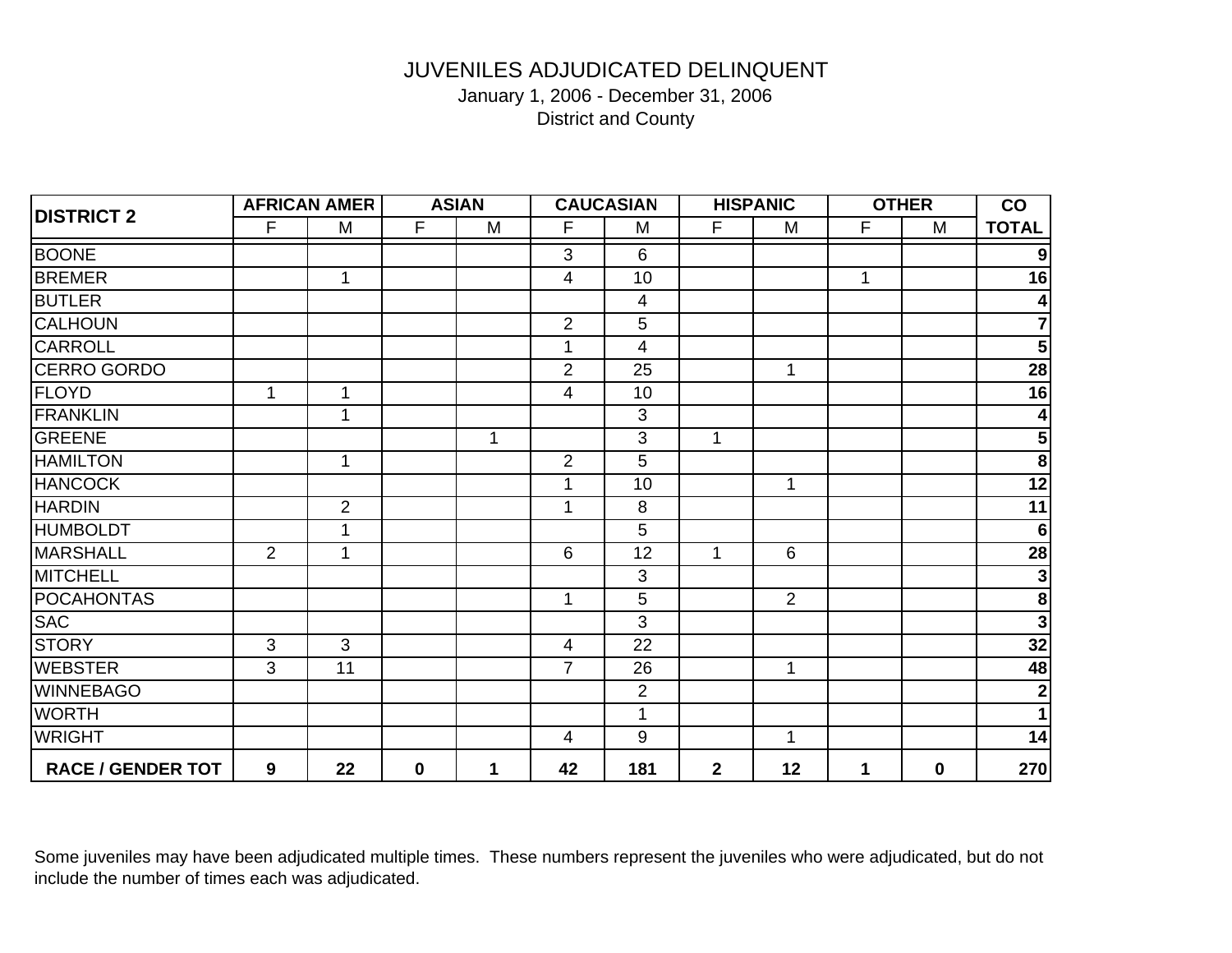# JUVENILES ADJUDICATED DELINQUENT

January 1, 2006 - December 31, 2006

District and County

| DISTRICT 2 | AFRICAN AMER | | ASIAN | | CAUCASIAN | | HISPANIC | | OTHER | | CO |
|---|---|---|---|---|---|---|---|---|---|---|---|
| | F | M | F | M | F | M | F | M | F | M | TOTAL |
| BOONE | | | | | 3 | 6 | | | | | 9 |
| BREMER | | 1 | | | 4 | 10 | | | 1 | | 16 |
| BUTLER | | | | | | 4 | | | | | 4 |
| CALHOUN | | | | | 2 | 5 | | | | | 7 |
| CARROLL | | | | | 1 | 4 | | | | | 5 |
| CERRO GORDO | | | | | 2 | 25 | | 1 | | | 28 |
| FLOYD | 1 | 1 | | | 4 | 10 | | | | | 16 |
| FRANKLIN | | 1 | | | | 3 | | | | | 4 |
| GREENE | | | | 1 | | 3 | 1 | | | | 5 |
| HAMILTON | | 1 | | | 2 | 5 | | | | | 8 |
| HANCOCK | | | | | 1 | 10 | | 1 | | | 12 |
| HARDIN | | 2 | | | 1 | 8 | | | | | 11 |
| HUMBOLDT | | 1 | | | | 5 | | | | | 6 |
| MARSHALL | 2 | 1 | | | 6 | 12 | 1 | 6 | | | 28 |
| MITCHELL | | | | | | 3 | | | | | 3 |
| POCAHONTAS | | | | | 1 | 5 | | 2 | | | 8 |
| SAC | | | | | | 3 | | | | | 3 |
| STORY | 3 | 3 | | | 4 | 22 | | | | | 32 |
| WEBSTER | 3 | 11 | | | 7 | 26 | | 1 | | | 48 |
| WINNEBAGO | | | | | | 2 | | | | | 2 |
| WORTH | | | | | | 1 | | | | | 1 |
| WRIGHT | | | | | 4 | 9 | | 1 | | | 14 |
| **RACE / GENDER TOT** | **9** | **22** | **0** | **1** | **42** | **181** | **2** | **12** | **1** | **0** | **270** |

Some juveniles may have been adjudicated multiple times. These numbers represent the juveniles who were adjudicated, but do not include the number of times each was adjudicated.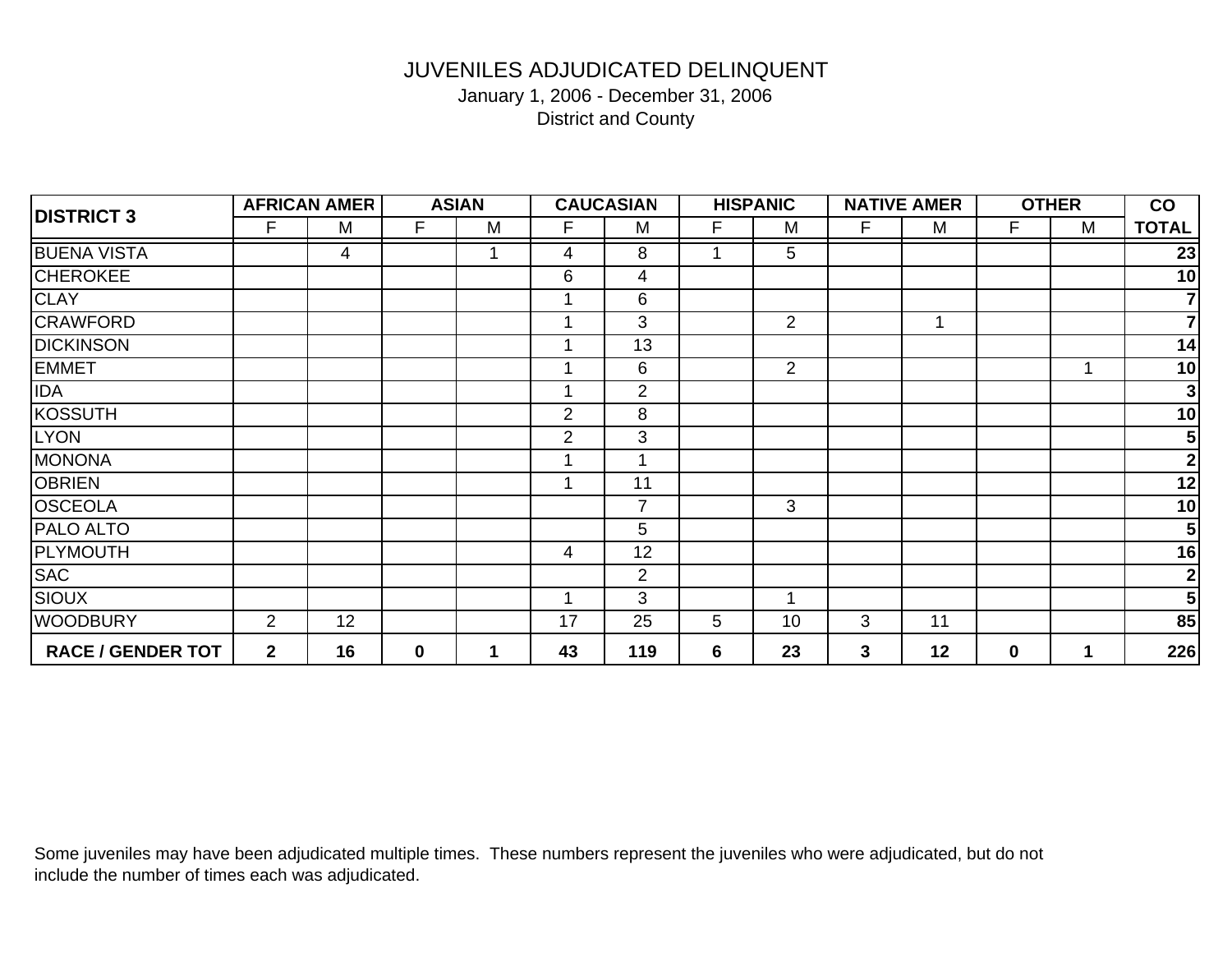# JUVENILES ADJUDICATED DELINQUENT

January 1, 2006 - December 31, 2006

District and County

| DISTRICT 3 | AFRICAN AMER | | ASIAN | | CAUCASIAN | | HISPANIC | | NATIVE AMER | | OTHER | | CO TOTAL |
|---|---|---|---|---|---|---|---|---|---|---|---|---|---|
| | F | M | F | M | F | M | F | M | F | M | F | M | |
| BUENA VISTA | | 4 | | 1 | 4 | 8 | 1 | 5 | | | | | **23** |
| CHEROKEE | | | | | 6 | 4 | | | | | | | **10** |
| CLAY | | | | | 1 | 6 | | | | | | | **7** |
| CRAWFORD | | | | | 1 | 3 | | 2 | | 1 | | | **7** |
| DICKINSON | | | | | 1 | 13 | | | | | | | **14** |
| EMMET | | | | | 1 | 6 | | 2 | | | | 1 | **10** |
| IDA | | | | | 1 | 2 | | | | | | | **3** |
| KOSSUTH | | | | | 2 | 8 | | | | | | | **10** |
| LYON | | | | | 2 | 3 | | | | | | | **5** |
| MONONA | | | | | 1 | 1 | | | | | | | **2** |
| OBRIEN | | | | | 1 | 11 | | | | | | | **12** |
| OSCEOLA | | | | | | 7 | | 3 | | | | | **10** |
| PALO ALTO | | | | | | 5 | | | | | | | **5** |
| PLYMOUTH | | | | | 4 | 12 | | | | | | | **16** |
| SAC | | | | | | 2 | | | | | | | **2** |
| SIOUX | | | | | 1 | 3 | | 1 | | | | | **5** |
| WOODBURY | 2 | 12 | | | 17 | 25 | 5 | 10 | 3 | 11 | | | **85** |
| **RACE / GENDER TOT** | **2** | **16** | **0** | **1** | **43** | **119** | **6** | **23** | **3** | **12** | **0** | **1** | **226** |

Some juveniles may have been adjudicated multiple times. These numbers represent the juveniles who were adjudicated, but do not include the number of times each was adjudicated.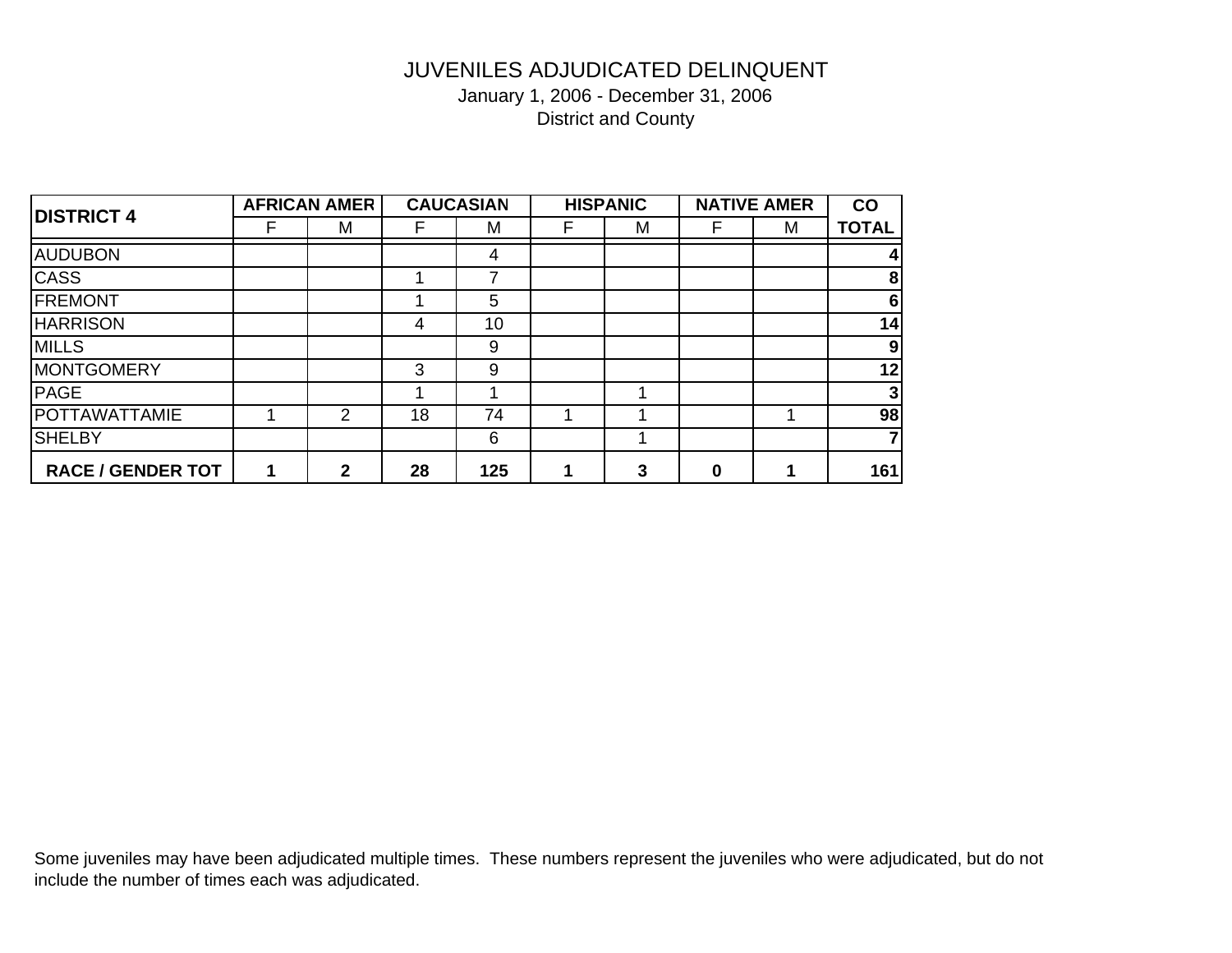# JUVENILES ADJUDICATED DELINQUENT

January 1, 2006 - December 31, 2006

District and County

| DISTRICT 4 | AFRICAN AMER | | CAUCASIAN | | HISPANIC | | NATIVE AMER | | CO TOTAL |
|---|---|---|---|---|---|---|---|---|---|
| | F | M | F | M | F | M | F | M | |
| AUDUBON | | | | 4 | | | | | 4 |
| CASS | | | 1 | 7 | | | | | 8 |
| FREMONT | | | 1 | 5 | | | | | 6 |
| HARRISON | | | 4 | 10 | | | | | 14 |
| MILLS | | | | 9 | | | | | 9 |
| MONTGOMERY | | | 3 | 9 | | | | | 12 |
| PAGE | | | 1 | 1 | | 1 | | | 3 |
| POTTAWATTAMIE | 1 | 2 | 18 | 74 | 1 | 1 | | 1 | 98 |
| SHELBY | | | | 6 | | 1 | | | 7 |
| **RACE / GENDER TOT** | **1** | **2** | **28** | **125** | **1** | **3** | **0** | **1** | **161** |

Some juveniles may have been adjudicated multiple times. These numbers represent the juveniles who were adjudicated, but do not include the number of times each was adjudicated.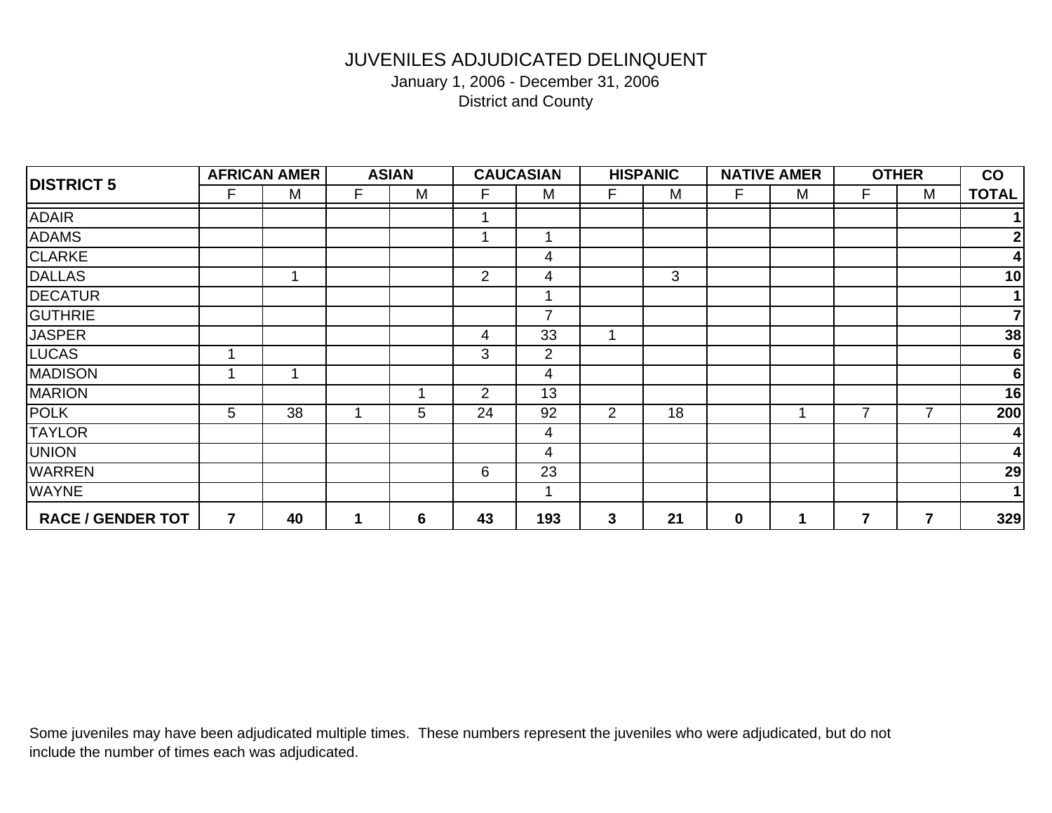# JUVENILES ADJUDICATED DELINQUENT

January 1, 2006 - December 31, 2006

District and County

| DISTRICT 5 | AFRICAN AMER | | ASIAN | | CAUCASIAN | | HISPANIC | | NATIVE AMER | | OTHER | | CO TOTAL |
|---|---|---|---|---|---|---|---|---|---|---|---|---|---|
| | F | M | F | M | F | M | F | M | F | M | F | M | |
| ADAIR | | | | | 1 | | | | | | | | 1 |
| ADAMS | | | | | 1 | 1 | | | | | | | 2 |
| CLARKE | | | | | | 4 | | | | | | | 4 |
| DALLAS | | 1 | | | 2 | 4 | | 3 | | | | | 10 |
| DECATUR | | | | | | 1 | | | | | | | 1 |
| GUTHRIE | | | | | | 7 | | | | | | | 7 |
| JASPER | | | | | 4 | 33 | 1 | | | | | | 38 |
| LUCAS | 1 | | | | 3 | 2 | | | | | | | 6 |
| MADISON | 1 | 1 | | | | 4 | | | | | | | 6 |
| MARION | | | | 1 | 2 | 13 | | | | | | | 16 |
| POLK | 5 | 38 | 1 | 5 | 24 | 92 | 2 | 18 | | 1 | 7 | 7 | 200 |
| TAYLOR | | | | | | 4 | | | | | | | 4 |
| UNION | | | | | | 4 | | | | | | | 4 |
| WARREN | | | | | 6 | 23 | | | | | | | 29 |
| WAYNE | | | | | | 1 | | | | | | | 1 |
| **RACE / GENDER TOT** | **7** | **40** | **1** | **6** | **43** | **193** | **3** | **21** | **0** | **1** | **7** | **7** | **329** |

Some juveniles may have been adjudicated multiple times. These numbers represent the juveniles who were adjudicated, but do not include the number of times each was adjudicated.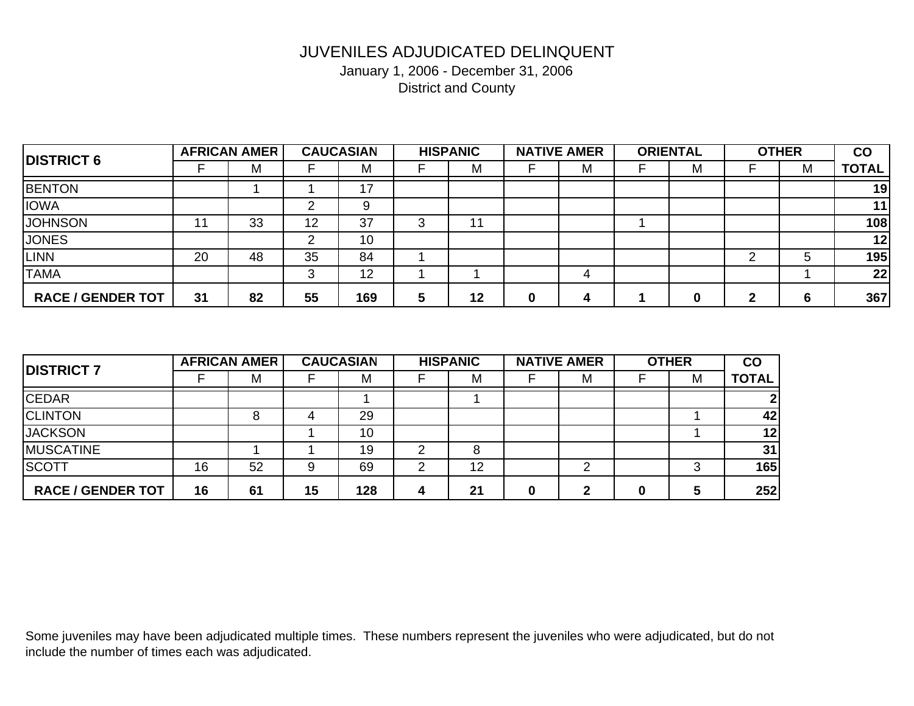# JUVENILES ADJUDICATED DELINQUENT

January 1, 2006 - December 31, 2006

District and County

| DISTRICT 6 | AFRICAN AMER | | CAUCASIAN | | HISPANIC | | NATIVE AMER | | ORIENTAL | | OTHER | | CO TOTAL |
|---|---|---|---|---|---|---|---|---|---|---|---|---|---|
| | F | M | F | M | F | M | F | M | F | M | F | M | |
| BENTON | | 1 | 1 | 17 | | | | | | | | | **19** |
| IOWA | | | 2 | 9 | | | | | | | | | **11** |
| JOHNSON | 11 | 33 | 12 | 37 | 3 | 11 | | | 1 | | | | **108** |
| JONES | | | 2 | 10 | | | | | | | | | **12** |
| LINN | 20 | 48 | 35 | 84 | 1 | | | | | | 2 | 5 | **195** |
| TAMA | | | 3 | 12 | 1 | 1 | | 4 | | | | 1 | **22** |
| **RACE / GENDER TOT** | **31** | **82** | **55** | **169** | **5** | **12** | **0** | **4** | **1** | **0** | **2** | **6** | **367** |

| DISTRICT 7 | AFRICAN AMER | | CAUCASIAN | | HISPANIC | | NATIVE AMER | | OTHER | | CO TOTAL |
|---|---|---|---|---|---|---|---|---|---|---|---|
| | F | M | F | M | F | M | F | M | F | M | |
| CEDAR | | | | 1 | | 1 | | | | | **2** |
| CLINTON | | 8 | 4 | 29 | | | | | | 1 | **42** |
| JACKSON | | | 1 | 10 | | | | | | 1 | **12** |
| MUSCATINE | | 1 | 1 | 19 | 2 | 8 | | | | | **31** |
| SCOTT | 16 | 52 | 9 | 69 | 2 | 12 | | 2 | | 3 | **165** |
| **RACE / GENDER TOT** | **16** | **61** | **15** | **128** | **4** | **21** | **0** | **2** | **0** | **5** | **252** |

Some juveniles may have been adjudicated multiple times. These numbers represent the juveniles who were adjudicated, but do not include the number of times each was adjudicated.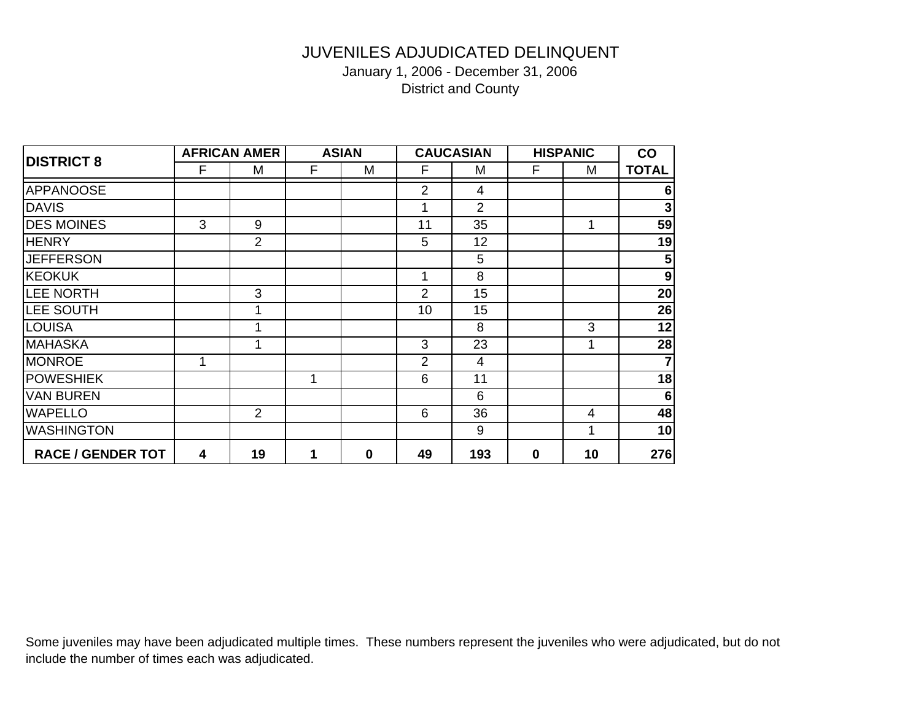# JUVENILES ADJUDICATED DELINQUENT

January 1, 2006 - December 31, 2006

District and County

| DISTRICT 8 | AFRICAN AMER | | ASIAN | | CAUCASIAN | | HISPANIC | | CO TOTAL |
|---|---|---|---|---|---|---|---|---|---|
| | F | M | F | M | F | M | F | M | |
| APPANOOSE | | | | | 2 | 4 | | | 6 |
| DAVIS | | | | | 1 | 2 | | | 3 |
| DES MOINES | 3 | 9 | | | 11 | 35 | | 1 | 59 |
| HENRY | | 2 | | | 5 | 12 | | | 19 |
| JEFFERSON | | | | | | 5 | | | 5 |
| KEOKUK | | | | | 1 | 8 | | | 9 |
| LEE NORTH | | 3 | | | 2 | 15 | | | 20 |
| LEE SOUTH | | 1 | | | 10 | 15 | | | 26 |
| LOUISA | | 1 | | | | 8 | | 3 | 12 |
| MAHASKA | | 1 | | | 3 | 23 | | 1 | 28 |
| MONROE | 1 | | | | 2 | 4 | | | 7 |
| POWESHIEK | | | 1 | | 6 | 11 | | | 18 |
| VAN BUREN | | | | | | 6 | | | 6 |
| WAPELLO | | 2 | | | 6 | 36 | | 4 | 48 |
| WASHINGTON | | | | | | 9 | | 1 | 10 |
| **RACE / GENDER TOT** | **4** | **19** | **1** | **0** | **49** | **193** | **0** | **10** | **276** |

Some juveniles may have been adjudicated multiple times. These numbers represent the juveniles who were adjudicated, but do not include the number of times each was adjudicated.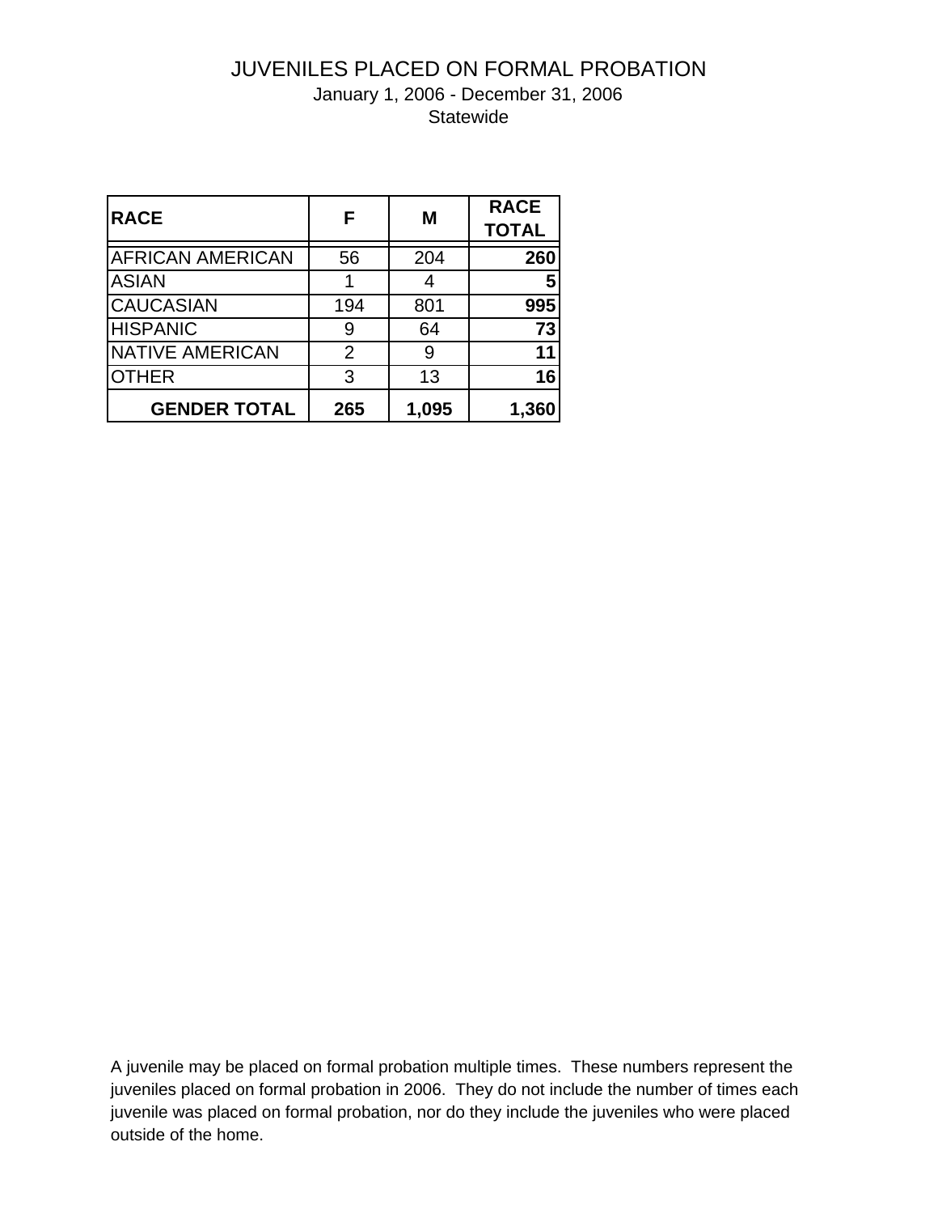# JUVENILES PLACED ON FORMAL PROBATION

January 1, 2006 - December 31, 2006

Statewide

| RACE | F | M | RACE TOTAL |
|---|---|---|---|
| AFRICAN AMERICAN | 56 | 204 | **260** |
| ASIAN | 1 | 4 | **5** |
| CAUCASIAN | 194 | 801 | **995** |
| HISPANIC | 9 | 64 | **73** |
| NATIVE AMERICAN | 2 | 9 | **11** |
| OTHER | 3 | 13 | **16** |
| **GENDER TOTAL** | **265** | **1,095** | **1,360** |

A juvenile may be placed on formal probation multiple times. These numbers represent the juveniles placed on formal probation in 2006. They do not include the number of times each juvenile was placed on formal probation, nor do they include the juveniles who were placed outside of the home.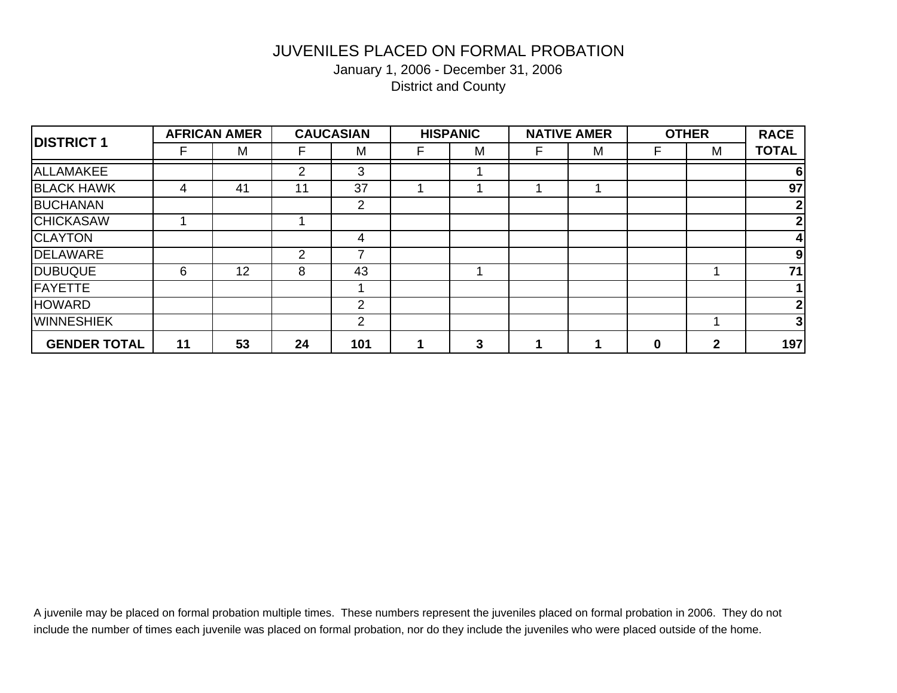# JUVENILES PLACED ON FORMAL PROBATION

January 1, 2006 - December 31, 2006

District and County

| DISTRICT 1 | AFRICAN AMER | | CAUCASIAN | | HISPANIC | | NATIVE AMER | | OTHER | | RACE TOTAL |
|---|---|---|---|---|---|---|---|---|---|---|---|
| | F | M | F | M | F | M | F | M | F | M | |
| ALLAMAKEE | | | 2 | 3 | | 1 | | | | | **6** |
| BLACK HAWK | 4 | 41 | 11 | 37 | 1 | 1 | 1 | 1 | | | **97** |
| BUCHANAN | | | | 2 | | | | | | | **2** |
| CHICKASAW | 1 | | 1 | | | | | | | | **2** |
| CLAYTON | | | | 4 | | | | | | | **4** |
| DELAWARE | | | 2 | 7 | | | | | | | **9** |
| DUBUQUE | 6 | 12 | 8 | 43 | | 1 | | | | 1 | **71** |
| FAYETTE | | | | 1 | | | | | | | **1** |
| HOWARD | | | | 2 | | | | | | | **2** |
| WINNESHIEK | | | | 2 | | | | | | 1 | **3** |
| **GENDER TOTAL** | **11** | **53** | **24** | **101** | **1** | **3** | **1** | **1** | **0** | **2** | **197** |

A juvenile may be placed on formal probation multiple times. These numbers represent the juveniles placed on formal probation in 2006. They do not include the number of times each juvenile was placed on formal probation, nor do they include the juveniles who were placed outside of the home.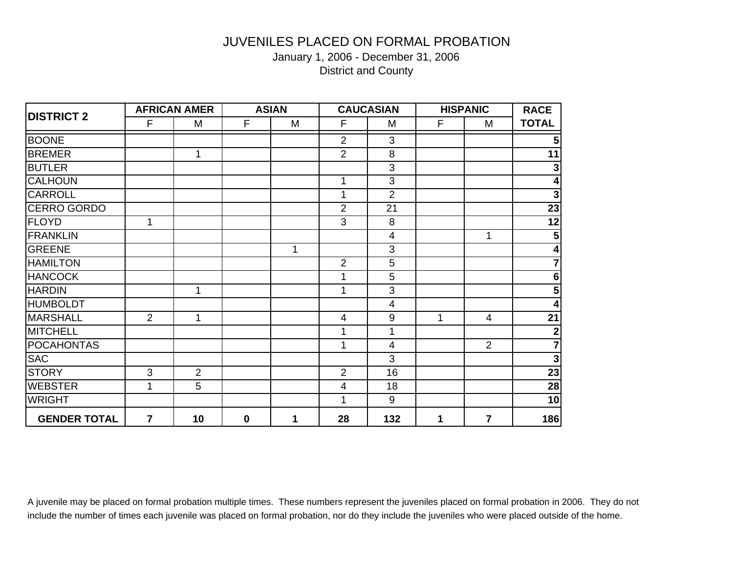# JUVENILES PLACED ON FORMAL PROBATION

January 1, 2006 - December 31, 2006

District and County

| DISTRICT 2 | AFRICAN AMER | | ASIAN | | CAUCASIAN | | HISPANIC | | RACE TOTAL |
|---|---|---|---|---|---|---|---|---|---|
| | F | M | F | M | F | M | F | M | |
| BOONE | | | | | 2 | 3 | | | 5 |
| BREMER | | 1 | | | 2 | 8 | | | 11 |
| BUTLER | | | | | | 3 | | | 3 |
| CALHOUN | | | | | 1 | 3 | | | 4 |
| CARROLL | | | | | 1 | 2 | | | 3 |
| CERRO GORDO | | | | | 2 | 21 | | | 23 |
| FLOYD | 1 | | | | 3 | 8 | | | 12 |
| FRANKLIN | | | | | | 4 | | 1 | 5 |
| GREENE | | | | 1 | | 3 | | | 4 |
| HAMILTON | | | | | 2 | 5 | | | 7 |
| HANCOCK | | | | | 1 | 5 | | | 6 |
| HARDIN | | 1 | | | 1 | 3 | | | 5 |
| HUMBOLDT | | | | | | 4 | | | 4 |
| MARSHALL | 2 | 1 | | | 4 | 9 | 1 | 4 | 21 |
| MITCHELL | | | | | 1 | 1 | | | 2 |
| POCAHONTAS | | | | | 1 | 4 | | 2 | 7 |
| SAC | | | | | | 3 | | | 3 |
| STORY | 3 | 2 | | | 2 | 16 | | | 23 |
| WEBSTER | 1 | 5 | | | 4 | 18 | | | 28 |
| WRIGHT | | | | | 1 | 9 | | | 10 |
| **GENDER TOTAL** | **7** | **10** | **0** | **1** | **28** | **132** | **1** | **7** | **186** |

A juvenile may be placed on formal probation multiple times. These numbers represent the juveniles placed on formal probation in 2006. They do not include the number of times each juvenile was placed on formal probation, nor do they include the juveniles who were placed outside of the home.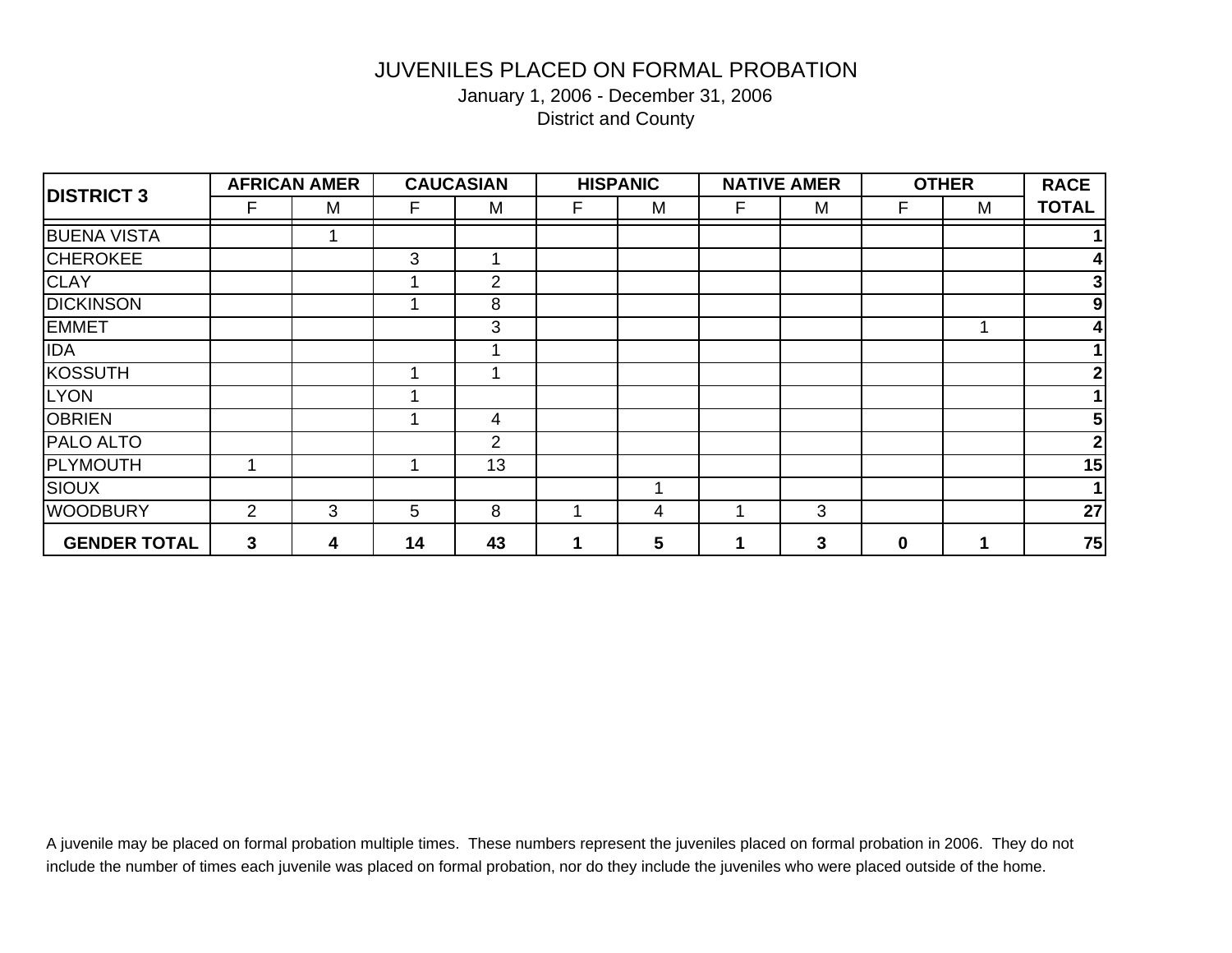# JUVENILES PLACED ON FORMAL PROBATION

January 1, 2006 - December 31, 2006

District and County

| DISTRICT 3 | AFRICAN AMER | | CAUCASIAN | | HISPANIC | | NATIVE AMER | | OTHER | | RACE TOTAL |
|---|---|---|---|---|---|---|---|---|---|---|---|
| | F | M | F | M | F | M | F | M | F | M | |
| BUENA VISTA | | 1 | | | | | | | | | 1 |
| CHEROKEE | | | 3 | 1 | | | | | | | 4 |
| CLAY | | | 1 | 2 | | | | | | | 3 |
| DICKINSON | | | 1 | 8 | | | | | | | 9 |
| EMMET | | | | 3 | | | | | | 1 | 4 |
| IDA | | | | 1 | | | | | | | 1 |
| KOSSUTH | | | 1 | 1 | | | | | | | 2 |
| LYON | | | 1 | | | | | | | | 1 |
| OBRIEN | | | 1 | 4 | | | | | | | 5 |
| PALO ALTO | | | | 2 | | | | | | | 2 |
| PLYMOUTH | 1 | | 1 | 13 | | | | | | | 15 |
| SIOUX | | | | | | 1 | | | | | 1 |
| WOODBURY | 2 | 3 | 5 | 8 | 1 | 4 | 1 | 3 | | | 27 |
| **GENDER TOTAL** | **3** | **4** | **14** | **43** | **1** | **5** | **1** | **3** | **0** | **1** | **75** |

A juvenile may be placed on formal probation multiple times. These numbers represent the juveniles placed on formal probation in 2006. They do not include the number of times each juvenile was placed on formal probation, nor do they include the juveniles who were placed outside of the home.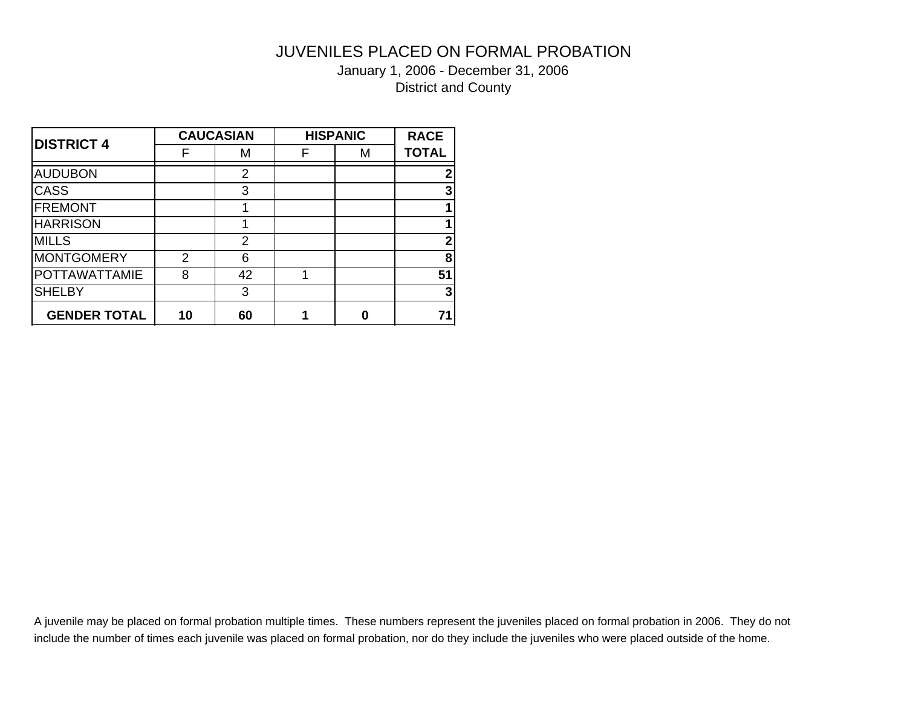# JUVENILES PLACED ON FORMAL PROBATION

January 1, 2006 - December 31, 2006

District and County

| DISTRICT 4 | CAUCASIAN | | HISPANIC | | RACE TOTAL |
|---|---|---|---|---|---|
| | F | M | F | M | |
| AUDUBON | | 2 | | | **2** |
| CASS | | 3 | | | **3** |
| FREMONT | | 1 | | | **1** |
| HARRISON | | 1 | | | **1** |
| MILLS | | 2 | | | **2** |
| MONTGOMERY | 2 | 6 | | | **8** |
| POTTAWATTAMIE | 8 | 42 | 1 | | **51** |
| SHELBY | | 3 | | | **3** |
| **GENDER TOTAL** | **10** | **60** | **1** | **0** | **71** |

A juvenile may be placed on formal probation multiple times. These numbers represent the juveniles placed on formal probation in 2006. They do not include the number of times each juvenile was placed on formal probation, nor do they include the juveniles who were placed outside of the home.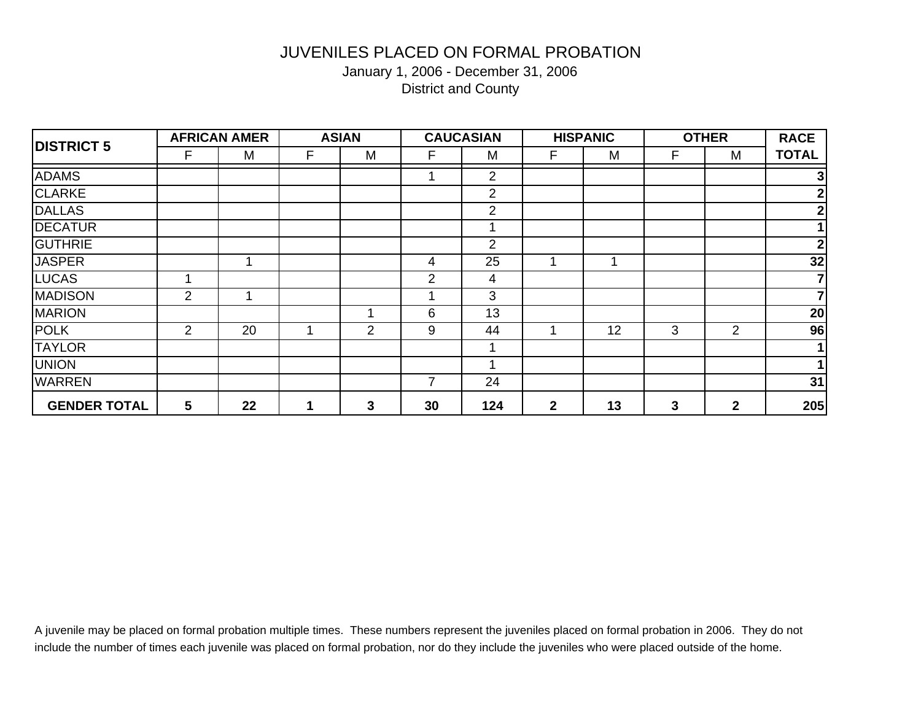# JUVENILES PLACED ON FORMAL PROBATION

January 1, 2006 - December 31, 2006

District and County

| DISTRICT 5 | AFRICAN AMER | | ASIAN | | CAUCASIAN | | HISPANIC | | OTHER | | RACE TOTAL |
|---|---|---|---|---|---|---|---|---|---|---|---|
| | F | M | F | M | F | M | F | M | F | M | |
| ADAMS | | | | | 1 | 2 | | | | | 3 |
| CLARKE | | | | | | 2 | | | | | 2 |
| DALLAS | | | | | | 2 | | | | | 2 |
| DECATUR | | | | | | 1 | | | | | 1 |
| GUTHRIE | | | | | | 2 | | | | | 2 |
| JASPER | | 1 | | | 4 | 25 | 1 | 1 | | | 32 |
| LUCAS | 1 | | | | 2 | 4 | | | | | 7 |
| MADISON | 2 | 1 | | | 1 | 3 | | | | | 7 |
| MARION | | | | 1 | 6 | 13 | | | | | 20 |
| POLK | 2 | 20 | 1 | 2 | 9 | 44 | 1 | 12 | 3 | 2 | 96 |
| TAYLOR | | | | | | 1 | | | | | 1 |
| UNION | | | | | | 1 | | | | | 1 |
| WARREN | | | | | 7 | 24 | | | | | 31 |
| **GENDER TOTAL** | **5** | **22** | **1** | **3** | **30** | **124** | **2** | **13** | **3** | **2** | **205** |

A juvenile may be placed on formal probation multiple times. These numbers represent the juveniles placed on formal probation in 2006. They do not include the number of times each juvenile was placed on formal probation, nor do they include the juveniles who were placed outside of the home.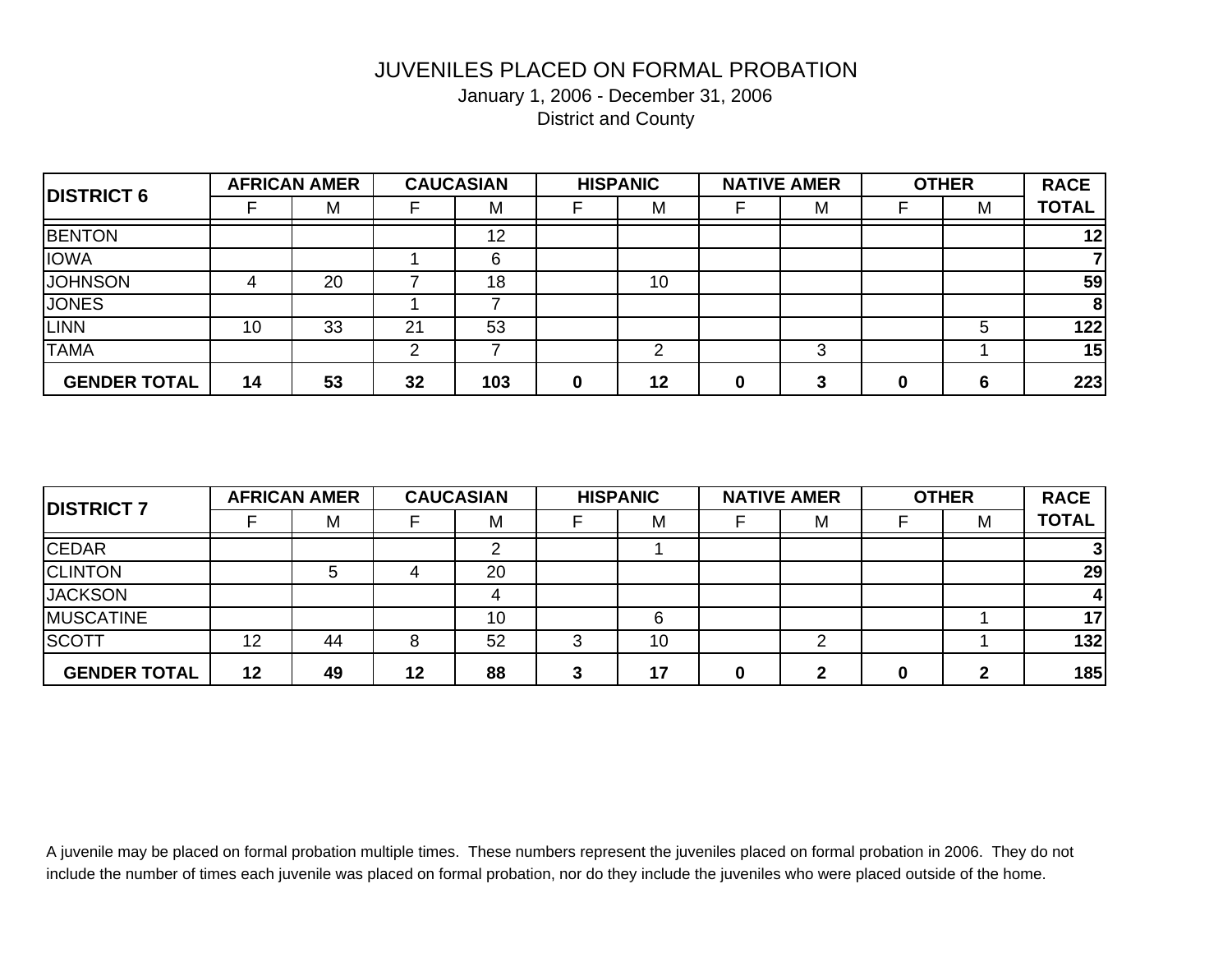# JUVENILES PLACED ON FORMAL PROBATION

January 1, 2006 - December 31, 2006

District and County

| DISTRICT 6 | AFRICAN AMER | | CAUCASIAN | | HISPANIC | | NATIVE AMER | | OTHER | | RACE TOTAL |
|---|---|---|---|---|---|---|---|---|---|---|---|
| | F | M | F | M | F | M | F | M | F | M | |
| BENTON | | | | 12 | | | | | | | **12** |
| IOWA | | | 1 | 6 | | | | | | | **7** |
| JOHNSON | 4 | 20 | 7 | 18 | | 10 | | | | | **59** |
| JONES | | | 1 | 7 | | | | | | | **8** |
| LINN | 10 | 33 | 21 | 53 | | | | | | 5 | **122** |
| TAMA | | | 2 | 7 | | 2 | | 3 | | 1 | **15** |
| **GENDER TOTAL** | **14** | **53** | **32** | **103** | **0** | **12** | **0** | **3** | **0** | **6** | **223** |

| DISTRICT 7 | AFRICAN AMER | | CAUCASIAN | | HISPANIC | | NATIVE AMER | | OTHER | | RACE TOTAL |
|---|---|---|---|---|---|---|---|---|---|---|---|
| | F | M | F | M | F | M | F | M | F | M | |
| CEDAR | | | | 2 | | 1 | | | | | **3** |
| CLINTON | | 5 | 4 | 20 | | | | | | | **29** |
| JACKSON | | | | 4 | | | | | | | **4** |
| MUSCATINE | | | | 10 | | 6 | | | | 1 | **17** |
| SCOTT | 12 | 44 | 8 | 52 | 3 | 10 | | 2 | | 1 | **132** |
| **GENDER TOTAL** | **12** | **49** | **12** | **88** | **3** | **17** | **0** | **2** | **0** | **2** | **185** |

A juvenile may be placed on formal probation multiple times. These numbers represent the juveniles placed on formal probation in 2006. They do not include the number of times each juvenile was placed on formal probation, nor do they include the juveniles who were placed outside of the home.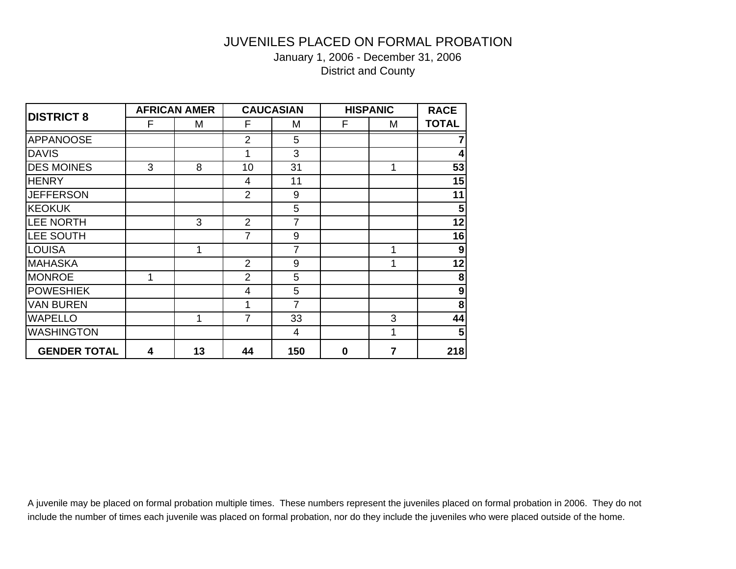# JUVENILES PLACED ON FORMAL PROBATION

January 1, 2006 - December 31, 2006

District and County

| DISTRICT 8 | AFRICAN AMER | | CAUCASIAN | | HISPANIC | | RACE TOTAL |
|---|---|---|---|---|---|---|---|
| | F | M | F | M | F | M | |
| APPANOOSE | | | 2 | 5 | | | 7 |
| DAVIS | | | 1 | 3 | | | 4 |
| DES MOINES | 3 | 8 | 10 | 31 | | 1 | 53 |
| HENRY | | | 4 | 11 | | | 15 |
| JEFFERSON | | | 2 | 9 | | | 11 |
| KEOKUK | | | | 5 | | | 5 |
| LEE NORTH | | 3 | 2 | 7 | | | 12 |
| LEE SOUTH | | | 7 | 9 | | | 16 |
| LOUISA | | 1 | | 7 | | 1 | 9 |
| MAHASKA | | | 2 | 9 | | 1 | 12 |
| MONROE | 1 | | 2 | 5 | | | 8 |
| POWESHIEK | | | 4 | 5 | | | 9 |
| VAN BUREN | | | 1 | 7 | | | 8 |
| WAPELLO | | 1 | 7 | 33 | | 3 | 44 |
| WASHINGTON | | | | 4 | | 1 | 5 |
| **GENDER TOTAL** | **4** | **13** | **44** | **150** | **0** | **7** | **218** |

A juvenile may be placed on formal probation multiple times. These numbers represent the juveniles placed on formal probation in 2006. They do not include the number of times each juvenile was placed on formal probation, nor do they include the juveniles who were placed outside of the home.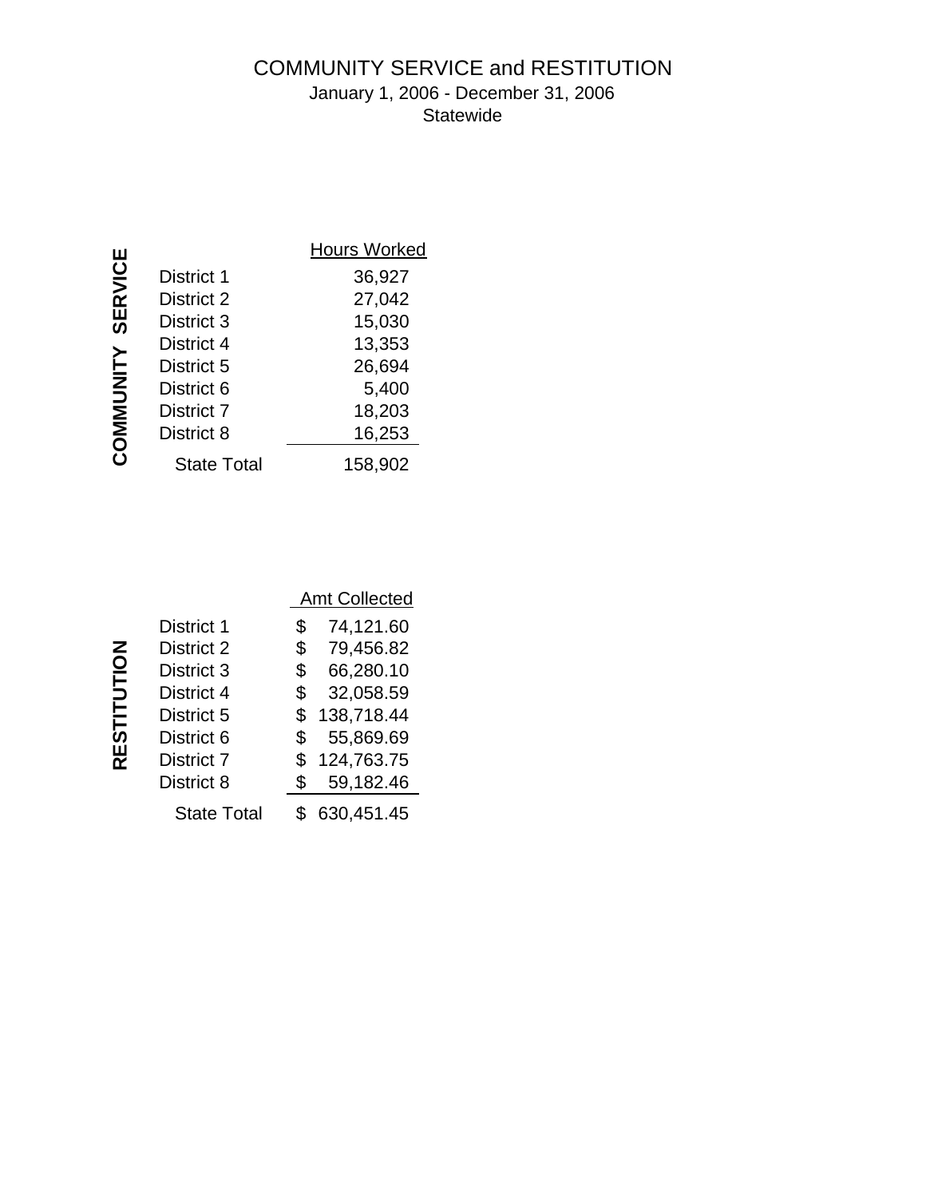# COMMUNITY SERVICE and RESTITUTION

January 1, 2006 - December 31, 2006

Statewide

**COMMUNITY SERVICE**

| | Hours Worked |
|---|---|
| District 1 | 36,927 |
| District 2 | 27,042 |
| District 3 | 15,030 |
| District 4 | 13,353 |
| District 5 | 26,694 |
| District 6 | 5,400 |
| District 7 | 18,203 |
| District 8 | 16,253 |
| State Total | 158,902 |

**RESTITUTION**

| | Amt Collected |
|---|---|
| District 1 | $ 74,121.60 |
| District 2 | $ 79,456.82 |
| District 3 | $ 66,280.10 |
| District 4 | $ 32,058.59 |
| District 5 | $ 138,718.44 |
| District 6 | $ 55,869.69 |
| District 7 | $ 124,763.75 |
| District 8 | $ 59,182.46 |
| State Total | $ 630,451.45 |